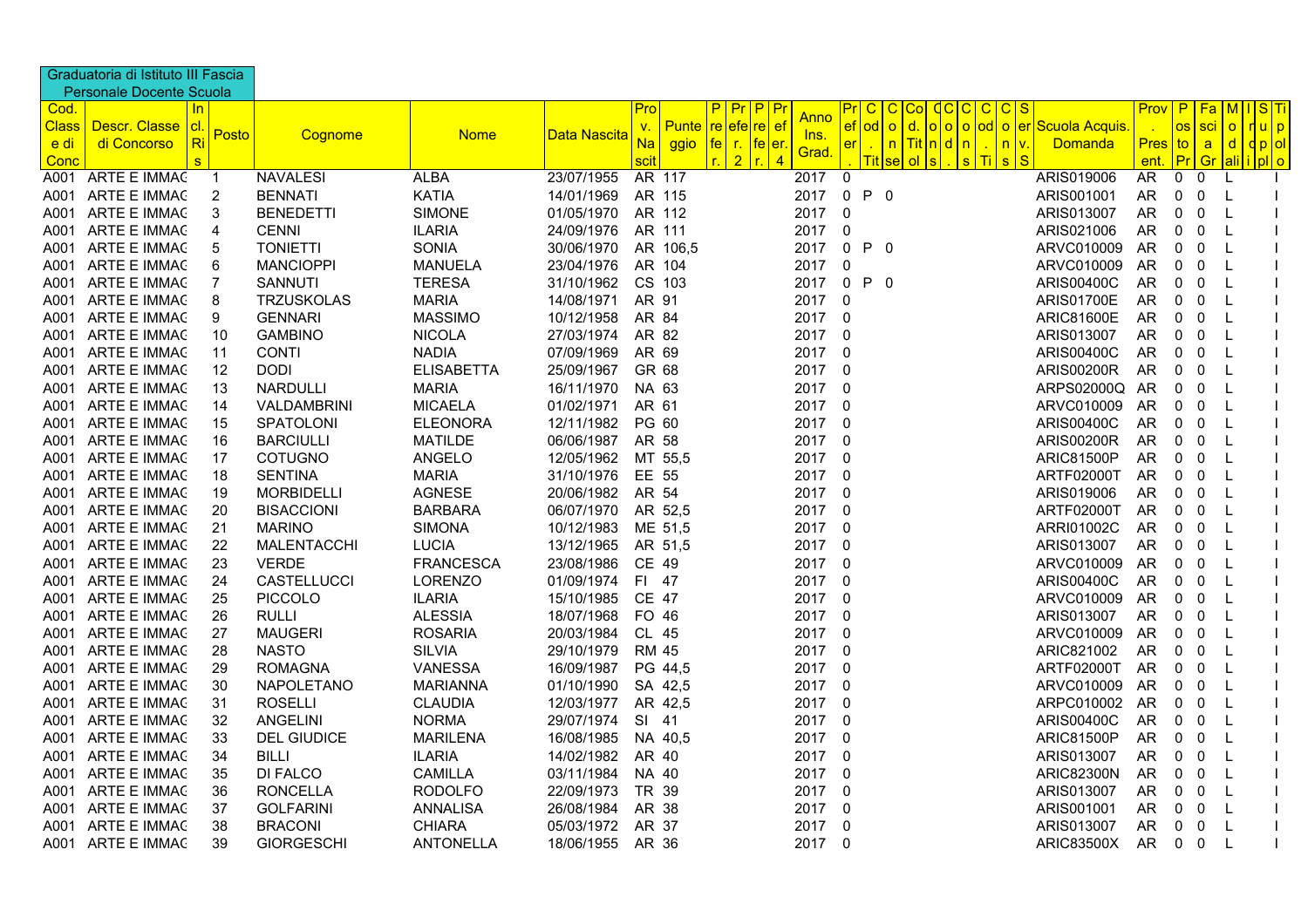Graduatoria di Istituto III Fascia
Personale Docente Scuola

| Cod. Class e di Conc | Descr. Classe di Concorso | Incl. Ris | Posto | Cognome | Nome | Data Nascita | Prov. Nascit | Punteggio | Pref. | Pref. 2 | Pref. | Pref. 4 | Anno Ins. Grad. | Prefer. | Cod. | C. n | Cod. Tit. sel | C. ol | C. d | C. n | C. od | C. n | Serv. S | Scuola Acquis. Domanda | Prov. Present. | Posto Pr | Fascia Gr | Modali | I | S | Tipo |
|---|---|---|---|---|---|---|---|---|---|---|---|---|---|---|---|---|---|---|---|---|---|---|---|---|---|---|---|---|---|---|---|
| A001 | ARTE E IMMAG | | 1 | NAVALESI | ALBA | 23/07/1955 | AR | 117 | | | | | 2017 | 0 | | | | | | | | | | ARIS019006 | AR | 0 | 0 | L | | | I |
| A001 | ARTE E IMMAG | | 2 | BENNATI | KATIA | 14/01/1969 | AR | 115 | | | | | 2017 | 0 | P | 0 | | | | | | | | ARIS001001 | AR | 0 | 0 | L | | | I |
| A001 | ARTE E IMMAG | | 3 | BENEDETTI | SIMONE | 01/05/1970 | AR | 112 | | | | | 2017 | 0 | | | | | | | | | | ARIS013007 | AR | 0 | 0 | L | | | I |
| A001 | ARTE E IMMAG | | 4 | CENNI | ILARIA | 24/09/1976 | AR | 111 | | | | | 2017 | 0 | | | | | | | | | | ARIS021006 | AR | 0 | 0 | L | | | I |
| A001 | ARTE E IMMAG | | 5 | TONIETTI | SONIA | 30/06/1970 | AR | 106,5 | | | | | 2017 | 0 | P | 0 | | | | | | | | ARVC010009 | AR | 0 | 0 | L | | | I |
| A001 | ARTE E IMMAG | | 6 | MANCIOPPI | MANUELA | 23/04/1976 | AR | 104 | | | | | 2017 | 0 | | | | | | | | | | ARVC010009 | AR | 0 | 0 | L | | | I |
| A001 | ARTE E IMMAG | | 7 | SANNUTI | TERESA | 31/10/1962 | CS | 103 | | | | | 2017 | 0 | P | 0 | | | | | | | | ARIS00400C | AR | 0 | 0 | L | | | I |
| A001 | ARTE E IMMAG | | 8 | TRZUSKOLAS | MARIA | 14/08/1971 | AR | 91 | | | | | 2017 | 0 | | | | | | | | | | ARIS01700E | AR | 0 | 0 | L | | | I |
| A001 | ARTE E IMMAG | | 9 | GENNARI | MASSIMO | 10/12/1958 | AR | 84 | | | | | 2017 | 0 | | | | | | | | | | ARIC81600E | AR | 0 | 0 | L | | | I |
| A001 | ARTE E IMMAG | | 10 | GAMBINO | NICOLA | 27/03/1974 | AR | 82 | | | | | 2017 | 0 | | | | | | | | | | ARIS013007 | AR | 0 | 0 | L | | | I |
| A001 | ARTE E IMMAG | | 11 | CONTI | NADIA | 07/09/1969 | AR | 69 | | | | | 2017 | 0 | | | | | | | | | | ARIS00400C | AR | 0 | 0 | L | | | I |
| A001 | ARTE E IMMAG | | 12 | DODI | ELISABETTA | 25/09/1967 | GR | 68 | | | | | 2017 | 0 | | | | | | | | | | ARIS00200R | AR | 0 | 0 | L | | | I |
| A001 | ARTE E IMMAG | | 13 | NARDULLI | MARIA | 16/11/1970 | NA | 63 | | | | | 2017 | 0 | | | | | | | | | | ARPS02000Q | AR | 0 | 0 | L | | | I |
| A001 | ARTE E IMMAG | | 14 | VALDAMBRINI | MICAELA | 01/02/1971 | AR | 61 | | | | | 2017 | 0 | | | | | | | | | | ARVC010009 | AR | 0 | 0 | L | | | I |
| A001 | ARTE E IMMAG | | 15 | SPATOLONI | ELEONORA | 12/11/1982 | PG | 60 | | | | | 2017 | 0 | | | | | | | | | | ARIS00400C | AR | 0 | 0 | L | | | I |
| A001 | ARTE E IMMAG | | 16 | BARCIULLI | MATILDE | 06/06/1987 | AR | 58 | | | | | 2017 | 0 | | | | | | | | | | ARIS00200R | AR | 0 | 0 | L | | | I |
| A001 | ARTE E IMMAG | | 17 | COTUGNO | ANGELO | 12/05/1962 | MT | 55,5 | | | | | 2017 | 0 | | | | | | | | | | ARIC81500P | AR | 0 | 0 | L | | | I |
| A001 | ARTE E IMMAG | | 18 | SENTINA | MARIA | 31/10/1976 | EE | 55 | | | | | 2017 | 0 | | | | | | | | | | ARTF02000T | AR | 0 | 0 | L | | | I |
| A001 | ARTE E IMMAG | | 19 | MORBIDELLI | AGNESE | 20/06/1982 | AR | 54 | | | | | 2017 | 0 | | | | | | | | | | ARIS019006 | AR | 0 | 0 | L | | | I |
| A001 | ARTE E IMMAG | | 20 | BISACCIONI | BARBARA | 06/07/1970 | AR | 52,5 | | | | | 2017 | 0 | | | | | | | | | | ARTF02000T | AR | 0 | 0 | L | | | I |
| A001 | ARTE E IMMAG | | 21 | MARINO | SIMONA | 10/12/1983 | ME | 51,5 | | | | | 2017 | 0 | | | | | | | | | | ARRI01002C | AR | 0 | 0 | L | | | I |
| A001 | ARTE E IMMAG | | 22 | MALENTACCHI | LUCIA | 13/12/1965 | AR | 51,5 | | | | | 2017 | 0 | | | | | | | | | | ARIS013007 | AR | 0 | 0 | L | | | I |
| A001 | ARTE E IMMAG | | 23 | VERDE | FRANCESCA | 23/08/1986 | CE | 49 | | | | | 2017 | 0 | | | | | | | | | | ARVC010009 | AR | 0 | 0 | L | | | I |
| A001 | ARTE E IMMAG | | 24 | CASTELLUCCI | LORENZO | 01/09/1974 | FI | 47 | | | | | 2017 | 0 | | | | | | | | | | ARIS00400C | AR | 0 | 0 | L | | | I |
| A001 | ARTE E IMMAG | | 25 | PICCOLO | ILARIA | 15/10/1985 | CE | 47 | | | | | 2017 | 0 | | | | | | | | | | ARVC010009 | AR | 0 | 0 | L | | | I |
| A001 | ARTE E IMMAG | | 26 | RULLI | ALESSIA | 18/07/1968 | FO | 46 | | | | | 2017 | 0 | | | | | | | | | | ARIS013007 | AR | 0 | 0 | L | | | I |
| A001 | ARTE E IMMAG | | 27 | MAUGERI | ROSARIA | 20/03/1984 | CL | 45 | | | | | 2017 | 0 | | | | | | | | | | ARVC010009 | AR | 0 | 0 | L | | | I |
| A001 | ARTE E IMMAG | | 28 | NASTO | SILVIA | 29/10/1979 | RM | 45 | | | | | 2017 | 0 | | | | | | | | | | ARIC821002 | AR | 0 | 0 | L | | | I |
| A001 | ARTE E IMMAG | | 29 | ROMAGNA | VANESSA | 16/09/1987 | PG | 44,5 | | | | | 2017 | 0 | | | | | | | | | | ARTF02000T | AR | 0 | 0 | L | | | I |
| A001 | ARTE E IMMAG | | 30 | NAPOLETANO | MARIANNA | 01/10/1990 | SA | 42,5 | | | | | 2017 | 0 | | | | | | | | | | ARVC010009 | AR | 0 | 0 | L | | | I |
| A001 | ARTE E IMMAG | | 31 | ROSELLI | CLAUDIA | 12/03/1977 | AR | 42,5 | | | | | 2017 | 0 | | | | | | | | | | ARPC010002 | AR | 0 | 0 | L | | | I |
| A001 | ARTE E IMMAG | | 32 | ANGELINI | NORMA | 29/07/1974 | SI | 41 | | | | | 2017 | 0 | | | | | | | | | | ARIS00400C | AR | 0 | 0 | L | | | I |
| A001 | ARTE E IMMAG | | 33 | DEL GIUDICE | MARILENA | 16/08/1985 | NA | 40,5 | | | | | 2017 | 0 | | | | | | | | | | ARIC81500P | AR | 0 | 0 | L | | | I |
| A001 | ARTE E IMMAG | | 34 | BILLI | ILARIA | 14/02/1982 | AR | 40 | | | | | 2017 | 0 | | | | | | | | | | ARIS013007 | AR | 0 | 0 | L | | | I |
| A001 | ARTE E IMMAG | | 35 | DI FALCO | CAMILLA | 03/11/1984 | NA | 40 | | | | | 2017 | 0 | | | | | | | | | | ARIC82300N | AR | 0 | 0 | L | | | I |
| A001 | ARTE E IMMAG | | 36 | RONCELLA | RODOLFO | 22/09/1973 | TR | 39 | | | | | 2017 | 0 | | | | | | | | | | ARIS013007 | AR | 0 | 0 | L | | | I |
| A001 | ARTE E IMMAG | | 37 | GOLFARINI | ANNALISA | 26/08/1984 | AR | 38 | | | | | 2017 | 0 | | | | | | | | | | ARIS001001 | AR | 0 | 0 | L | | | I |
| A001 | ARTE E IMMAG | | 38 | BRACONI | CHIARA | 05/03/1972 | AR | 37 | | | | | 2017 | 0 | | | | | | | | | | ARIS013007 | AR | 0 | 0 | L | | | I |
| A001 | ARTE E IMMAG | | 39 | GIORGESCHI | ANTONELLA | 18/06/1955 | AR | 36 | | | | | 2017 | 0 | | | | | | | | | | ARIC83500X | AR | 0 | 0 | L | | | I |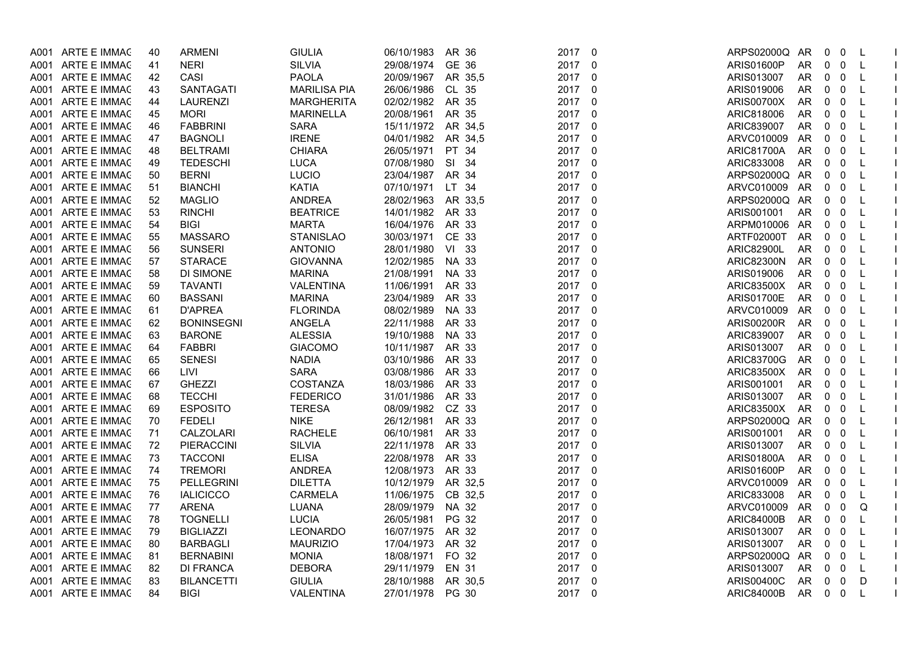| | | | | | | | | | | | | | | | | |
|---|---|---|---|---|---|---|---|---|---|---|---|---|---|---|---|---|
| A001 | ARTE E IMMAG | 40 | ARMENI | GIULIA | 06/10/1983 | AR | 36 | 2017 | 0 | ARPS02000Q | AR | 0 | 0 | L | | I |
| A001 | ARTE E IMMAG | 41 | NERI | SILVIA | 29/08/1974 | GE | 36 | 2017 | 0 | ARIS01600P | AR | 0 | 0 | L | | I |
| A001 | ARTE E IMMAG | 42 | CASI | PAOLA | 20/09/1967 | AR | 35,5 | 2017 | 0 | ARIS013007 | AR | 0 | 0 | L | | I |
| A001 | ARTE E IMMAG | 43 | SANTAGATI | MARILISA PIA | 26/06/1986 | CL | 35 | 2017 | 0 | ARIS019006 | AR | 0 | 0 | L | | I |
| A001 | ARTE E IMMAG | 44 | LAURENZI | MARGHERITA | 02/02/1982 | AR | 35 | 2017 | 0 | ARIS00700X | AR | 0 | 0 | L | | I |
| A001 | ARTE E IMMAG | 45 | MORI | MARINELLA | 20/08/1961 | AR | 35 | 2017 | 0 | ARIC818006 | AR | 0 | 0 | L | | I |
| A001 | ARTE E IMMAG | 46 | FABBRINI | SARA | 15/11/1972 | AR | 34,5 | 2017 | 0 | ARIC839007 | AR | 0 | 0 | L | | I |
| A001 | ARTE E IMMAG | 47 | BAGNOLI | IRENE | 04/01/1982 | AR | 34,5 | 2017 | 0 | ARVC010009 | AR | 0 | 0 | L | | I |
| A001 | ARTE E IMMAG | 48 | BELTRAMI | CHIARA | 26/05/1971 | PT | 34 | 2017 | 0 | ARIC81700A | AR | 0 | 0 | L | | I |
| A001 | ARTE E IMMAG | 49 | TEDESCHI | LUCA | 07/08/1980 | SI | 34 | 2017 | 0 | ARIC833008 | AR | 0 | 0 | L | | I |
| A001 | ARTE E IMMAG | 50 | BERNI | LUCIO | 23/04/1987 | AR | 34 | 2017 | 0 | ARPS02000Q | AR | 0 | 0 | L | | I |
| A001 | ARTE E IMMAG | 51 | BIANCHI | KATIA | 07/10/1971 | LT | 34 | 2017 | 0 | ARVC010009 | AR | 0 | 0 | L | | I |
| A001 | ARTE E IMMAG | 52 | MAGLIO | ANDREA | 28/02/1963 | AR | 33,5 | 2017 | 0 | ARPS02000Q | AR | 0 | 0 | L | | I |
| A001 | ARTE E IMMAG | 53 | RINCHI | BEATRICE | 14/01/1982 | AR | 33 | 2017 | 0 | ARIS001001 | AR | 0 | 0 | L | | I |
| A001 | ARTE E IMMAG | 54 | BIGI | MARTA | 16/04/1976 | AR | 33 | 2017 | 0 | ARPM010006 | AR | 0 | 0 | L | | I |
| A001 | ARTE E IMMAG | 55 | MASSARO | STANISLAO | 30/03/1971 | CE | 33 | 2017 | 0 | ARTF02000T | AR | 0 | 0 | L | | I |
| A001 | ARTE E IMMAG | 56 | SUNSERI | ANTONIO | 28/01/1980 | VI | 33 | 2017 | 0 | ARIC82900L | AR | 0 | 0 | L | | I |
| A001 | ARTE E IMMAG | 57 | STARACE | GIOVANNA | 12/02/1985 | NA | 33 | 2017 | 0 | ARIC82300N | AR | 0 | 0 | L | | I |
| A001 | ARTE E IMMAG | 58 | DI SIMONE | MARINA | 21/08/1991 | NA | 33 | 2017 | 0 | ARIS019006 | AR | 0 | 0 | L | | I |
| A001 | ARTE E IMMAG | 59 | TAVANTI | VALENTINA | 11/06/1991 | AR | 33 | 2017 | 0 | ARIC83500X | AR | 0 | 0 | L | | I |
| A001 | ARTE E IMMAG | 60 | BASSANI | MARINA | 23/04/1989 | AR | 33 | 2017 | 0 | ARIS01700E | AR | 0 | 0 | L | | I |
| A001 | ARTE E IMMAG | 61 | D'APREA | FLORINDA | 08/02/1989 | NA | 33 | 2017 | 0 | ARVC010009 | AR | 0 | 0 | L | | I |
| A001 | ARTE E IMMAG | 62 | BONINSEGNI | ANGELA | 22/11/1988 | AR | 33 | 2017 | 0 | ARIS00200R | AR | 0 | 0 | L | | I |
| A001 | ARTE E IMMAG | 63 | BARONE | ALESSIA | 19/10/1988 | NA | 33 | 2017 | 0 | ARIC839007 | AR | 0 | 0 | L | | I |
| A001 | ARTE E IMMAG | 64 | FABBRI | GIACOMO | 10/11/1987 | AR | 33 | 2017 | 0 | ARIS013007 | AR | 0 | 0 | L | | I |
| A001 | ARTE E IMMAG | 65 | SENESI | NADIA | 03/10/1986 | AR | 33 | 2017 | 0 | ARIC83700G | AR | 0 | 0 | L | | I |
| A001 | ARTE E IMMAG | 66 | LIVI | SARA | 03/08/1986 | AR | 33 | 2017 | 0 | ARIC83500X | AR | 0 | 0 | L | | I |
| A001 | ARTE E IMMAG | 67 | GHEZZI | COSTANZA | 18/03/1986 | AR | 33 | 2017 | 0 | ARIS001001 | AR | 0 | 0 | L | | I |
| A001 | ARTE E IMMAG | 68 | TECCHI | FEDERICO | 31/01/1986 | AR | 33 | 2017 | 0 | ARIS013007 | AR | 0 | 0 | L | | I |
| A001 | ARTE E IMMAG | 69 | ESPOSITO | TERESA | 08/09/1982 | CZ | 33 | 2017 | 0 | ARIC83500X | AR | 0 | 0 | L | | I |
| A001 | ARTE E IMMAG | 70 | FEDELI | NIKE | 26/12/1981 | AR | 33 | 2017 | 0 | ARPS02000Q | AR | 0 | 0 | L | | I |
| A001 | ARTE E IMMAG | 71 | CALZOLARI | RACHELE | 06/10/1981 | AR | 33 | 2017 | 0 | ARIS001001 | AR | 0 | 0 | L | | I |
| A001 | ARTE E IMMAG | 72 | PIERACCINI | SILVIA | 22/11/1978 | AR | 33 | 2017 | 0 | ARIS013007 | AR | 0 | 0 | L | | I |
| A001 | ARTE E IMMAG | 73 | TACCONI | ELISA | 22/08/1978 | AR | 33 | 2017 | 0 | ARIS01800A | AR | 0 | 0 | L | | I |
| A001 | ARTE E IMMAG | 74 | TREMORI | ANDREA | 12/08/1973 | AR | 33 | 2017 | 0 | ARIS01600P | AR | 0 | 0 | L | | I |
| A001 | ARTE E IMMAG | 75 | PELLEGRINI | DILETTA | 10/12/1979 | AR | 32,5 | 2017 | 0 | ARVC010009 | AR | 0 | 0 | L | | I |
| A001 | ARTE E IMMAG | 76 | IALICICCO | CARMELA | 11/06/1975 | CB | 32,5 | 2017 | 0 | ARIC833008 | AR | 0 | 0 | L | | I |
| A001 | ARTE E IMMAG | 77 | ARENA | LUANA | 28/09/1979 | NA | 32 | 2017 | 0 | ARVC010009 | AR | 0 | 0 | Q | | I |
| A001 | ARTE E IMMAG | 78 | TOGNELLI | LUCIA | 26/05/1981 | PG | 32 | 2017 | 0 | ARIC84000B | AR | 0 | 0 | L | | I |
| A001 | ARTE E IMMAG | 79 | BIGLIAZZI | LEONARDO | 16/07/1975 | AR | 32 | 2017 | 0 | ARIS013007 | AR | 0 | 0 | L | | I |
| A001 | ARTE E IMMAG | 80 | BARBAGLI | MAURIZIO | 17/04/1973 | AR | 32 | 2017 | 0 | ARIS013007 | AR | 0 | 0 | L | | I |
| A001 | ARTE E IMMAG | 81 | BERNABINI | MONIA | 18/08/1971 | FO | 32 | 2017 | 0 | ARPS02000Q | AR | 0 | 0 | L | | I |
| A001 | ARTE E IMMAG | 82 | DI FRANCA | DEBORA | 29/11/1979 | EN | 31 | 2017 | 0 | ARIS013007 | AR | 0 | 0 | L | | I |
| A001 | ARTE E IMMAG | 83 | BILANCETTI | GIULIA | 28/10/1988 | AR | 30,5 | 2017 | 0 | ARIS00400C | AR | 0 | 0 | D | | I |
| A001 | ARTE E IMMAG | 84 | BIGI | VALENTINA | 27/01/1978 | PG | 30 | 2017 | 0 | ARIC84000B | AR | 0 | 0 | L | | I |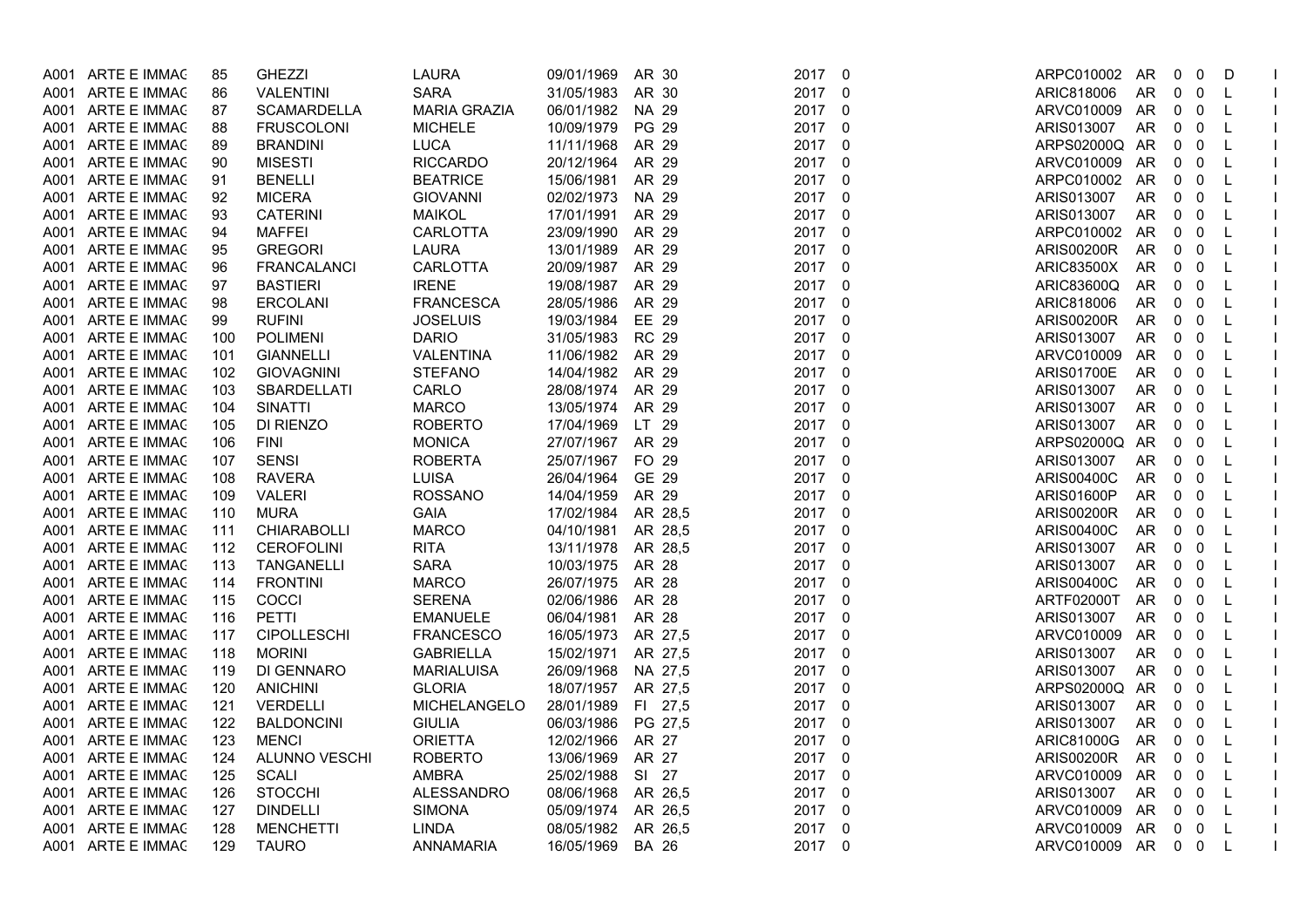| | | | | | | | | | | | | | | | | |
|---|---|---|---|---|---|---|---|---|---|---|---|---|---|---|---|---|
| A001 | ARTE E IMMAG | 85 | GHEZZI | LAURA | 09/01/1969 | AR | 30 | 2017 | 0 | ARPC010002 | AR | 0 | 0 | D | I |
| A001 | ARTE E IMMAG | 86 | VALENTINI | SARA | 31/05/1983 | AR | 30 | 2017 | 0 | ARIC818006 | AR | 0 | 0 | L | I |
| A001 | ARTE E IMMAG | 87 | SCAMARDELLA | MARIA GRAZIA | 06/01/1982 | NA | 29 | 2017 | 0 | ARVC010009 | AR | 0 | 0 | L | I |
| A001 | ARTE E IMMAG | 88 | FRUSCOLONI | MICHELE | 10/09/1979 | PG | 29 | 2017 | 0 | ARIS013007 | AR | 0 | 0 | L | I |
| A001 | ARTE E IMMAG | 89 | BRANDINI | LUCA | 11/11/1968 | AR | 29 | 2017 | 0 | ARPS02000Q | AR | 0 | 0 | L | I |
| A001 | ARTE E IMMAG | 90 | MISESTI | RICCARDO | 20/12/1964 | AR | 29 | 2017 | 0 | ARVC010009 | AR | 0 | 0 | L | I |
| A001 | ARTE E IMMAG | 91 | BENELLI | BEATRICE | 15/06/1981 | AR | 29 | 2017 | 0 | ARPC010002 | AR | 0 | 0 | L | I |
| A001 | ARTE E IMMAG | 92 | MICERA | GIOVANNI | 02/02/1973 | NA | 29 | 2017 | 0 | ARIS013007 | AR | 0 | 0 | L | I |
| A001 | ARTE E IMMAG | 93 | CATERINI | MAIKOL | 17/01/1991 | AR | 29 | 2017 | 0 | ARIS013007 | AR | 0 | 0 | L | I |
| A001 | ARTE E IMMAG | 94 | MAFFEI | CARLOTTA | 23/09/1990 | AR | 29 | 2017 | 0 | ARPC010002 | AR | 0 | 0 | L | I |
| A001 | ARTE E IMMAG | 95 | GREGORI | LAURA | 13/01/1989 | AR | 29 | 2017 | 0 | ARIS00200R | AR | 0 | 0 | L | I |
| A001 | ARTE E IMMAG | 96 | FRANCALANCI | CARLOTTA | 20/09/1987 | AR | 29 | 2017 | 0 | ARIC83500X | AR | 0 | 0 | L | I |
| A001 | ARTE E IMMAG | 97 | BASTIERI | IRENE | 19/08/1987 | AR | 29 | 2017 | 0 | ARIC83600Q | AR | 0 | 0 | L | I |
| A001 | ARTE E IMMAG | 98 | ERCOLANI | FRANCESCA | 28/05/1986 | AR | 29 | 2017 | 0 | ARIC818006 | AR | 0 | 0 | L | I |
| A001 | ARTE E IMMAG | 99 | RUFINI | JOSELUIS | 19/03/1984 | EE | 29 | 2017 | 0 | ARIS00200R | AR | 0 | 0 | L | I |
| A001 | ARTE E IMMAG | 100 | POLIMENI | DARIO | 31/05/1983 | RC | 29 | 2017 | 0 | ARIS013007 | AR | 0 | 0 | L | I |
| A001 | ARTE E IMMAG | 101 | GIANNELLI | VALENTINA | 11/06/1982 | AR | 29 | 2017 | 0 | ARVC010009 | AR | 0 | 0 | L | I |
| A001 | ARTE E IMMAG | 102 | GIOVAGNINI | STEFANO | 14/04/1982 | AR | 29 | 2017 | 0 | ARIS01700E | AR | 0 | 0 | L | I |
| A001 | ARTE E IMMAG | 103 | SBARDELLATI | CARLO | 28/08/1974 | AR | 29 | 2017 | 0 | ARIS013007 | AR | 0 | 0 | L | I |
| A001 | ARTE E IMMAG | 104 | SINATTI | MARCO | 13/05/1974 | AR | 29 | 2017 | 0 | ARIS013007 | AR | 0 | 0 | L | I |
| A001 | ARTE E IMMAG | 105 | DI RIENZO | ROBERTO | 17/04/1969 | LT | 29 | 2017 | 0 | ARIS013007 | AR | 0 | 0 | L | I |
| A001 | ARTE E IMMAG | 106 | FINI | MONICA | 27/07/1967 | AR | 29 | 2017 | 0 | ARPS02000Q | AR | 0 | 0 | L | I |
| A001 | ARTE E IMMAG | 107 | SENSI | ROBERTA | 25/07/1967 | FO | 29 | 2017 | 0 | ARIS013007 | AR | 0 | 0 | L | I |
| A001 | ARTE E IMMAG | 108 | RAVERA | LUISA | 26/04/1964 | GE | 29 | 2017 | 0 | ARIS00400C | AR | 0 | 0 | L | I |
| A001 | ARTE E IMMAG | 109 | VALERI | ROSSANO | 14/04/1959 | AR | 29 | 2017 | 0 | ARIS01600P | AR | 0 | 0 | L | I |
| A001 | ARTE E IMMAG | 110 | MURA | GAIA | 17/02/1984 | AR | 28,5 | 2017 | 0 | ARIS00200R | AR | 0 | 0 | L | I |
| A001 | ARTE E IMMAG | 111 | CHIARABOLLI | MARCO | 04/10/1981 | AR | 28,5 | 2017 | 0 | ARIS00400C | AR | 0 | 0 | L | I |
| A001 | ARTE E IMMAG | 112 | CEROFOLINI | RITA | 13/11/1978 | AR | 28,5 | 2017 | 0 | ARIS013007 | AR | 0 | 0 | L | I |
| A001 | ARTE E IMMAG | 113 | TANGANELLI | SARA | 10/03/1975 | AR | 28 | 2017 | 0 | ARIS013007 | AR | 0 | 0 | L | I |
| A001 | ARTE E IMMAG | 114 | FRONTINI | MARCO | 26/07/1975 | AR | 28 | 2017 | 0 | ARIS00400C | AR | 0 | 0 | L | I |
| A001 | ARTE E IMMAG | 115 | COCCI | SERENA | 02/06/1986 | AR | 28 | 2017 | 0 | ARTF02000T | AR | 0 | 0 | L | I |
| A001 | ARTE E IMMAG | 116 | PETTI | EMANUELE | 06/04/1981 | AR | 28 | 2017 | 0 | ARIS013007 | AR | 0 | 0 | L | I |
| A001 | ARTE E IMMAG | 117 | CIPOLLESCHI | FRANCESCO | 16/05/1973 | AR | 27,5 | 2017 | 0 | ARVC010009 | AR | 0 | 0 | L | I |
| A001 | ARTE E IMMAG | 118 | MORINI | GABRIELLA | 15/02/1971 | AR | 27,5 | 2017 | 0 | ARIS013007 | AR | 0 | 0 | L | I |
| A001 | ARTE E IMMAG | 119 | DI GENNARO | MARIALUISA | 26/09/1968 | NA | 27,5 | 2017 | 0 | ARIS013007 | AR | 0 | 0 | L | I |
| A001 | ARTE E IMMAG | 120 | ANICHINI | GLORIA | 18/07/1957 | AR | 27,5 | 2017 | 0 | ARPS02000Q | AR | 0 | 0 | L | I |
| A001 | ARTE E IMMAG | 121 | VERDELLI | MICHELANGELO | 28/01/1989 | FI | 27,5 | 2017 | 0 | ARIS013007 | AR | 0 | 0 | L | I |
| A001 | ARTE E IMMAG | 122 | BALDONCINI | GIULIA | 06/03/1986 | PG | 27,5 | 2017 | 0 | ARIS013007 | AR | 0 | 0 | L | I |
| A001 | ARTE E IMMAG | 123 | MENCI | ORIETTA | 12/02/1966 | AR | 27 | 2017 | 0 | ARIC81000G | AR | 0 | 0 | L | I |
| A001 | ARTE E IMMAG | 124 | ALUNNO VESCHI | ROBERTO | 13/06/1969 | AR | 27 | 2017 | 0 | ARIS00200R | AR | 0 | 0 | L | I |
| A001 | ARTE E IMMAG | 125 | SCALI | AMBRA | 25/02/1988 | SI | 27 | 2017 | 0 | ARVC010009 | AR | 0 | 0 | L | I |
| A001 | ARTE E IMMAG | 126 | STOCCHI | ALESSANDRO | 08/06/1968 | AR | 26,5 | 2017 | 0 | ARIS013007 | AR | 0 | 0 | L | I |
| A001 | ARTE E IMMAG | 127 | DINDELLI | SIMONA | 05/09/1974 | AR | 26,5 | 2017 | 0 | ARVC010009 | AR | 0 | 0 | L | I |
| A001 | ARTE E IMMAG | 128 | MENCHETTI | LINDA | 08/05/1982 | AR | 26,5 | 2017 | 0 | ARVC010009 | AR | 0 | 0 | L | I |
| A001 | ARTE E IMMAG | 129 | TAURO | ANNAMARIA | 16/05/1969 | BA | 26 | 2017 | 0 | ARVC010009 | AR | 0 | 0 | L | I |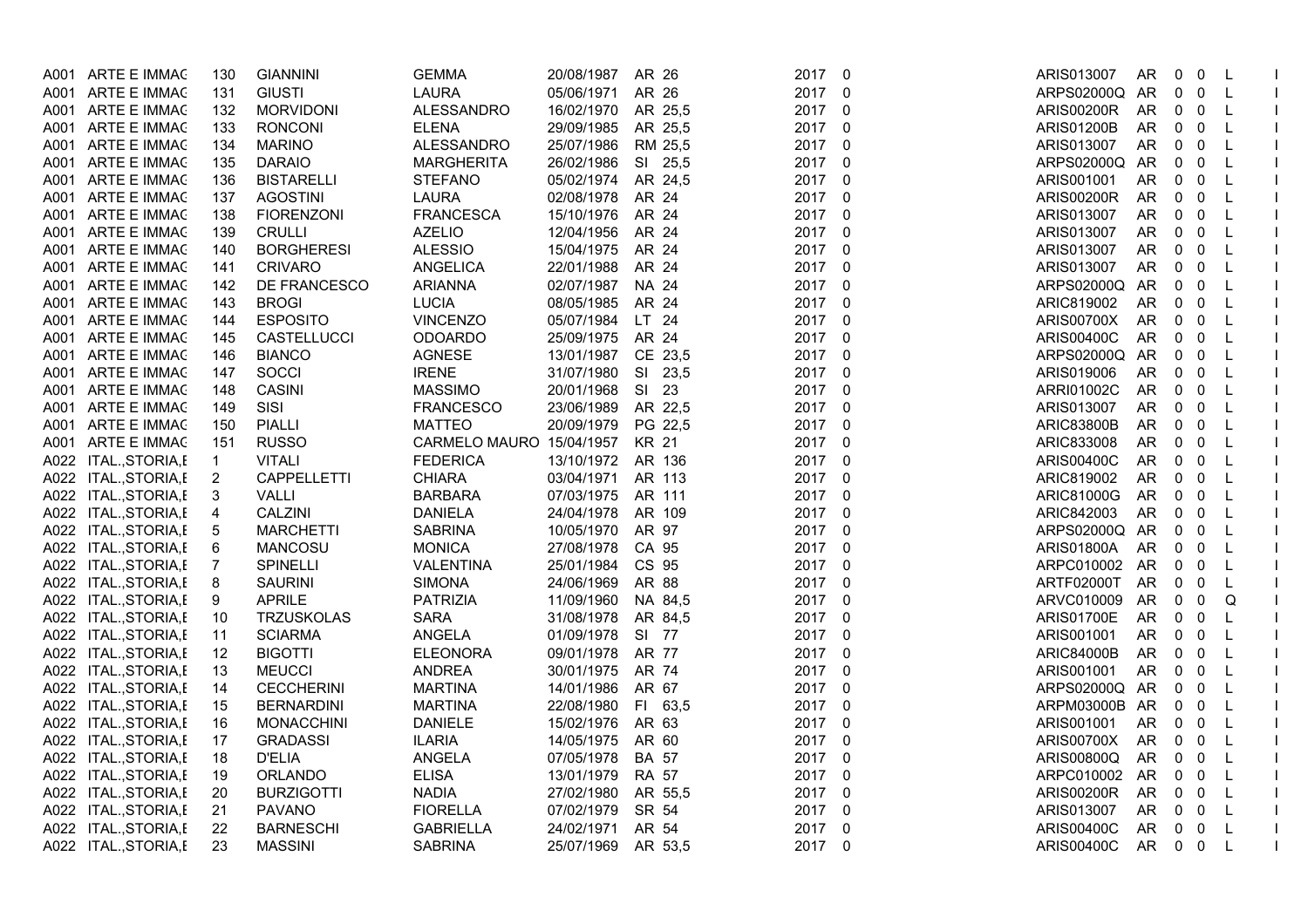| | | | | | | | | | | | | | | | | |
|---|---|---|---|---|---|---|---|---|---|---|---|---|---|---|---|---|
| A001 | ARTE E IMMAG | 130 | GIANNINI | GEMMA | 20/08/1987 | AR | 26 | 2017 | 0 | ARIS013007 | AR | 0 | 0 | L | | I |
| A001 | ARTE E IMMAG | 131 | GIUSTI | LAURA | 05/06/1971 | AR | 26 | 2017 | 0 | ARPS02000Q | AR | 0 | 0 | L | | I |
| A001 | ARTE E IMMAG | 132 | MORVIDONI | ALESSANDRO | 16/02/1970 | AR | 25,5 | 2017 | 0 | ARIS00200R | AR | 0 | 0 | L | | I |
| A001 | ARTE E IMMAG | 133 | RONCONI | ELENA | 29/09/1985 | AR | 25,5 | 2017 | 0 | ARIS01200B | AR | 0 | 0 | L | | I |
| A001 | ARTE E IMMAG | 134 | MARINO | ALESSANDRO | 25/07/1986 | RM | 25,5 | 2017 | 0 | ARIS013007 | AR | 0 | 0 | L | | I |
| A001 | ARTE E IMMAG | 135 | DARAIO | MARGHERITA | 26/02/1986 | SI | 25,5 | 2017 | 0 | ARPS02000Q | AR | 0 | 0 | L | | I |
| A001 | ARTE E IMMAG | 136 | BISTARELLI | STEFANO | 05/02/1974 | AR | 24,5 | 2017 | 0 | ARIS001001 | AR | 0 | 0 | L | | I |
| A001 | ARTE E IMMAG | 137 | AGOSTINI | LAURA | 02/08/1978 | AR | 24 | 2017 | 0 | ARIS00200R | AR | 0 | 0 | L | | I |
| A001 | ARTE E IMMAG | 138 | FIORENZONI | FRANCESCA | 15/10/1976 | AR | 24 | 2017 | 0 | ARIS013007 | AR | 0 | 0 | L | | I |
| A001 | ARTE E IMMAG | 139 | CRULLI | AZELIO | 12/04/1956 | AR | 24 | 2017 | 0 | ARIS013007 | AR | 0 | 0 | L | | I |
| A001 | ARTE E IMMAG | 140 | BORGHERESI | ALESSIO | 15/04/1975 | AR | 24 | 2017 | 0 | ARIS013007 | AR | 0 | 0 | L | | I |
| A001 | ARTE E IMMAG | 141 | CRIVARO | ANGELICA | 22/01/1988 | AR | 24 | 2017 | 0 | ARIS013007 | AR | 0 | 0 | L | | I |
| A001 | ARTE E IMMAG | 142 | DE FRANCESCO | ARIANNA | 02/07/1987 | NA | 24 | 2017 | 0 | ARPS02000Q | AR | 0 | 0 | L | | I |
| A001 | ARTE E IMMAG | 143 | BROGI | LUCIA | 08/05/1985 | AR | 24 | 2017 | 0 | ARIC819002 | AR | 0 | 0 | L | | I |
| A001 | ARTE E IMMAG | 144 | ESPOSITO | VINCENZO | 05/07/1984 | LT | 24 | 2017 | 0 | ARIS00700X | AR | 0 | 0 | L | | I |
| A001 | ARTE E IMMAG | 145 | CASTELLUCCI | ODOARDO | 25/09/1975 | AR | 24 | 2017 | 0 | ARIS00400C | AR | 0 | 0 | L | | I |
| A001 | ARTE E IMMAG | 146 | BIANCO | AGNESE | 13/01/1987 | CE | 23,5 | 2017 | 0 | ARPS02000Q | AR | 0 | 0 | L | | I |
| A001 | ARTE E IMMAG | 147 | SOCCI | IRENE | 31/07/1980 | SI | 23,5 | 2017 | 0 | ARIS019006 | AR | 0 | 0 | L | | I |
| A001 | ARTE E IMMAG | 148 | CASINI | MASSIMO | 20/01/1968 | SI | 23 | 2017 | 0 | ARRI01002C | AR | 0 | 0 | L | | I |
| A001 | ARTE E IMMAG | 149 | SISI | FRANCESCO | 23/06/1989 | AR | 22,5 | 2017 | 0 | ARIS013007 | AR | 0 | 0 | L | | I |
| A001 | ARTE E IMMAG | 150 | PIALLI | MATTEO | 20/09/1979 | PG | 22,5 | 2017 | 0 | ARIC83800B | AR | 0 | 0 | L | | I |
| A001 | ARTE E IMMAG | 151 | RUSSO | CARMELO MAURO | 15/04/1957 | KR | 21 | 2017 | 0 | ARIC833008 | AR | 0 | 0 | L | | I |
| A022 | ITAL.,STORIA,E | 1 | VITALI | FEDERICA | 13/10/1972 | AR | 136 | 2017 | 0 | ARIS00400C | AR | 0 | 0 | L | | I |
| A022 | ITAL.,STORIA,E | 2 | CAPPELLETTI | CHIARA | 03/04/1971 | AR | 113 | 2017 | 0 | ARIC819002 | AR | 0 | 0 | L | | I |
| A022 | ITAL.,STORIA,E | 3 | VALLI | BARBARA | 07/03/1975 | AR | 111 | 2017 | 0 | ARIC81000G | AR | 0 | 0 | L | | I |
| A022 | ITAL.,STORIA,E | 4 | CALZINI | DANIELA | 24/04/1978 | AR | 109 | 2017 | 0 | ARIC842003 | AR | 0 | 0 | L | | I |
| A022 | ITAL.,STORIA,E | 5 | MARCHETTI | SABRINA | 10/05/1970 | AR | 97 | 2017 | 0 | ARPS02000Q | AR | 0 | 0 | L | | I |
| A022 | ITAL.,STORIA,E | 6 | MANCOSU | MONICA | 27/08/1978 | CA | 95 | 2017 | 0 | ARIS01800A | AR | 0 | 0 | L | | I |
| A022 | ITAL.,STORIA,E | 7 | SPINELLI | VALENTINA | 25/01/1984 | CS | 95 | 2017 | 0 | ARPC010002 | AR | 0 | 0 | L | | I |
| A022 | ITAL.,STORIA,E | 8 | SAURINI | SIMONA | 24/06/1969 | AR | 88 | 2017 | 0 | ARTF02000T | AR | 0 | 0 | L | | I |
| A022 | ITAL.,STORIA,E | 9 | APRILE | PATRIZIA | 11/09/1960 | NA | 84,5 | 2017 | 0 | ARVC010009 | AR | 0 | 0 | Q | | I |
| A022 | ITAL.,STORIA,E | 10 | TRZUSKOLAS | SARA | 31/08/1978 | AR | 84,5 | 2017 | 0 | ARIS01700E | AR | 0 | 0 | L | | I |
| A022 | ITAL.,STORIA,E | 11 | SCIARMA | ANGELA | 01/09/1978 | SI | 77 | 2017 | 0 | ARIS001001 | AR | 0 | 0 | L | | I |
| A022 | ITAL.,STORIA,E | 12 | BIGOTTI | ELEONORA | 09/01/1978 | AR | 77 | 2017 | 0 | ARIC84000B | AR | 0 | 0 | L | | I |
| A022 | ITAL.,STORIA,E | 13 | MEUCCI | ANDREA | 30/01/1975 | AR | 74 | 2017 | 0 | ARIS001001 | AR | 0 | 0 | L | | I |
| A022 | ITAL.,STORIA,E | 14 | CECCHERINI | MARTINA | 14/01/1986 | AR | 67 | 2017 | 0 | ARPS02000Q | AR | 0 | 0 | L | | I |
| A022 | ITAL.,STORIA,E | 15 | BERNARDINI | MARTINA | 22/08/1980 | FI | 63,5 | 2017 | 0 | ARPM03000B | AR | 0 | 0 | L | | I |
| A022 | ITAL.,STORIA,E | 16 | MONACCHINI | DANIELE | 15/02/1976 | AR | 63 | 2017 | 0 | ARIS001001 | AR | 0 | 0 | L | | I |
| A022 | ITAL.,STORIA,E | 17 | GRADASSI | ILARIA | 14/05/1975 | AR | 60 | 2017 | 0 | ARIS00700X | AR | 0 | 0 | L | | I |
| A022 | ITAL.,STORIA,E | 18 | D'ELIA | ANGELA | 07/05/1978 | BA | 57 | 2017 | 0 | ARIS00800Q | AR | 0 | 0 | L | | I |
| A022 | ITAL.,STORIA,E | 19 | ORLANDO | ELISA | 13/01/1979 | RA | 57 | 2017 | 0 | ARPC010002 | AR | 0 | 0 | L | | I |
| A022 | ITAL.,STORIA,E | 20 | BURZIGOTTI | NADIA | 27/02/1980 | AR | 55,5 | 2017 | 0 | ARIS00200R | AR | 0 | 0 | L | | I |
| A022 | ITAL.,STORIA,E | 21 | PAVANO | FIORELLA | 07/02/1979 | SR | 54 | 2017 | 0 | ARIS013007 | AR | 0 | 0 | L | | I |
| A022 | ITAL.,STORIA,E | 22 | BARNESCHI | GABRIELLA | 24/02/1971 | AR | 54 | 2017 | 0 | ARIS00400C | AR | 0 | 0 | L | | I |
| A022 | ITAL.,STORIA,E | 23 | MASSINI | SABRINA | 25/07/1969 | AR | 53,5 | 2017 | 0 | ARIS00400C | AR | 0 | 0 | L | | I |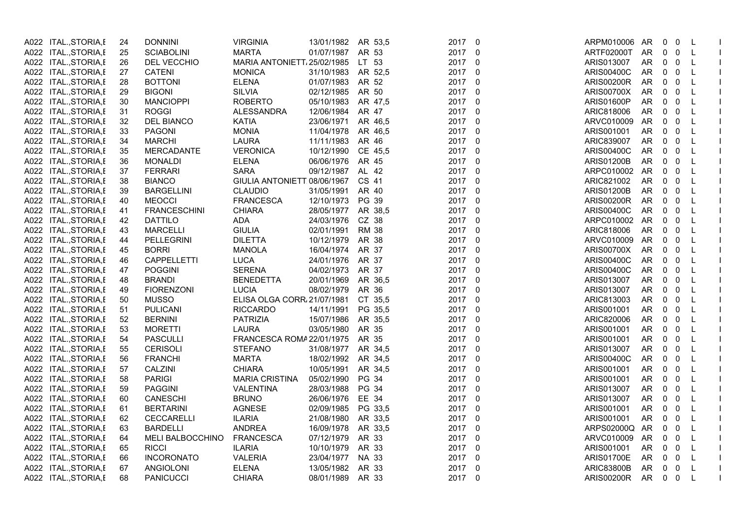| | | | | | | | | | | | | | | | | |
|---|---|---|---|---|---|---|---|---|---|---|---|---|---|---|---|---|
| A022 | ITAL.,STORIA,E | 24 | DONNINI | VIRGINIA | 13/01/1982 | AR | 53,5 | 2017 | 0 | ARPM010006 | AR | 0 | 0 | L | | I |
| A022 | ITAL.,STORIA,E | 25 | SCIABOLINI | MARTA | 01/07/1987 | AR | 53 | 2017 | 0 | ARTF02000T | AR | 0 | 0 | L | | I |
| A022 | ITAL.,STORIA,E | 26 | DEL VECCHIO | MARIA ANTONIETT. | 25/02/1985 | LT | 53 | 2017 | 0 | ARIS013007 | AR | 0 | 0 | L | | I |
| A022 | ITAL.,STORIA,E | 27 | CATENI | MONICA | 31/10/1983 | AR | 52,5 | 2017 | 0 | ARIS00400C | AR | 0 | 0 | L | | I |
| A022 | ITAL.,STORIA,E | 28 | BOTTONI | ELENA | 01/07/1983 | AR | 52 | 2017 | 0 | ARIS00200R | AR | 0 | 0 | L | | I |
| A022 | ITAL.,STORIA,E | 29 | BIGONI | SILVIA | 02/12/1985 | AR | 50 | 2017 | 0 | ARIS00700X | AR | 0 | 0 | L | | I |
| A022 | ITAL.,STORIA,E | 30 | MANCIOPPI | ROBERTO | 05/10/1983 | AR | 47,5 | 2017 | 0 | ARIS01600P | AR | 0 | 0 | L | | I |
| A022 | ITAL.,STORIA,E | 31 | ROGGI | ALESSANDRA | 12/06/1984 | AR | 47 | 2017 | 0 | ARIC818006 | AR | 0 | 0 | L | | I |
| A022 | ITAL.,STORIA,E | 32 | DEL BIANCO | KATIA | 23/06/1971 | AR | 46,5 | 2017 | 0 | ARVC010009 | AR | 0 | 0 | L | | I |
| A022 | ITAL.,STORIA,E | 33 | PAGONI | MONIA | 11/04/1978 | AR | 46,5 | 2017 | 0 | ARIS001001 | AR | 0 | 0 | L | | I |
| A022 | ITAL.,STORIA,E | 34 | MARCHI | LAURA | 11/11/1983 | AR | 46 | 2017 | 0 | ARIC839007 | AR | 0 | 0 | L | | I |
| A022 | ITAL.,STORIA,E | 35 | MERCADANTE | VERONICA | 10/12/1990 | CE | 45,5 | 2017 | 0 | ARIS00400C | AR | 0 | 0 | L | | I |
| A022 | ITAL.,STORIA,E | 36 | MONALDI | ELENA | 06/06/1976 | AR | 45 | 2017 | 0 | ARIS01200B | AR | 0 | 0 | L | | I |
| A022 | ITAL.,STORIA,E | 37 | FERRARI | SARA | 09/12/1987 | AL | 42 | 2017 | 0 | ARPC010002 | AR | 0 | 0 | L | | I |
| A022 | ITAL.,STORIA,E | 38 | BIANCO | GIULIA ANTONIETT | 08/06/1967 | CS | 41 | 2017 | 0 | ARIC821002 | AR | 0 | 0 | L | | I |
| A022 | ITAL.,STORIA,E | 39 | BARGELLINI | CLAUDIO | 31/05/1991 | AR | 40 | 2017 | 0 | ARIS01200B | AR | 0 | 0 | L | | I |
| A022 | ITAL.,STORIA,E | 40 | MEOCCI | FRANCESCA | 12/10/1973 | PG | 39 | 2017 | 0 | ARIS00200R | AR | 0 | 0 | L | | I |
| A022 | ITAL.,STORIA,E | 41 | FRANCESCHINI | CHIARA | 28/05/1977 | AR | 38,5 | 2017 | 0 | ARIS00400C | AR | 0 | 0 | L | | I |
| A022 | ITAL.,STORIA,E | 42 | DATTILO | ADA | 24/03/1976 | CZ | 38 | 2017 | 0 | ARPC010002 | AR | 0 | 0 | L | | I |
| A022 | ITAL.,STORIA,E | 43 | MARCELLI | GIULIA | 02/01/1991 | RM | 38 | 2017 | 0 | ARIC818006 | AR | 0 | 0 | L | | I |
| A022 | ITAL.,STORIA,E | 44 | PELLEGRINI | DILETTA | 10/12/1979 | AR | 38 | 2017 | 0 | ARVC010009 | AR | 0 | 0 | L | | I |
| A022 | ITAL.,STORIA,E | 45 | BORRI | MANOLA | 16/04/1974 | AR | 37 | 2017 | 0 | ARIS00700X | AR | 0 | 0 | L | | I |
| A022 | ITAL.,STORIA,E | 46 | CAPPELLETTI | LUCA | 24/01/1976 | AR | 37 | 2017 | 0 | ARIS00400C | AR | 0 | 0 | L | | I |
| A022 | ITAL.,STORIA,E | 47 | POGGINI | SERENA | 04/02/1973 | AR | 37 | 2017 | 0 | ARIS00400C | AR | 0 | 0 | L | | I |
| A022 | ITAL.,STORIA,E | 48 | BRANDI | BENEDETTA | 20/01/1969 | AR | 36,5 | 2017 | 0 | ARIS013007 | AR | 0 | 0 | L | | I |
| A022 | ITAL.,STORIA,E | 49 | FIORENZONI | LUCIA | 08/02/1979 | AR | 36 | 2017 | 0 | ARIS013007 | AR | 0 | 0 | L | | I |
| A022 | ITAL.,STORIA,E | 50 | MUSSO | ELISA OLGA CORR. | 21/07/1981 | CT | 35,5 | 2017 | 0 | ARIC813003 | AR | 0 | 0 | L | | I |
| A022 | ITAL.,STORIA,E | 51 | PULICANI | RICCARDO | 14/11/1991 | PG | 35,5 | 2017 | 0 | ARIS001001 | AR | 0 | 0 | L | | I |
| A022 | ITAL.,STORIA,E | 52 | BERNINI | PATRIZIA | 15/07/1986 | AR | 35,5 | 2017 | 0 | ARIC820006 | AR | 0 | 0 | L | | I |
| A022 | ITAL.,STORIA,E | 53 | MORETTI | LAURA | 03/05/1980 | AR | 35 | 2017 | 0 | ARIS001001 | AR | 0 | 0 | L | | I |
| A022 | ITAL.,STORIA,E | 54 | PASCULLI | FRANCESCA ROMA | 22/01/1975 | AR | 35 | 2017 | 0 | ARIS001001 | AR | 0 | 0 | L | | I |
| A022 | ITAL.,STORIA,E | 55 | CERISOLI | STEFANO | 31/08/1977 | AR | 34,5 | 2017 | 0 | ARIS013007 | AR | 0 | 0 | L | | I |
| A022 | ITAL.,STORIA,E | 56 | FRANCHI | MARTA | 18/02/1992 | AR | 34,5 | 2017 | 0 | ARIS00400C | AR | 0 | 0 | L | | I |
| A022 | ITAL.,STORIA,E | 57 | CALZINI | CHIARA | 10/05/1991 | AR | 34,5 | 2017 | 0 | ARIS001001 | AR | 0 | 0 | L | | I |
| A022 | ITAL.,STORIA,E | 58 | PARIGI | MARIA CRISTINA | 05/02/1990 | PG | 34 | 2017 | 0 | ARIS001001 | AR | 0 | 0 | L | | I |
| A022 | ITAL.,STORIA,E | 59 | PAGGINI | VALENTINA | 28/03/1988 | PG | 34 | 2017 | 0 | ARIS013007 | AR | 0 | 0 | L | | I |
| A022 | ITAL.,STORIA,E | 60 | CANESCHI | BRUNO | 26/06/1976 | EE | 34 | 2017 | 0 | ARIS013007 | AR | 0 | 0 | L | | I |
| A022 | ITAL.,STORIA,E | 61 | BERTARINI | AGNESE | 02/09/1985 | PG | 33,5 | 2017 | 0 | ARIS001001 | AR | 0 | 0 | L | | I |
| A022 | ITAL.,STORIA,E | 62 | CECCARELLI | ILARIA | 21/08/1980 | AR | 33,5 | 2017 | 0 | ARIS001001 | AR | 0 | 0 | L | | I |
| A022 | ITAL.,STORIA,E | 63 | BARDELLI | ANDREA | 16/09/1978 | AR | 33,5 | 2017 | 0 | ARPS02000Q | AR | 0 | 0 | L | | I |
| A022 | ITAL.,STORIA,E | 64 | MELI BALBOCCHINO | FRANCESCA | 07/12/1979 | AR | 33 | 2017 | 0 | ARVC010009 | AR | 0 | 0 | L | | I |
| A022 | ITAL.,STORIA,E | 65 | RICCI | ILARIA | 10/10/1979 | AR | 33 | 2017 | 0 | ARIS001001 | AR | 0 | 0 | L | | I |
| A022 | ITAL.,STORIA,E | 66 | INCORONATO | VALERIA | 23/04/1977 | NA | 33 | 2017 | 0 | ARIS01700E | AR | 0 | 0 | L | | I |
| A022 | ITAL.,STORIA,E | 67 | ANGIOLONI | ELENA | 13/05/1982 | AR | 33 | 2017 | 0 | ARIC83800B | AR | 0 | 0 | L | | I |
| A022 | ITAL.,STORIA,E | 68 | PANICUCCI | CHIARA | 08/01/1989 | AR | 33 | 2017 | 0 | ARIS00200R | AR | 0 | 0 | L | | I |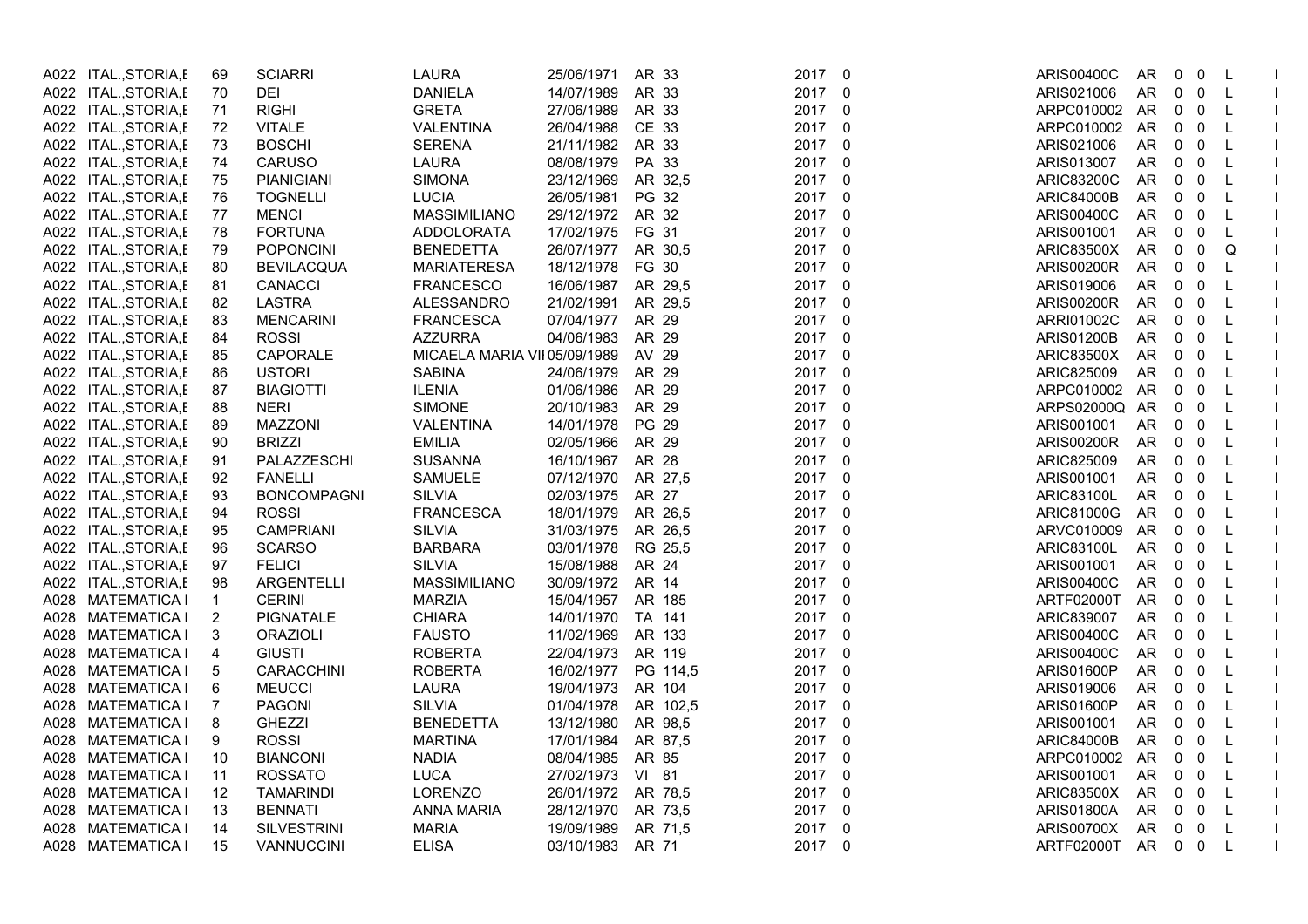| | | | | | | | | | | | | | | | |
|---|---|---|---|---|---|---|---|---|---|---|---|---|---|---|---|
| A022 | ITAL.,STORIA,E | 69 | SCIARRI | LAURA | 25/06/1971 | AR | 33 | 2017 | 0 | ARIS00400C | AR | 0 | 0 | L | I |
| A022 | ITAL.,STORIA,E | 70 | DEI | DANIELA | 14/07/1989 | AR | 33 | 2017 | 0 | ARIS021006 | AR | 0 | 0 | L | I |
| A022 | ITAL.,STORIA,E | 71 | RIGHI | GRETA | 27/06/1989 | AR | 33 | 2017 | 0 | ARPC010002 | AR | 0 | 0 | L | I |
| A022 | ITAL.,STORIA,E | 72 | VITALE | VALENTINA | 26/04/1988 | CE | 33 | 2017 | 0 | ARPC010002 | AR | 0 | 0 | L | I |
| A022 | ITAL.,STORIA,E | 73 | BOSCHI | SERENA | 21/11/1982 | AR | 33 | 2017 | 0 | ARIS021006 | AR | 0 | 0 | L | I |
| A022 | ITAL.,STORIA,E | 74 | CARUSO | LAURA | 08/08/1979 | PA | 33 | 2017 | 0 | ARIS013007 | AR | 0 | 0 | L | I |
| A022 | ITAL.,STORIA,E | 75 | PIANIGIANI | SIMONA | 23/12/1969 | AR | 32,5 | 2017 | 0 | ARIC83200C | AR | 0 | 0 | L | I |
| A022 | ITAL.,STORIA,E | 76 | TOGNELLI | LUCIA | 26/05/1981 | PG | 32 | 2017 | 0 | ARIC84000B | AR | 0 | 0 | L | I |
| A022 | ITAL.,STORIA,E | 77 | MENCI | MASSIMILIANO | 29/12/1972 | AR | 32 | 2017 | 0 | ARIS00400C | AR | 0 | 0 | L | I |
| A022 | ITAL.,STORIA,E | 78 | FORTUNA | ADDOLORATA | 17/02/1975 | FG | 31 | 2017 | 0 | ARIS001001 | AR | 0 | 0 | L | I |
| A022 | ITAL.,STORIA,E | 79 | POPONCINI | BENEDETTA | 26/07/1977 | AR | 30,5 | 2017 | 0 | ARIC83500X | AR | 0 | 0 | Q | I |
| A022 | ITAL.,STORIA,E | 80 | BEVILACQUA | MARIATERESA | 18/12/1978 | FG | 30 | 2017 | 0 | ARIS00200R | AR | 0 | 0 | L | I |
| A022 | ITAL.,STORIA,E | 81 | CANACCI | FRANCESCO | 16/06/1987 | AR | 29,5 | 2017 | 0 | ARIS019006 | AR | 0 | 0 | L | I |
| A022 | ITAL.,STORIA,E | 82 | LASTRA | ALESSANDRO | 21/02/1991 | AR | 29,5 | 2017 | 0 | ARIS00200R | AR | 0 | 0 | L | I |
| A022 | ITAL.,STORIA,E | 83 | MENCARINI | FRANCESCA | 07/04/1977 | AR | 29 | 2017 | 0 | ARRI01002C | AR | 0 | 0 | L | I |
| A022 | ITAL.,STORIA,E | 84 | ROSSI | AZZURRA | 04/06/1983 | AR | 29 | 2017 | 0 | ARIS01200B | AR | 0 | 0 | L | I |
| A022 | ITAL.,STORIA,E | 85 | CAPORALE | MICAELA MARIA VII | 05/09/1989 | AV | 29 | 2017 | 0 | ARIC83500X | AR | 0 | 0 | L | I |
| A022 | ITAL.,STORIA,E | 86 | USTORI | SABINA | 24/06/1979 | AR | 29 | 2017 | 0 | ARIC825009 | AR | 0 | 0 | L | I |
| A022 | ITAL.,STORIA,E | 87 | BIAGIOTTI | ILENIA | 01/06/1986 | AR | 29 | 2017 | 0 | ARPC010002 | AR | 0 | 0 | L | I |
| A022 | ITAL.,STORIA,E | 88 | NERI | SIMONE | 20/10/1983 | AR | 29 | 2017 | 0 | ARPS02000Q | AR | 0 | 0 | L | I |
| A022 | ITAL.,STORIA,E | 89 | MAZZONI | VALENTINA | 14/01/1978 | PG | 29 | 2017 | 0 | ARIS001001 | AR | 0 | 0 | L | I |
| A022 | ITAL.,STORIA,E | 90 | BRIZZI | EMILIA | 02/05/1966 | AR | 29 | 2017 | 0 | ARIS00200R | AR | 0 | 0 | L | I |
| A022 | ITAL.,STORIA,E | 91 | PALAZZESCHI | SUSANNA | 16/10/1967 | AR | 28 | 2017 | 0 | ARIC825009 | AR | 0 | 0 | L | I |
| A022 | ITAL.,STORIA,E | 92 | FANELLI | SAMUELE | 07/12/1970 | AR | 27,5 | 2017 | 0 | ARIS001001 | AR | 0 | 0 | L | I |
| A022 | ITAL.,STORIA,E | 93 | BONCOMPAGNI | SILVIA | 02/03/1975 | AR | 27 | 2017 | 0 | ARIC83100L | AR | 0 | 0 | L | I |
| A022 | ITAL.,STORIA,E | 94 | ROSSI | FRANCESCA | 18/01/1979 | AR | 26,5 | 2017 | 0 | ARIC81000G | AR | 0 | 0 | L | I |
| A022 | ITAL.,STORIA,E | 95 | CAMPRIANI | SILVIA | 31/03/1975 | AR | 26,5 | 2017 | 0 | ARVC010009 | AR | 0 | 0 | L | I |
| A022 | ITAL.,STORIA,E | 96 | SCARSO | BARBARA | 03/01/1978 | RG | 25,5 | 2017 | 0 | ARIC83100L | AR | 0 | 0 | L | I |
| A022 | ITAL.,STORIA,E | 97 | FELICI | SILVIA | 15/08/1988 | AR | 24 | 2017 | 0 | ARIS001001 | AR | 0 | 0 | L | I |
| A022 | ITAL.,STORIA,E | 98 | ARGENTELLI | MASSIMILIANO | 30/09/1972 | AR | 14 | 2017 | 0 | ARIS00400C | AR | 0 | 0 | L | I |
| A028 | MATEMATICA I | 1 | CERINI | MARZIA | 15/04/1957 | AR | 185 | 2017 | 0 | ARTF02000T | AR | 0 | 0 | L | I |
| A028 | MATEMATICA I | 2 | PIGNATALE | CHIARA | 14/01/1970 | TA | 141 | 2017 | 0 | ARIC839007 | AR | 0 | 0 | L | I |
| A028 | MATEMATICA I | 3 | ORAZIOLI | FAUSTO | 11/02/1969 | AR | 133 | 2017 | 0 | ARIS00400C | AR | 0 | 0 | L | I |
| A028 | MATEMATICA I | 4 | GIUSTI | ROBERTA | 22/04/1973 | AR | 119 | 2017 | 0 | ARIS00400C | AR | 0 | 0 | L | I |
| A028 | MATEMATICA I | 5 | CARACCHINI | ROBERTA | 16/02/1977 | PG | 114,5 | 2017 | 0 | ARIS01600P | AR | 0 | 0 | L | I |
| A028 | MATEMATICA I | 6 | MEUCCI | LAURA | 19/04/1973 | AR | 104 | 2017 | 0 | ARIS019006 | AR | 0 | 0 | L | I |
| A028 | MATEMATICA I | 7 | PAGONI | SILVIA | 01/04/1978 | AR | 102,5 | 2017 | 0 | ARIS01600P | AR | 0 | 0 | L | I |
| A028 | MATEMATICA I | 8 | GHEZZI | BENEDETTA | 13/12/1980 | AR | 98,5 | 2017 | 0 | ARIS001001 | AR | 0 | 0 | L | I |
| A028 | MATEMATICA I | 9 | ROSSI | MARTINA | 17/01/1984 | AR | 87,5 | 2017 | 0 | ARIC84000B | AR | 0 | 0 | L | I |
| A028 | MATEMATICA I | 10 | BIANCONI | NADIA | 08/04/1985 | AR | 85 | 2017 | 0 | ARPC010002 | AR | 0 | 0 | L | I |
| A028 | MATEMATICA I | 11 | ROSSATO | LUCA | 27/02/1973 | VI | 81 | 2017 | 0 | ARIS001001 | AR | 0 | 0 | L | I |
| A028 | MATEMATICA I | 12 | TAMARINDI | LORENZO | 26/01/1972 | AR | 78,5 | 2017 | 0 | ARIC83500X | AR | 0 | 0 | L | I |
| A028 | MATEMATICA I | 13 | BENNATI | ANNA MARIA | 28/12/1970 | AR | 73,5 | 2017 | 0 | ARIS01800A | AR | 0 | 0 | L | I |
| A028 | MATEMATICA I | 14 | SILVESTRINI | MARIA | 19/09/1989 | AR | 71,5 | 2017 | 0 | ARIS00700X | AR | 0 | 0 | L | I |
| A028 | MATEMATICA I | 15 | VANNUCCINI | ELISA | 03/10/1983 | AR | 71 | 2017 | 0 | ARTF02000T | AR | 0 | 0 | L | I |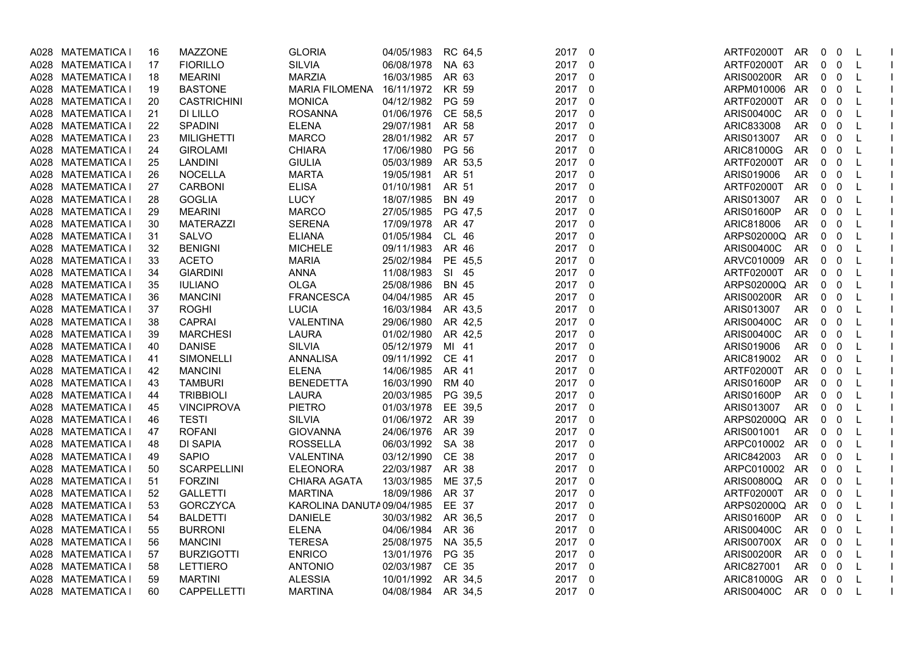| | | | | | | | | | | | | | | | | |
|---|---|---|---|---|---|---|---|---|---|---|---|---|---|---|---|---|
| A028 | MATEMATICA I | 16 | MAZZONE | GLORIA | 04/05/1983 | RC | 64,5 | 2017 | 0 | ARTF02000T | AR | 0 | 0 | L | I |
| A028 | MATEMATICA I | 17 | FIORILLO | SILVIA | 06/08/1978 | NA | 63 | 2017 | 0 | ARTF02000T | AR | 0 | 0 | L | I |
| A028 | MATEMATICA I | 18 | MEARINI | MARZIA | 16/03/1985 | AR | 63 | 2017 | 0 | ARIS00200R | AR | 0 | 0 | L | I |
| A028 | MATEMATICA I | 19 | BASTONE | MARIA FILOMENA | 16/11/1972 | KR | 59 | 2017 | 0 | ARPM010006 | AR | 0 | 0 | L | I |
| A028 | MATEMATICA I | 20 | CASTRICHINI | MONICA | 04/12/1982 | PG | 59 | 2017 | 0 | ARTF02000T | AR | 0 | 0 | L | I |
| A028 | MATEMATICA I | 21 | DI LILLO | ROSANNA | 01/06/1976 | CE | 58,5 | 2017 | 0 | ARIS00400C | AR | 0 | 0 | L | I |
| A028 | MATEMATICA I | 22 | SPADINI | ELENA | 29/07/1981 | AR | 58 | 2017 | 0 | ARIC833008 | AR | 0 | 0 | L | I |
| A028 | MATEMATICA I | 23 | MILIGHETTI | MARCO | 28/01/1982 | AR | 57 | 2017 | 0 | ARIS013007 | AR | 0 | 0 | L | I |
| A028 | MATEMATICA I | 24 | GIROLAMI | CHIARA | 17/06/1980 | PG | 56 | 2017 | 0 | ARIC81000G | AR | 0 | 0 | L | I |
| A028 | MATEMATICA I | 25 | LANDINI | GIULIA | 05/03/1989 | AR | 53,5 | 2017 | 0 | ARTF02000T | AR | 0 | 0 | L | I |
| A028 | MATEMATICA I | 26 | NOCELLA | MARTA | 19/05/1981 | AR | 51 | 2017 | 0 | ARIS019006 | AR | 0 | 0 | L | I |
| A028 | MATEMATICA I | 27 | CARBONI | ELISA | 01/10/1981 | AR | 51 | 2017 | 0 | ARTF02000T | AR | 0 | 0 | L | I |
| A028 | MATEMATICA I | 28 | GOGLIA | LUCY | 18/07/1985 | BN | 49 | 2017 | 0 | ARIS013007 | AR | 0 | 0 | L | I |
| A028 | MATEMATICA I | 29 | MEARINI | MARCO | 27/05/1985 | PG | 47,5 | 2017 | 0 | ARIS01600P | AR | 0 | 0 | L | I |
| A028 | MATEMATICA I | 30 | MATERAZZI | SERENA | 17/09/1978 | AR | 47 | 2017 | 0 | ARIC818006 | AR | 0 | 0 | L | I |
| A028 | MATEMATICA I | 31 | SALVO | ELIANA | 01/05/1984 | CL | 46 | 2017 | 0 | ARPS02000Q | AR | 0 | 0 | L | I |
| A028 | MATEMATICA I | 32 | BENIGNI | MICHELE | 09/11/1983 | AR | 46 | 2017 | 0 | ARIS00400C | AR | 0 | 0 | L | I |
| A028 | MATEMATICA I | 33 | ACETO | MARIA | 25/02/1984 | PE | 45,5 | 2017 | 0 | ARVC010009 | AR | 0 | 0 | L | I |
| A028 | MATEMATICA I | 34 | GIARDINI | ANNA | 11/08/1983 | SI | 45 | 2017 | 0 | ARTF02000T | AR | 0 | 0 | L | I |
| A028 | MATEMATICA I | 35 | IULIANO | OLGA | 25/08/1986 | BN | 45 | 2017 | 0 | ARPS02000Q | AR | 0 | 0 | L | I |
| A028 | MATEMATICA I | 36 | MANCINI | FRANCESCA | 04/04/1985 | AR | 45 | 2017 | 0 | ARIS00200R | AR | 0 | 0 | L | I |
| A028 | MATEMATICA I | 37 | ROGHI | LUCIA | 16/03/1984 | AR | 43,5 | 2017 | 0 | ARIS013007 | AR | 0 | 0 | L | I |
| A028 | MATEMATICA I | 38 | CAPRAI | VALENTINA | 29/06/1980 | AR | 42,5 | 2017 | 0 | ARIS00400C | AR | 0 | 0 | L | I |
| A028 | MATEMATICA I | 39 | MARCHESI | LAURA | 01/02/1980 | AR | 42,5 | 2017 | 0 | ARIS00400C | AR | 0 | 0 | L | I |
| A028 | MATEMATICA I | 40 | DANISE | SILVIA | 05/12/1979 | MI | 41 | 2017 | 0 | ARIS019006 | AR | 0 | 0 | L | I |
| A028 | MATEMATICA I | 41 | SIMONELLI | ANNALISA | 09/11/1992 | CE | 41 | 2017 | 0 | ARIC819002 | AR | 0 | 0 | L | I |
| A028 | MATEMATICA I | 42 | MANCINI | ELENA | 14/06/1985 | AR | 41 | 2017 | 0 | ARTF02000T | AR | 0 | 0 | L | I |
| A028 | MATEMATICA I | 43 | TAMBURI | BENEDETTA | 16/03/1990 | RM | 40 | 2017 | 0 | ARIS01600P | AR | 0 | 0 | L | I |
| A028 | MATEMATICA I | 44 | TRIBBIOLI | LAURA | 20/03/1985 | PG | 39,5 | 2017 | 0 | ARIS01600P | AR | 0 | 0 | L | I |
| A028 | MATEMATICA I | 45 | VINCIPROVA | PIETRO | 01/03/1978 | EE | 39,5 | 2017 | 0 | ARIS013007 | AR | 0 | 0 | L | I |
| A028 | MATEMATICA I | 46 | TESTI | SILVIA | 01/06/1972 | AR | 39 | 2017 | 0 | ARPS02000Q | AR | 0 | 0 | L | I |
| A028 | MATEMATICA I | 47 | ROFANI | GIOVANNA | 24/06/1976 | AR | 39 | 2017 | 0 | ARIS001001 | AR | 0 | 0 | L | I |
| A028 | MATEMATICA I | 48 | DI SAPIA | ROSSELLA | 06/03/1992 | SA | 38 | 2017 | 0 | ARPC010002 | AR | 0 | 0 | L | I |
| A028 | MATEMATICA I | 49 | SAPIO | VALENTINA | 03/12/1990 | CE | 38 | 2017 | 0 | ARIC842003 | AR | 0 | 0 | L | I |
| A028 | MATEMATICA I | 50 | SCARPELLINI | ELEONORA | 22/03/1987 | AR | 38 | 2017 | 0 | ARPC010002 | AR | 0 | 0 | L | I |
| A028 | MATEMATICA I | 51 | FORZINI | CHIARA AGATA | 13/03/1985 | ME | 37,5 | 2017 | 0 | ARIS00800Q | AR | 0 | 0 | L | I |
| A028 | MATEMATICA I | 52 | GALLETTI | MARTINA | 18/09/1986 | AR | 37 | 2017 | 0 | ARTF02000T | AR | 0 | 0 | L | I |
| A028 | MATEMATICA I | 53 | GORCZYCA | KAROLINA DANUTA | 09/04/1985 | EE | 37 | 2017 | 0 | ARPS02000Q | AR | 0 | 0 | L | I |
| A028 | MATEMATICA I | 54 | BALDETTI | DANIELE | 30/03/1982 | AR | 36,5 | 2017 | 0 | ARIS01600P | AR | 0 | 0 | L | I |
| A028 | MATEMATICA I | 55 | BURRONI | ELENA | 04/06/1984 | AR | 36 | 2017 | 0 | ARIS00400C | AR | 0 | 0 | L | I |
| A028 | MATEMATICA I | 56 | MANCINI | TERESA | 25/08/1975 | NA | 35,5 | 2017 | 0 | ARIS00700X | AR | 0 | 0 | L | I |
| A028 | MATEMATICA I | 57 | BURZIGOTTI | ENRICO | 13/01/1976 | PG | 35 | 2017 | 0 | ARIS00200R | AR | 0 | 0 | L | I |
| A028 | MATEMATICA I | 58 | LETTIERO | ANTONIO | 02/03/1987 | CE | 35 | 2017 | 0 | ARIC827001 | AR | 0 | 0 | L | I |
| A028 | MATEMATICA I | 59 | MARTINI | ALESSIA | 10/01/1992 | AR | 34,5 | 2017 | 0 | ARIC81000G | AR | 0 | 0 | L | I |
| A028 | MATEMATICA I | 60 | CAPPELLETTI | MARTINA | 04/08/1984 | AR | 34,5 | 2017 | 0 | ARIS00400C | AR | 0 | 0 | L | I |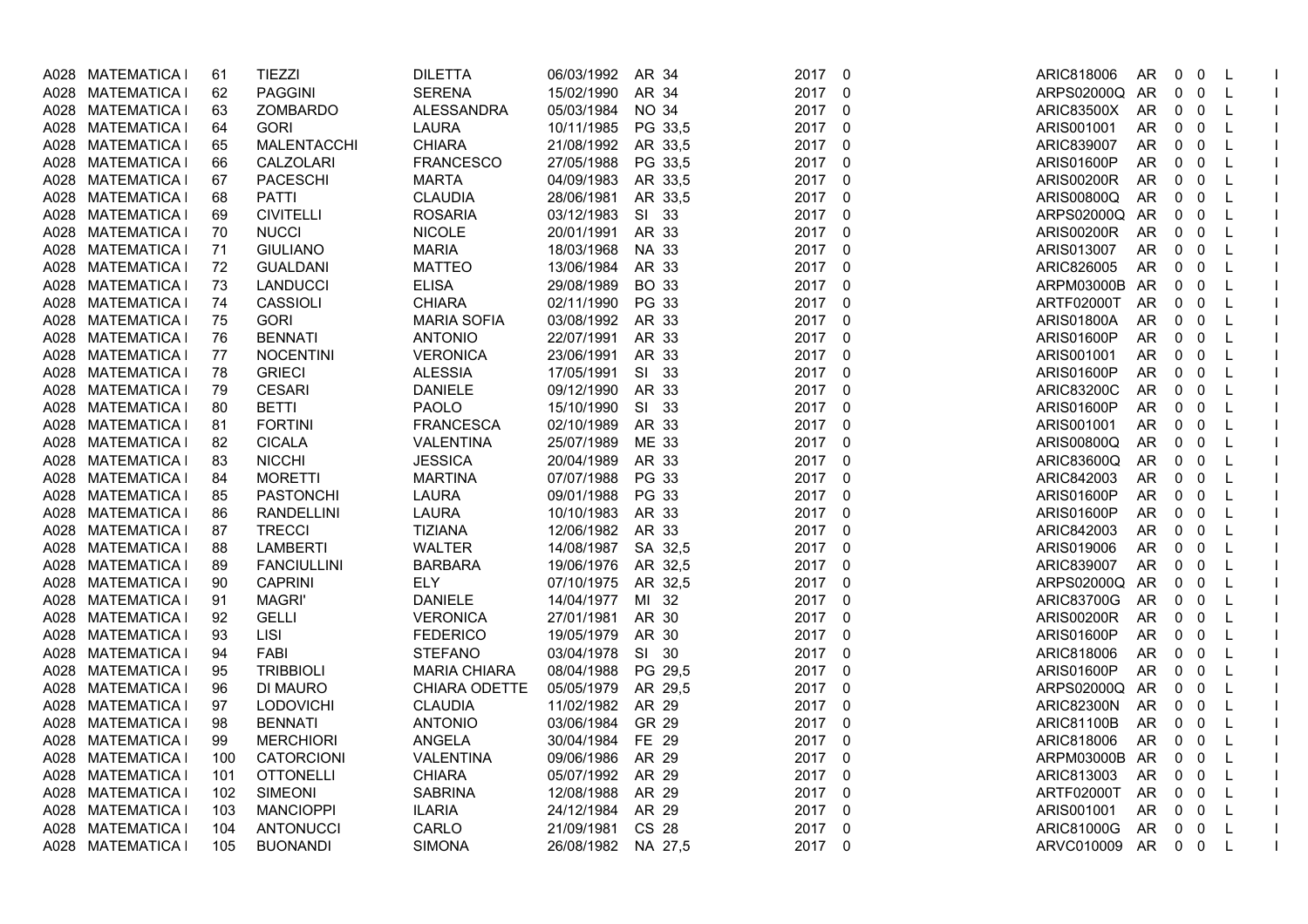| | | | | | | | | | | | | | | | | |
|---|---|---|---|---|---|---|---|---|---|---|---|---|---|---|---|---|
| A028 | MATEMATICA I | 61 | TIEZZI | DILETTA | 06/03/1992 | AR | 34 | 2017 | 0 | ARIC818006 | AR | 0 | 0 | L | I |
| A028 | MATEMATICA I | 62 | PAGGINI | SERENA | 15/02/1990 | AR | 34 | 2017 | 0 | ARPS02000Q | AR | 0 | 0 | L | I |
| A028 | MATEMATICA I | 63 | ZOMBARDO | ALESSANDRA | 05/03/1984 | NO | 34 | 2017 | 0 | ARIC83500X | AR | 0 | 0 | L | I |
| A028 | MATEMATICA I | 64 | GORI | LAURA | 10/11/1985 | PG | 33,5 | 2017 | 0 | ARIS001001 | AR | 0 | 0 | L | I |
| A028 | MATEMATICA I | 65 | MALENTACCHI | CHIARA | 21/08/1992 | AR | 33,5 | 2017 | 0 | ARIC839007 | AR | 0 | 0 | L | I |
| A028 | MATEMATICA I | 66 | CALZOLARI | FRANCESCO | 27/05/1988 | PG | 33,5 | 2017 | 0 | ARIS01600P | AR | 0 | 0 | L | I |
| A028 | MATEMATICA I | 67 | PACESCHI | MARTA | 04/09/1983 | AR | 33,5 | 2017 | 0 | ARIS00200R | AR | 0 | 0 | L | I |
| A028 | MATEMATICA I | 68 | PATTI | CLAUDIA | 28/06/1981 | AR | 33,5 | 2017 | 0 | ARIS00800Q | AR | 0 | 0 | L | I |
| A028 | MATEMATICA I | 69 | CIVITELLI | ROSARIA | 03/12/1983 | SI | 33 | 2017 | 0 | ARPS02000Q | AR | 0 | 0 | L | I |
| A028 | MATEMATICA I | 70 | NUCCI | NICOLE | 20/01/1991 | AR | 33 | 2017 | 0 | ARIS00200R | AR | 0 | 0 | L | I |
| A028 | MATEMATICA I | 71 | GIULIANO | MARIA | 18/03/1968 | NA | 33 | 2017 | 0 | ARIS013007 | AR | 0 | 0 | L | I |
| A028 | MATEMATICA I | 72 | GUALDANI | MATTEO | 13/06/1984 | AR | 33 | 2017 | 0 | ARIC826005 | AR | 0 | 0 | L | I |
| A028 | MATEMATICA I | 73 | LANDUCCI | ELISA | 29/08/1989 | BO | 33 | 2017 | 0 | ARPM03000B | AR | 0 | 0 | L | I |
| A028 | MATEMATICA I | 74 | CASSIOLI | CHIARA | 02/11/1990 | PG | 33 | 2017 | 0 | ARTF02000T | AR | 0 | 0 | L | I |
| A028 | MATEMATICA I | 75 | GORI | MARIA SOFIA | 03/08/1992 | AR | 33 | 2017 | 0 | ARIS01800A | AR | 0 | 0 | L | I |
| A028 | MATEMATICA I | 76 | BENNATI | ANTONIO | 22/07/1991 | AR | 33 | 2017 | 0 | ARIS01600P | AR | 0 | 0 | L | I |
| A028 | MATEMATICA I | 77 | NOCENTINI | VERONICA | 23/06/1991 | AR | 33 | 2017 | 0 | ARIS001001 | AR | 0 | 0 | L | I |
| A028 | MATEMATICA I | 78 | GRIECI | ALESSIA | 17/05/1991 | SI | 33 | 2017 | 0 | ARIS01600P | AR | 0 | 0 | L | I |
| A028 | MATEMATICA I | 79 | CESARI | DANIELE | 09/12/1990 | AR | 33 | 2017 | 0 | ARIC83200C | AR | 0 | 0 | L | I |
| A028 | MATEMATICA I | 80 | BETTI | PAOLO | 15/10/1990 | SI | 33 | 2017 | 0 | ARIS01600P | AR | 0 | 0 | L | I |
| A028 | MATEMATICA I | 81 | FORTINI | FRANCESCA | 02/10/1989 | AR | 33 | 2017 | 0 | ARIS001001 | AR | 0 | 0 | L | I |
| A028 | MATEMATICA I | 82 | CICALA | VALENTINA | 25/07/1989 | ME | 33 | 2017 | 0 | ARIS00800Q | AR | 0 | 0 | L | I |
| A028 | MATEMATICA I | 83 | NICCHI | JESSICA | 20/04/1989 | AR | 33 | 2017 | 0 | ARIC83600Q | AR | 0 | 0 | L | I |
| A028 | MATEMATICA I | 84 | MORETTI | MARTINA | 07/07/1988 | PG | 33 | 2017 | 0 | ARIC842003 | AR | 0 | 0 | L | I |
| A028 | MATEMATICA I | 85 | PASTONCHI | LAURA | 09/01/1988 | PG | 33 | 2017 | 0 | ARIS01600P | AR | 0 | 0 | L | I |
| A028 | MATEMATICA I | 86 | RANDELLINI | LAURA | 10/10/1983 | AR | 33 | 2017 | 0 | ARIS01600P | AR | 0 | 0 | L | I |
| A028 | MATEMATICA I | 87 | TRECCI | TIZIANA | 12/06/1982 | AR | 33 | 2017 | 0 | ARIC842003 | AR | 0 | 0 | L | I |
| A028 | MATEMATICA I | 88 | LAMBERTI | WALTER | 14/08/1987 | SA | 32,5 | 2017 | 0 | ARIS019006 | AR | 0 | 0 | L | I |
| A028 | MATEMATICA I | 89 | FANCIULLINI | BARBARA | 19/06/1976 | AR | 32,5 | 2017 | 0 | ARIC839007 | AR | 0 | 0 | L | I |
| A028 | MATEMATICA I | 90 | CAPRINI | ELY | 07/10/1975 | AR | 32,5 | 2017 | 0 | ARPS02000Q | AR | 0 | 0 | L | I |
| A028 | MATEMATICA I | 91 | MAGRI' | DANIELE | 14/04/1977 | MI | 32 | 2017 | 0 | ARIC83700G | AR | 0 | 0 | L | I |
| A028 | MATEMATICA I | 92 | GELLI | VERONICA | 27/01/1981 | AR | 30 | 2017 | 0 | ARIS00200R | AR | 0 | 0 | L | I |
| A028 | MATEMATICA I | 93 | LISI | FEDERICO | 19/05/1979 | AR | 30 | 2017 | 0 | ARIS01600P | AR | 0 | 0 | L | I |
| A028 | MATEMATICA I | 94 | FABI | STEFANO | 03/04/1978 | SI | 30 | 2017 | 0 | ARIC818006 | AR | 0 | 0 | L | I |
| A028 | MATEMATICA I | 95 | TRIBBIOLI | MARIA CHIARA | 08/04/1988 | PG | 29,5 | 2017 | 0 | ARIS01600P | AR | 0 | 0 | L | I |
| A028 | MATEMATICA I | 96 | DI MAURO | CHIARA ODETTE | 05/05/1979 | AR | 29,5 | 2017 | 0 | ARPS02000Q | AR | 0 | 0 | L | I |
| A028 | MATEMATICA I | 97 | LODOVICHI | CLAUDIA | 11/02/1982 | AR | 29 | 2017 | 0 | ARIC82300N | AR | 0 | 0 | L | I |
| A028 | MATEMATICA I | 98 | BENNATI | ANTONIO | 03/06/1984 | GR | 29 | 2017 | 0 | ARIC81100B | AR | 0 | 0 | L | I |
| A028 | MATEMATICA I | 99 | MERCHIORI | ANGELA | 30/04/1984 | FE | 29 | 2017 | 0 | ARIC818006 | AR | 0 | 0 | L | I |
| A028 | MATEMATICA I | 100 | CATORCIONI | VALENTINA | 09/06/1986 | AR | 29 | 2017 | 0 | ARPM03000B | AR | 0 | 0 | L | I |
| A028 | MATEMATICA I | 101 | OTTONELLI | CHIARA | 05/07/1992 | AR | 29 | 2017 | 0 | ARIC813003 | AR | 0 | 0 | L | I |
| A028 | MATEMATICA I | 102 | SIMEONI | SABRINA | 12/08/1988 | AR | 29 | 2017 | 0 | ARTF02000T | AR | 0 | 0 | L | I |
| A028 | MATEMATICA I | 103 | MANCIOPPI | ILARIA | 24/12/1984 | AR | 29 | 2017 | 0 | ARIS001001 | AR | 0 | 0 | L | I |
| A028 | MATEMATICA I | 104 | ANTONUCCI | CARLO | 21/09/1981 | CS | 28 | 2017 | 0 | ARIC81000G | AR | 0 | 0 | L | I |
| A028 | MATEMATICA I | 105 | BUONANDI | SIMONA | 26/08/1982 | NA | 27,5 | 2017 | 0 | ARVC010009 | AR | 0 | 0 | L | I |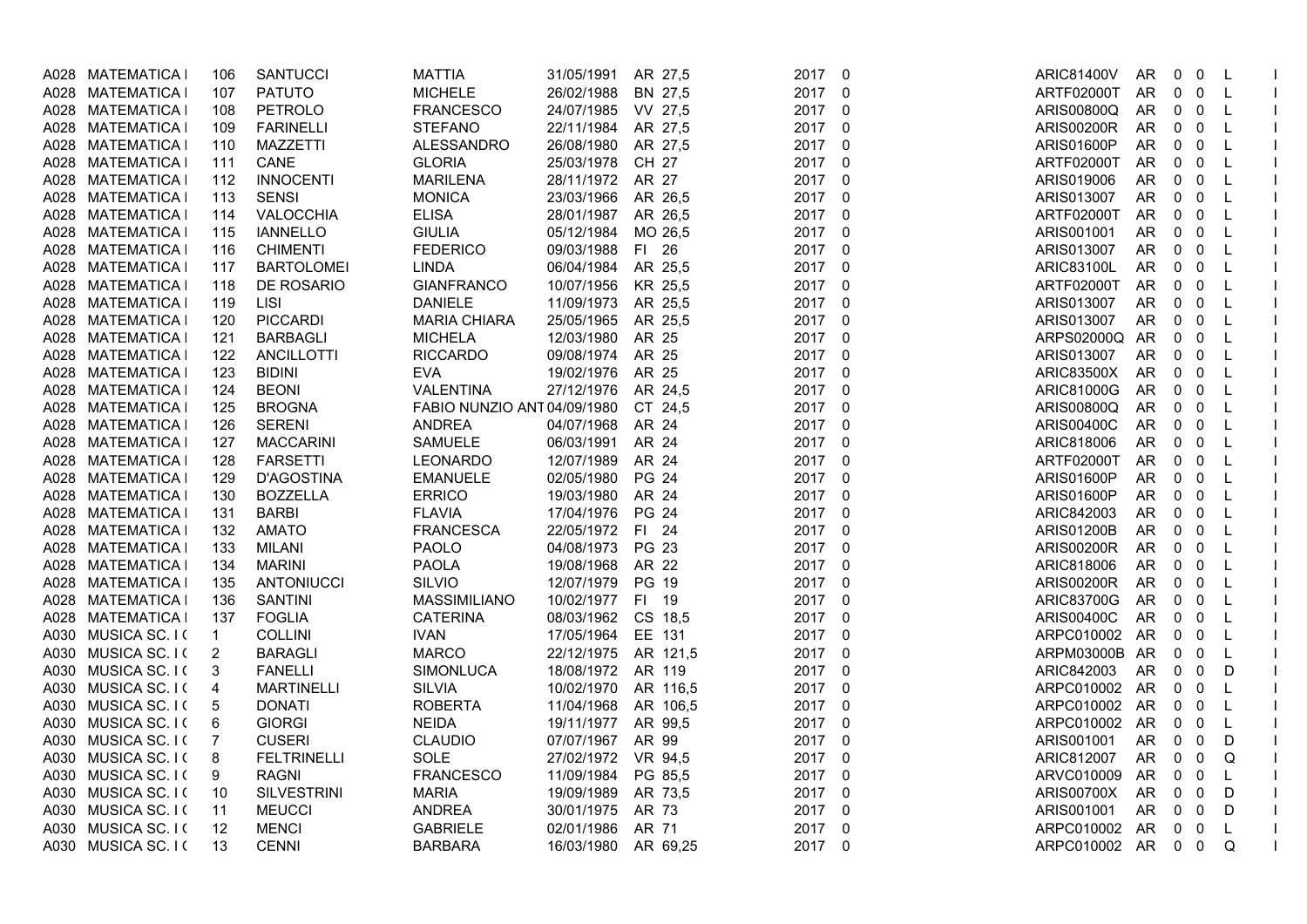| | | | | | | | | | | | | | | | |
|---|---|---|---|---|---|---|---|---|---|---|---|---|---|---|---|
| A028 | MATEMATICA I | 106 | SANTUCCI | MATTIA | 31/05/1991 | AR | 27,5 | 2017 | 0 | ARIC81400V | AR | 0 | 0 | L | I |
| A028 | MATEMATICA I | 107 | PATUTO | MICHELE | 26/02/1988 | BN | 27,5 | 2017 | 0 | ARTF02000T | AR | 0 | 0 | L | I |
| A028 | MATEMATICA I | 108 | PETROLO | FRANCESCO | 24/07/1985 | VV | 27,5 | 2017 | 0 | ARIS00800Q | AR | 0 | 0 | L | I |
| A028 | MATEMATICA I | 109 | FARINELLI | STEFANO | 22/11/1984 | AR | 27,5 | 2017 | 0 | ARIS00200R | AR | 0 | 0 | L | I |
| A028 | MATEMATICA I | 110 | MAZZETTI | ALESSANDRO | 26/08/1980 | AR | 27,5 | 2017 | 0 | ARIS01600P | AR | 0 | 0 | L | I |
| A028 | MATEMATICA I | 111 | CANE | GLORIA | 25/03/1978 | CH | 27 | 2017 | 0 | ARTF02000T | AR | 0 | 0 | L | I |
| A028 | MATEMATICA I | 112 | INNOCENTI | MARILENA | 28/11/1972 | AR | 27 | 2017 | 0 | ARIS019006 | AR | 0 | 0 | L | I |
| A028 | MATEMATICA I | 113 | SENSI | MONICA | 23/03/1966 | AR | 26,5 | 2017 | 0 | ARIS013007 | AR | 0 | 0 | L | I |
| A028 | MATEMATICA I | 114 | VALOCCHIA | ELISA | 28/01/1987 | AR | 26,5 | 2017 | 0 | ARTF02000T | AR | 0 | 0 | L | I |
| A028 | MATEMATICA I | 115 | IANNELLO | GIULIA | 05/12/1984 | MO | 26,5 | 2017 | 0 | ARIS001001 | AR | 0 | 0 | L | I |
| A028 | MATEMATICA I | 116 | CHIMENTI | FEDERICO | 09/03/1988 | FI | 26 | 2017 | 0 | ARIS013007 | AR | 0 | 0 | L | I |
| A028 | MATEMATICA I | 117 | BARTOLOMEI | LINDA | 06/04/1984 | AR | 25,5 | 2017 | 0 | ARIC83100L | AR | 0 | 0 | L | I |
| A028 | MATEMATICA I | 118 | DE ROSARIO | GIANFRANCO | 10/07/1956 | KR | 25,5 | 2017 | 0 | ARTF02000T | AR | 0 | 0 | L | I |
| A028 | MATEMATICA I | 119 | LISI | DANIELE | 11/09/1973 | AR | 25,5 | 2017 | 0 | ARIS013007 | AR | 0 | 0 | L | I |
| A028 | MATEMATICA I | 120 | PICCARDI | MARIA CHIARA | 25/05/1965 | AR | 25,5 | 2017 | 0 | ARIS013007 | AR | 0 | 0 | L | I |
| A028 | MATEMATICA I | 121 | BARBAGLI | MICHELA | 12/03/1980 | AR | 25 | 2017 | 0 | ARPS02000Q | AR | 0 | 0 | L | I |
| A028 | MATEMATICA I | 122 | ANCILLOTTI | RICCARDO | 09/08/1974 | AR | 25 | 2017 | 0 | ARIS013007 | AR | 0 | 0 | L | I |
| A028 | MATEMATICA I | 123 | BIDINI | EVA | 19/02/1976 | AR | 25 | 2017 | 0 | ARIC83500X | AR | 0 | 0 | L | I |
| A028 | MATEMATICA I | 124 | BEONI | VALENTINA | 27/12/1976 | AR | 24,5 | 2017 | 0 | ARIC81000G | AR | 0 | 0 | L | I |
| A028 | MATEMATICA I | 125 | BROGNA | FABIO NUNZIO ANT | 04/09/1980 | CT | 24,5 | 2017 | 0 | ARIS00800Q | AR | 0 | 0 | L | I |
| A028 | MATEMATICA I | 126 | SERENI | ANDREA | 04/07/1968 | AR | 24 | 2017 | 0 | ARIS00400C | AR | 0 | 0 | L | I |
| A028 | MATEMATICA I | 127 | MACCARINI | SAMUELE | 06/03/1991 | AR | 24 | 2017 | 0 | ARIC818006 | AR | 0 | 0 | L | I |
| A028 | MATEMATICA I | 128 | FARSETTI | LEONARDO | 12/07/1989 | AR | 24 | 2017 | 0 | ARTF02000T | AR | 0 | 0 | L | I |
| A028 | MATEMATICA I | 129 | D'AGOSTINA | EMANUELE | 02/05/1980 | PG | 24 | 2017 | 0 | ARIS01600P | AR | 0 | 0 | L | I |
| A028 | MATEMATICA I | 130 | BOZZELLA | ERRICO | 19/03/1980 | AR | 24 | 2017 | 0 | ARIS01600P | AR | 0 | 0 | L | I |
| A028 | MATEMATICA I | 131 | BARBI | FLAVIA | 17/04/1976 | PG | 24 | 2017 | 0 | ARIC842003 | AR | 0 | 0 | L | I |
| A028 | MATEMATICA I | 132 | AMATO | FRANCESCA | 22/05/1972 | FI | 24 | 2017 | 0 | ARIS01200B | AR | 0 | 0 | L | I |
| A028 | MATEMATICA I | 133 | MILANI | PAOLO | 04/08/1973 | PG | 23 | 2017 | 0 | ARIS00200R | AR | 0 | 0 | L | I |
| A028 | MATEMATICA I | 134 | MARINI | PAOLA | 19/08/1968 | AR | 22 | 2017 | 0 | ARIC818006 | AR | 0 | 0 | L | I |
| A028 | MATEMATICA I | 135 | ANTONIUCCI | SILVIO | 12/07/1979 | PG | 19 | 2017 | 0 | ARIS00200R | AR | 0 | 0 | L | I |
| A028 | MATEMATICA I | 136 | SANTINI | MASSIMILIANO | 10/02/1977 | FI | 19 | 2017 | 0 | ARIC83700G | AR | 0 | 0 | L | I |
| A028 | MATEMATICA I | 137 | FOGLIA | CATERINA | 08/03/1962 | CS | 18,5 | 2017 | 0 | ARIS00400C | AR | 0 | 0 | L | I |
| A030 | MUSICA SC. I ( | 1 | COLLINI | IVAN | 17/05/1964 | EE | 131 | 2017 | 0 | ARPC010002 | AR | 0 | 0 | L | I |
| A030 | MUSICA SC. I ( | 2 | BARAGLI | MARCO | 22/12/1975 | AR | 121,5 | 2017 | 0 | ARPM03000B | AR | 0 | 0 | L | I |
| A030 | MUSICA SC. I ( | 3 | FANELLI | SIMONLUCA | 18/08/1972 | AR | 119 | 2017 | 0 | ARIC842003 | AR | 0 | 0 | D | I |
| A030 | MUSICA SC. I ( | 4 | MARTINELLI | SILVIA | 10/02/1970 | AR | 116,5 | 2017 | 0 | ARPC010002 | AR | 0 | 0 | L | I |
| A030 | MUSICA SC. I ( | 5 | DONATI | ROBERTA | 11/04/1968 | AR | 106,5 | 2017 | 0 | ARPC010002 | AR | 0 | 0 | L | I |
| A030 | MUSICA SC. I ( | 6 | GIORGI | NEIDA | 19/11/1977 | AR | 99,5 | 2017 | 0 | ARPC010002 | AR | 0 | 0 | L | I |
| A030 | MUSICA SC. I ( | 7 | CUSERI | CLAUDIO | 07/07/1967 | AR | 99 | 2017 | 0 | ARIS001001 | AR | 0 | 0 | D | I |
| A030 | MUSICA SC. I ( | 8 | FELTRINELLI | SOLE | 27/02/1972 | VR | 94,5 | 2017 | 0 | ARIC812007 | AR | 0 | 0 | Q | I |
| A030 | MUSICA SC. I ( | 9 | RAGNI | FRANCESCO | 11/09/1984 | PG | 85,5 | 2017 | 0 | ARVC010009 | AR | 0 | 0 | L | I |
| A030 | MUSICA SC. I ( | 10 | SILVESTRINI | MARIA | 19/09/1989 | AR | 73,5 | 2017 | 0 | ARIS00700X | AR | 0 | 0 | D | I |
| A030 | MUSICA SC. I ( | 11 | MEUCCI | ANDREA | 30/01/1975 | AR | 73 | 2017 | 0 | ARIS001001 | AR | 0 | 0 | D | I |
| A030 | MUSICA SC. I ( | 12 | MENCI | GABRIELE | 02/01/1986 | AR | 71 | 2017 | 0 | ARPC010002 | AR | 0 | 0 | L | I |
| A030 | MUSICA SC. I ( | 13 | CENNI | BARBARA | 16/03/1980 | AR | 69,25 | 2017 | 0 | ARPC010002 | AR | 0 | 0 | Q | I |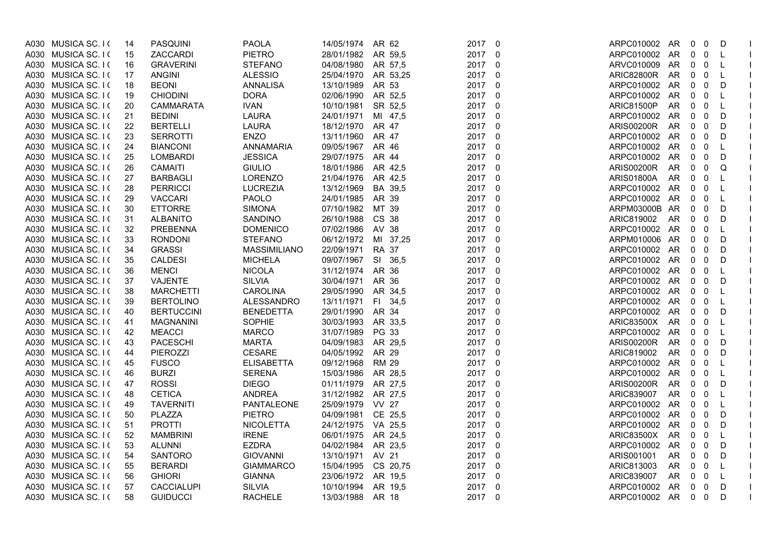| | | | | | | | | | | | | | | | |
|---|---|---|---|---|---|---|---|---|---|---|---|---|---|---|---|
| A030 | MUSICA SC. I ( | 14 | PASQUINI | PAOLA | 14/05/1974 | AR | 62 | 2017 | 0 | ARPC010002 | AR | 0 | 0 | D | I |
| A030 | MUSICA SC. I ( | 15 | ZACCARDI | PIETRO | 28/01/1982 | AR | 59,5 | 2017 | 0 | ARPC010002 | AR | 0 | 0 | L | I |
| A030 | MUSICA SC. I ( | 16 | GRAVERINI | STEFANO | 04/08/1980 | AR | 57,5 | 2017 | 0 | ARVC010009 | AR | 0 | 0 | L | I |
| A030 | MUSICA SC. I ( | 17 | ANGINI | ALESSIO | 25/04/1970 | AR | 53,25 | 2017 | 0 | ARIC82800R | AR | 0 | 0 | L | I |
| A030 | MUSICA SC. I ( | 18 | BEONI | ANNALISA | 13/10/1989 | AR | 53 | 2017 | 0 | ARPC010002 | AR | 0 | 0 | D | I |
| A030 | MUSICA SC. I ( | 19 | CHIODINI | DORA | 02/06/1990 | AR | 52,5 | 2017 | 0 | ARPC010002 | AR | 0 | 0 | L | I |
| A030 | MUSICA SC. I ( | 20 | CAMMARATA | IVAN | 10/10/1981 | SR | 52,5 | 2017 | 0 | ARIC81500P | AR | 0 | 0 | L | I |
| A030 | MUSICA SC. I ( | 21 | BEDINI | LAURA | 24/01/1971 | MI | 47,5 | 2017 | 0 | ARPC010002 | AR | 0 | 0 | D | I |
| A030 | MUSICA SC. I ( | 22 | BERTELLI | LAURA | 18/12/1970 | AR | 47 | 2017 | 0 | ARIS00200R | AR | 0 | 0 | D | I |
| A030 | MUSICA SC. I ( | 23 | SERROTTI | ENZO | 13/11/1960 | AR | 47 | 2017 | 0 | ARPC010002 | AR | 0 | 0 | D | I |
| A030 | MUSICA SC. I ( | 24 | BIANCONI | ANNAMARIA | 09/05/1967 | AR | 46 | 2017 | 0 | ARPC010002 | AR | 0 | 0 | L | I |
| A030 | MUSICA SC. I ( | 25 | LOMBARDI | JESSICA | 29/07/1975 | AR | 44 | 2017 | 0 | ARPC010002 | AR | 0 | 0 | D | I |
| A030 | MUSICA SC. I ( | 26 | CAMAITI | GIULIO | 18/01/1986 | AR | 42,5 | 2017 | 0 | ARIS00200R | AR | 0 | 0 | Q | I |
| A030 | MUSICA SC. I ( | 27 | BARBAGLI | LORENZO | 21/04/1976 | AR | 42,5 | 2017 | 0 | ARIS01800A | AR | 0 | 0 | L | I |
| A030 | MUSICA SC. I ( | 28 | PERRICCI | LUCREZIA | 13/12/1969 | BA | 39,5 | 2017 | 0 | ARPC010002 | AR | 0 | 0 | L | I |
| A030 | MUSICA SC. I ( | 29 | VACCARI | PAOLO | 24/01/1985 | AR | 39 | 2017 | 0 | ARPC010002 | AR | 0 | 0 | L | I |
| A030 | MUSICA SC. I ( | 30 | ETTORRE | SIMONA | 07/10/1982 | MT | 39 | 2017 | 0 | ARPM03000B | AR | 0 | 0 | D | I |
| A030 | MUSICA SC. I ( | 31 | ALBANITO | SANDINO | 26/10/1988 | CS | 38 | 2017 | 0 | ARIC819002 | AR | 0 | 0 | D | I |
| A030 | MUSICA SC. I ( | 32 | PREBENNA | DOMENICO | 07/02/1986 | AV | 38 | 2017 | 0 | ARPC010002 | AR | 0 | 0 | L | I |
| A030 | MUSICA SC. I ( | 33 | RONDONI | STEFANO | 06/12/1972 | MI | 37,25 | 2017 | 0 | ARPM010006 | AR | 0 | 0 | D | I |
| A030 | MUSICA SC. I ( | 34 | GRASSI | MASSIMILIANO | 22/09/1971 | RA | 37 | 2017 | 0 | ARPC010002 | AR | 0 | 0 | D | I |
| A030 | MUSICA SC. I ( | 35 | CALDESI | MICHELA | 09/07/1967 | SI | 36,5 | 2017 | 0 | ARPC010002 | AR | 0 | 0 | D | I |
| A030 | MUSICA SC. I ( | 36 | MENCI | NICOLA | 31/12/1974 | AR | 36 | 2017 | 0 | ARPC010002 | AR | 0 | 0 | L | I |
| A030 | MUSICA SC. I ( | 37 | VAJENTE | SILVIA | 30/04/1971 | AR | 36 | 2017 | 0 | ARPC010002 | AR | 0 | 0 | D | I |
| A030 | MUSICA SC. I ( | 38 | MARCHETTI | CAROLINA | 29/05/1990 | AR | 34,5 | 2017 | 0 | ARPC010002 | AR | 0 | 0 | L | I |
| A030 | MUSICA SC. I ( | 39 | BERTOLINO | ALESSANDRO | 13/11/1971 | FI | 34,5 | 2017 | 0 | ARPC010002 | AR | 0 | 0 | L | I |
| A030 | MUSICA SC. I ( | 40 | BERTUCCINI | BENEDETTA | 29/01/1990 | AR | 34 | 2017 | 0 | ARPC010002 | AR | 0 | 0 | D | I |
| A030 | MUSICA SC. I ( | 41 | MAGNANINI | SOPHIE | 30/03/1993 | AR | 33,5 | 2017 | 0 | ARIC83500X | AR | 0 | 0 | L | I |
| A030 | MUSICA SC. I ( | 42 | MEACCI | MARCO | 31/07/1989 | PG | 33 | 2017 | 0 | ARPC010002 | AR | 0 | 0 | L | I |
| A030 | MUSICA SC. I ( | 43 | PACESCHI | MARTA | 04/09/1983 | AR | 29,5 | 2017 | 0 | ARIS00200R | AR | 0 | 0 | D | I |
| A030 | MUSICA SC. I ( | 44 | PIEROZZI | CESARE | 04/05/1992 | AR | 29 | 2017 | 0 | ARIC819002 | AR | 0 | 0 | D | I |
| A030 | MUSICA SC. I ( | 45 | FUSCO | ELISABETTA | 09/12/1968 | RM | 29 | 2017 | 0 | ARPC010002 | AR | 0 | 0 | L | I |
| A030 | MUSICA SC. I ( | 46 | BURZI | SERENA | 15/03/1986 | AR | 28,5 | 2017 | 0 | ARPC010002 | AR | 0 | 0 | L | I |
| A030 | MUSICA SC. I ( | 47 | ROSSI | DIEGO | 01/11/1979 | AR | 27,5 | 2017 | 0 | ARIS00200R | AR | 0 | 0 | D | I |
| A030 | MUSICA SC. I ( | 48 | CETICA | ANDREA | 31/12/1982 | AR | 27,5 | 2017 | 0 | ARIC839007 | AR | 0 | 0 | L | I |
| A030 | MUSICA SC. I ( | 49 | TAVERNITI | PANTALEONE | 25/09/1979 | VV | 27 | 2017 | 0 | ARPC010002 | AR | 0 | 0 | L | I |
| A030 | MUSICA SC. I ( | 50 | PLAZZA | PIETRO | 04/09/1981 | CE | 25,5 | 2017 | 0 | ARPC010002 | AR | 0 | 0 | D | I |
| A030 | MUSICA SC. I ( | 51 | PROTTI | NICOLETTA | 24/12/1975 | VA | 25,5 | 2017 | 0 | ARPC010002 | AR | 0 | 0 | D | I |
| A030 | MUSICA SC. I ( | 52 | MAMBRINI | IRENE | 06/01/1975 | AR | 24,5 | 2017 | 0 | ARIC83500X | AR | 0 | 0 | L | I |
| A030 | MUSICA SC. I ( | 53 | ALUNNI | EZDRA | 04/02/1984 | AR | 23,5 | 2017 | 0 | ARPC010002 | AR | 0 | 0 | D | I |
| A030 | MUSICA SC. I ( | 54 | SANTORO | GIOVANNI | 13/10/1971 | AV | 21 | 2017 | 0 | ARIS001001 | AR | 0 | 0 | D | I |
| A030 | MUSICA SC. I ( | 55 | BERARDI | GIAMMARCO | 15/04/1995 | CS | 20,75 | 2017 | 0 | ARIC813003 | AR | 0 | 0 | L | I |
| A030 | MUSICA SC. I ( | 56 | GHIORI | GIANNA | 23/06/1972 | AR | 19,5 | 2017 | 0 | ARIC839007 | AR | 0 | 0 | L | I |
| A030 | MUSICA SC. I ( | 57 | CACCIALUPI | SILVIA | 10/10/1994 | AR | 19,5 | 2017 | 0 | ARPC010002 | AR | 0 | 0 | D | I |
| A030 | MUSICA SC. I ( | 58 | GUIDUCCI | RACHELE | 13/03/1988 | AR | 18 | 2017 | 0 | ARPC010002 | AR | 0 | 0 | D | I |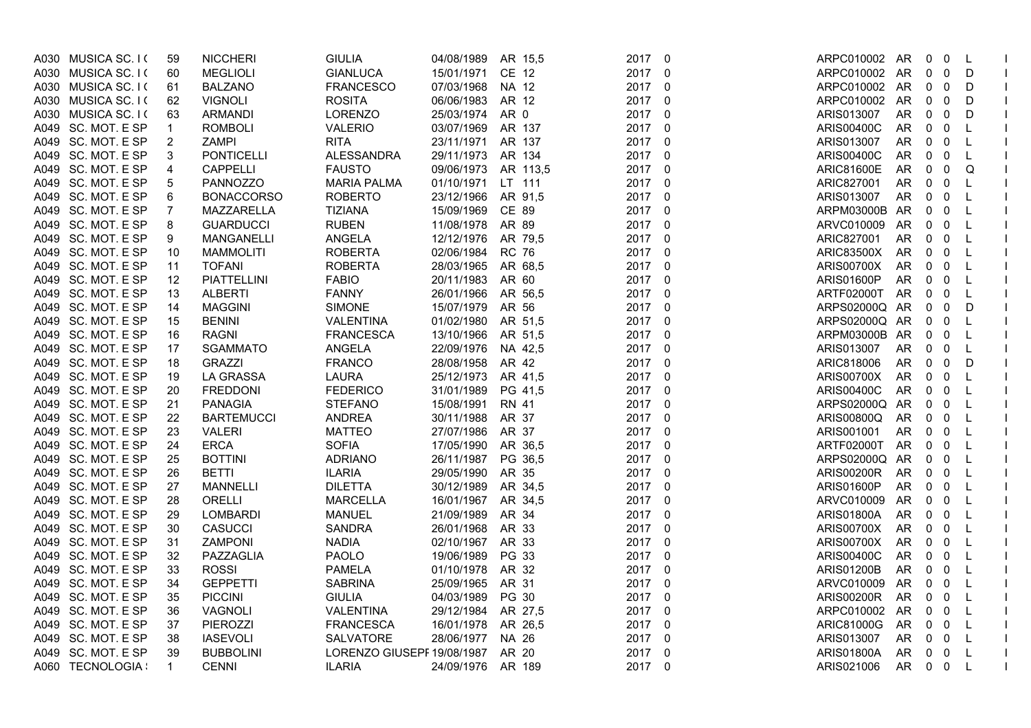| | | | | | | | | | | | | | | | | |
|---|---|---|---|---|---|---|---|---|---|---|---|---|---|---|---|---|
| A030 | MUSICA SC. I ( | 59 | NICCHERI | GIULIA | 04/08/1989 | AR | 15,5 | 2017 | 0 | ARPC010002 | AR | 0 | 0 | L | | I |
| A030 | MUSICA SC. I ( | 60 | MEGLIOLI | GIANLUCA | 15/01/1971 | CE | 12 | 2017 | 0 | ARPC010002 | AR | 0 | 0 | D | | I |
| A030 | MUSICA SC. I ( | 61 | BALZANO | FRANCESCO | 07/03/1968 | NA | 12 | 2017 | 0 | ARPC010002 | AR | 0 | 0 | D | | I |
| A030 | MUSICA SC. I ( | 62 | VIGNOLI | ROSITA | 06/06/1983 | AR | 12 | 2017 | 0 | ARPC010002 | AR | 0 | 0 | D | | I |
| A030 | MUSICA SC. I ( | 63 | ARMANDI | LORENZO | 25/03/1974 | AR | 0 | 2017 | 0 | ARIS013007 | AR | 0 | 0 | D | | I |
| A049 | SC. MOT. E SP | 1 | ROMBOLI | VALERIO | 03/07/1969 | AR | 137 | 2017 | 0 | ARIS00400C | AR | 0 | 0 | L | | I |
| A049 | SC. MOT. E SP | 2 | ZAMPI | RITA | 23/11/1971 | AR | 137 | 2017 | 0 | ARIS013007 | AR | 0 | 0 | L | | I |
| A049 | SC. MOT. E SP | 3 | PONTICELLI | ALESSANDRA | 29/11/1973 | AR | 134 | 2017 | 0 | ARIS00400C | AR | 0 | 0 | L | | I |
| A049 | SC. MOT. E SP | 4 | CAPPELLI | FAUSTO | 09/06/1973 | AR | 113,5 | 2017 | 0 | ARIC81600E | AR | 0 | 0 | Q | | I |
| A049 | SC. MOT. E SP | 5 | PANNOZZO | MARIA PALMA | 01/10/1971 | LT | 111 | 2017 | 0 | ARIC827001 | AR | 0 | 0 | L | | I |
| A049 | SC. MOT. E SP | 6 | BONACCORSO | ROBERTO | 23/12/1966 | AR | 91,5 | 2017 | 0 | ARIS013007 | AR | 0 | 0 | L | | I |
| A049 | SC. MOT. E SP | 7 | MAZZARELLA | TIZIANA | 15/09/1969 | CE | 89 | 2017 | 0 | ARPM03000B | AR | 0 | 0 | L | | I |
| A049 | SC. MOT. E SP | 8 | GUARDUCCI | RUBEN | 11/08/1978 | AR | 89 | 2017 | 0 | ARVC010009 | AR | 0 | 0 | L | | I |
| A049 | SC. MOT. E SP | 9 | MANGANELLI | ANGELA | 12/12/1976 | AR | 79,5 | 2017 | 0 | ARIC827001 | AR | 0 | 0 | L | | I |
| A049 | SC. MOT. E SP | 10 | MAMMOLITI | ROBERTA | 02/06/1984 | RC | 76 | 2017 | 0 | ARIC83500X | AR | 0 | 0 | L | | I |
| A049 | SC. MOT. E SP | 11 | TOFANI | ROBERTA | 28/03/1965 | AR | 68,5 | 2017 | 0 | ARIS00700X | AR | 0 | 0 | L | | I |
| A049 | SC. MOT. E SP | 12 | PIATTELLINI | FABIO | 20/11/1983 | AR | 60 | 2017 | 0 | ARIS01600P | AR | 0 | 0 | L | | I |
| A049 | SC. MOT. E SP | 13 | ALBERTI | FANNY | 26/01/1966 | AR | 56,5 | 2017 | 0 | ARTF02000T | AR | 0 | 0 | L | | I |
| A049 | SC. MOT. E SP | 14 | MAGGINI | SIMONE | 15/07/1979 | AR | 56 | 2017 | 0 | ARPS02000Q | AR | 0 | 0 | D | | I |
| A049 | SC. MOT. E SP | 15 | BENINI | VALENTINA | 01/02/1980 | AR | 51,5 | 2017 | 0 | ARPS02000Q | AR | 0 | 0 | L | | I |
| A049 | SC. MOT. E SP | 16 | RAGNI | FRANCESCA | 13/10/1966 | AR | 51,5 | 2017 | 0 | ARPM03000B | AR | 0 | 0 | L | | I |
| A049 | SC. MOT. E SP | 17 | SGAMMATO | ANGELA | 22/09/1976 | NA | 42,5 | 2017 | 0 | ARIS013007 | AR | 0 | 0 | L | | I |
| A049 | SC. MOT. E SP | 18 | GRAZZI | FRANCO | 28/08/1958 | AR | 42 | 2017 | 0 | ARIC818006 | AR | 0 | 0 | D | | I |
| A049 | SC. MOT. E SP | 19 | LA GRASSA | LAURA | 25/12/1973 | AR | 41,5 | 2017 | 0 | ARIS00700X | AR | 0 | 0 | L | | I |
| A049 | SC. MOT. E SP | 20 | FREDDONI | FEDERICO | 31/01/1989 | PG | 41,5 | 2017 | 0 | ARIS00400C | AR | 0 | 0 | L | | I |
| A049 | SC. MOT. E SP | 21 | PANAGIA | STEFANO | 15/08/1991 | RN | 41 | 2017 | 0 | ARPS02000Q | AR | 0 | 0 | L | | I |
| A049 | SC. MOT. E SP | 22 | BARTEMUCCI | ANDREA | 30/11/1988 | AR | 37 | 2017 | 0 | ARIS00800Q | AR | 0 | 0 | L | | I |
| A049 | SC. MOT. E SP | 23 | VALERI | MATTEO | 27/07/1986 | AR | 37 | 2017 | 0 | ARIS001001 | AR | 0 | 0 | L | | I |
| A049 | SC. MOT. E SP | 24 | ERCA | SOFIA | 17/05/1990 | AR | 36,5 | 2017 | 0 | ARTF02000T | AR | 0 | 0 | L | | I |
| A049 | SC. MOT. E SP | 25 | BOTTINI | ADRIANO | 26/11/1987 | PG | 36,5 | 2017 | 0 | ARPS02000Q | AR | 0 | 0 | L | | I |
| A049 | SC. MOT. E SP | 26 | BETTI | ILARIA | 29/05/1990 | AR | 35 | 2017 | 0 | ARIS00200R | AR | 0 | 0 | L | | I |
| A049 | SC. MOT. E SP | 27 | MANNELLI | DILETTA | 30/12/1989 | AR | 34,5 | 2017 | 0 | ARIS01600P | AR | 0 | 0 | L | | I |
| A049 | SC. MOT. E SP | 28 | ORELLI | MARCELLA | 16/01/1967 | AR | 34,5 | 2017 | 0 | ARVC010009 | AR | 0 | 0 | L | | I |
| A049 | SC. MOT. E SP | 29 | LOMBARDI | MANUEL | 21/09/1989 | AR | 34 | 2017 | 0 | ARIS01800A | AR | 0 | 0 | L | | I |
| A049 | SC. MOT. E SP | 30 | CASUCCI | SANDRA | 26/01/1968 | AR | 33 | 2017 | 0 | ARIS00700X | AR | 0 | 0 | L | | I |
| A049 | SC. MOT. E SP | 31 | ZAMPONI | NADIA | 02/10/1967 | AR | 33 | 2017 | 0 | ARIS00700X | AR | 0 | 0 | L | | I |
| A049 | SC. MOT. E SP | 32 | PAZZAGLIA | PAOLO | 19/06/1989 | PG | 33 | 2017 | 0 | ARIS00400C | AR | 0 | 0 | L | | I |
| A049 | SC. MOT. E SP | 33 | ROSSI | PAMELA | 01/10/1978 | AR | 32 | 2017 | 0 | ARIS01200B | AR | 0 | 0 | L | | I |
| A049 | SC. MOT. E SP | 34 | GEPPETTI | SABRINA | 25/09/1965 | AR | 31 | 2017 | 0 | ARVC010009 | AR | 0 | 0 | L | | I |
| A049 | SC. MOT. E SP | 35 | PICCINI | GIULIA | 04/03/1989 | PG | 30 | 2017 | 0 | ARIS00200R | AR | 0 | 0 | L | | I |
| A049 | SC. MOT. E SP | 36 | VAGNOLI | VALENTINA | 29/12/1984 | AR | 27,5 | 2017 | 0 | ARPC010002 | AR | 0 | 0 | L | | I |
| A049 | SC. MOT. E SP | 37 | PIEROZZI | FRANCESCA | 16/01/1978 | AR | 26,5 | 2017 | 0 | ARIC81000G | AR | 0 | 0 | L | | I |
| A049 | SC. MOT. E SP | 38 | IASEVOLI | SALVATORE | 28/06/1977 | NA | 26 | 2017 | 0 | ARIS013007 | AR | 0 | 0 | L | | I |
| A049 | SC. MOT. E SP | 39 | BUBBOLINI | LORENZO GIUSEPF | 19/08/1987 | AR | 20 | 2017 | 0 | ARIS01800A | AR | 0 | 0 | L | | I |
| A060 | TECNOLOGIA : | 1 | CENNI | ILARIA | 24/09/1976 | AR | 189 | 2017 | 0 | ARIS021006 | AR | 0 | 0 | L | | I |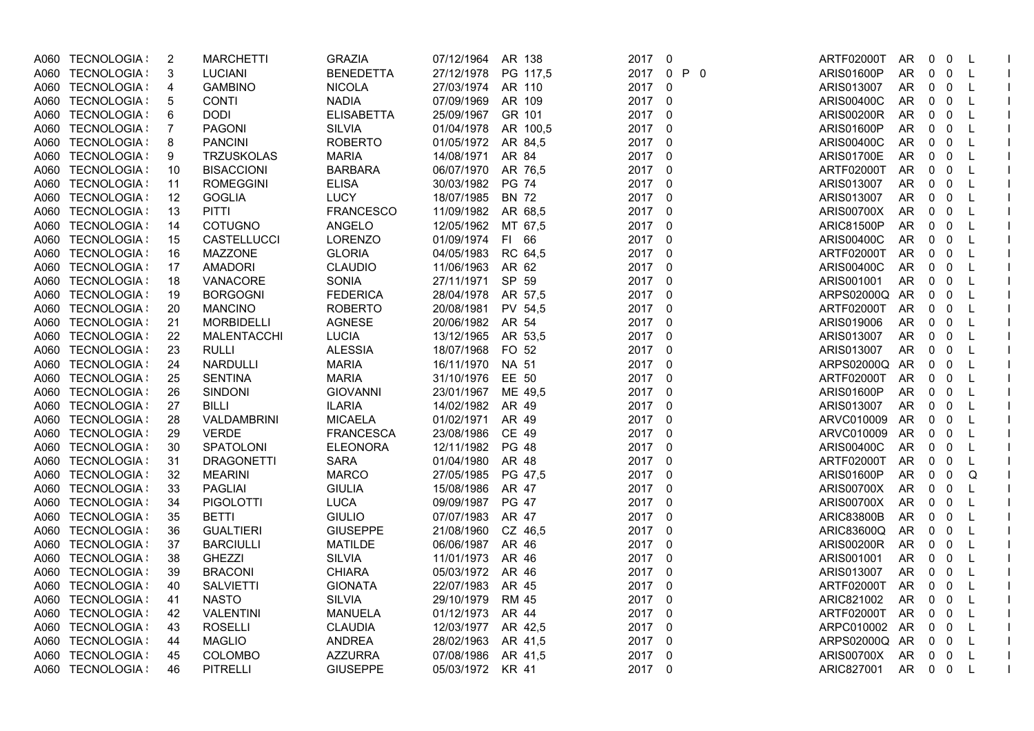| | | | | | | | | | | | | | | | | |
|---|---|---|---|---|---|---|---|---|---|---|---|---|---|---|---|---|
| A060 | TECNOLOGIA | 2 | MARCHETTI | GRAZIA | 07/12/1964 | AR | 138 | 2017 | 0 | | | ARTF02000T | AR | 0 | 0 | L |
| A060 | TECNOLOGIA | 3 | LUCIANI | BENEDETTA | 27/12/1978 | PG | 117,5 | 2017 | 0 | P | 0 | ARIS01600P | AR | 0 | 0 | L |
| A060 | TECNOLOGIA | 4 | GAMBINO | NICOLA | 27/03/1974 | AR | 110 | 2017 | 0 | | | ARIS013007 | AR | 0 | 0 | L |
| A060 | TECNOLOGIA | 5 | CONTI | NADIA | 07/09/1969 | AR | 109 | 2017 | 0 | | | ARIS00400C | AR | 0 | 0 | L |
| A060 | TECNOLOGIA | 6 | DODI | ELISABETTA | 25/09/1967 | GR | 101 | 2017 | 0 | | | ARIS00200R | AR | 0 | 0 | L |
| A060 | TECNOLOGIA | 7 | PAGONI | SILVIA | 01/04/1978 | AR | 100,5 | 2017 | 0 | | | ARIS01600P | AR | 0 | 0 | L |
| A060 | TECNOLOGIA | 8 | PANCINI | ROBERTO | 01/05/1972 | AR | 84,5 | 2017 | 0 | | | ARIS00400C | AR | 0 | 0 | L |
| A060 | TECNOLOGIA | 9 | TRZUSKOLAS | MARIA | 14/08/1971 | AR | 84 | 2017 | 0 | | | ARIS01700E | AR | 0 | 0 | L |
| A060 | TECNOLOGIA | 10 | BISACCIONI | BARBARA | 06/07/1970 | AR | 76,5 | 2017 | 0 | | | ARTF02000T | AR | 0 | 0 | L |
| A060 | TECNOLOGIA | 11 | ROMEGGINI | ELISA | 30/03/1982 | PG | 74 | 2017 | 0 | | | ARIS013007 | AR | 0 | 0 | L |
| A060 | TECNOLOGIA | 12 | GOGLIA | LUCY | 18/07/1985 | BN | 72 | 2017 | 0 | | | ARIS013007 | AR | 0 | 0 | L |
| A060 | TECNOLOGIA | 13 | PITTI | FRANCESCO | 11/09/1982 | AR | 68,5 | 2017 | 0 | | | ARIS00700X | AR | 0 | 0 | L |
| A060 | TECNOLOGIA | 14 | COTUGNO | ANGELO | 12/05/1962 | MT | 67,5 | 2017 | 0 | | | ARIC81500P | AR | 0 | 0 | L |
| A060 | TECNOLOGIA | 15 | CASTELLUCCI | LORENZO | 01/09/1974 | FI | 66 | 2017 | 0 | | | ARIS00400C | AR | 0 | 0 | L |
| A060 | TECNOLOGIA | 16 | MAZZONE | GLORIA | 04/05/1983 | RC | 64,5 | 2017 | 0 | | | ARTF02000T | AR | 0 | 0 | L |
| A060 | TECNOLOGIA | 17 | AMADORI | CLAUDIO | 11/06/1963 | AR | 62 | 2017 | 0 | | | ARIS00400C | AR | 0 | 0 | L |
| A060 | TECNOLOGIA | 18 | VANACORE | SONIA | 27/11/1971 | SP | 59 | 2017 | 0 | | | ARIS001001 | AR | 0 | 0 | L |
| A060 | TECNOLOGIA | 19 | BORGOGNI | FEDERICA | 28/04/1978 | AR | 57,5 | 2017 | 0 | | | ARPS02000Q | AR | 0 | 0 | L |
| A060 | TECNOLOGIA | 20 | MANCINO | ROBERTO | 20/08/1981 | PV | 54,5 | 2017 | 0 | | | ARTF02000T | AR | 0 | 0 | L |
| A060 | TECNOLOGIA | 21 | MORBIDELLI | AGNESE | 20/06/1982 | AR | 54 | 2017 | 0 | | | ARIS019006 | AR | 0 | 0 | L |
| A060 | TECNOLOGIA | 22 | MALENTACCHI | LUCIA | 13/12/1965 | AR | 53,5 | 2017 | 0 | | | ARIS013007 | AR | 0 | 0 | L |
| A060 | TECNOLOGIA | 23 | RULLI | ALESSIA | 18/07/1968 | FO | 52 | 2017 | 0 | | | ARIS013007 | AR | 0 | 0 | L |
| A060 | TECNOLOGIA | 24 | NARDULLI | MARIA | 16/11/1970 | NA | 51 | 2017 | 0 | | | ARPS02000Q | AR | 0 | 0 | L |
| A060 | TECNOLOGIA | 25 | SENTINA | MARIA | 31/10/1976 | EE | 50 | 2017 | 0 | | | ARTF02000T | AR | 0 | 0 | L |
| A060 | TECNOLOGIA | 26 | SINDONI | GIOVANNI | 23/01/1967 | ME | 49,5 | 2017 | 0 | | | ARIS01600P | AR | 0 | 0 | L |
| A060 | TECNOLOGIA | 27 | BILLI | ILARIA | 14/02/1982 | AR | 49 | 2017 | 0 | | | ARIS013007 | AR | 0 | 0 | L |
| A060 | TECNOLOGIA | 28 | VALDAMBRINI | MICAELA | 01/02/1971 | AR | 49 | 2017 | 0 | | | ARVC010009 | AR | 0 | 0 | L |
| A060 | TECNOLOGIA | 29 | VERDE | FRANCESCA | 23/08/1986 | CE | 49 | 2017 | 0 | | | ARVC010009 | AR | 0 | 0 | L |
| A060 | TECNOLOGIA | 30 | SPATOLONI | ELEONORA | 12/11/1982 | PG | 48 | 2017 | 0 | | | ARIS00400C | AR | 0 | 0 | L |
| A060 | TECNOLOGIA | 31 | DRAGONETTI | SARA | 01/04/1980 | AR | 48 | 2017 | 0 | | | ARTF02000T | AR | 0 | 0 | L |
| A060 | TECNOLOGIA | 32 | MEARINI | MARCO | 27/05/1985 | PG | 47,5 | 2017 | 0 | | | ARIS01600P | AR | 0 | 0 | Q |
| A060 | TECNOLOGIA | 33 | PAGLIAI | GIULIA | 15/08/1986 | AR | 47 | 2017 | 0 | | | ARIS00700X | AR | 0 | 0 | L |
| A060 | TECNOLOGIA | 34 | PIGOLOTTI | LUCA | 09/09/1987 | PG | 47 | 2017 | 0 | | | ARIS00700X | AR | 0 | 0 | L |
| A060 | TECNOLOGIA | 35 | BETTI | GIULIO | 07/07/1983 | AR | 47 | 2017 | 0 | | | ARIC83800B | AR | 0 | 0 | L |
| A060 | TECNOLOGIA | 36 | GUALTIERI | GIUSEPPE | 21/08/1960 | CZ | 46,5 | 2017 | 0 | | | ARIC83600Q | AR | 0 | 0 | L |
| A060 | TECNOLOGIA | 37 | BARCIULLI | MATILDE | 06/06/1987 | AR | 46 | 2017 | 0 | | | ARIS00200R | AR | 0 | 0 | L |
| A060 | TECNOLOGIA | 38 | GHEZZI | SILVIA | 11/01/1973 | AR | 46 | 2017 | 0 | | | ARIS001001 | AR | 0 | 0 | L |
| A060 | TECNOLOGIA | 39 | BRACONI | CHIARA | 05/03/1972 | AR | 46 | 2017 | 0 | | | ARIS013007 | AR | 0 | 0 | L |
| A060 | TECNOLOGIA | 40 | SALVIETTI | GIONATA | 22/07/1983 | AR | 45 | 2017 | 0 | | | ARTF02000T | AR | 0 | 0 | L |
| A060 | TECNOLOGIA | 41 | NASTO | SILVIA | 29/10/1979 | RM | 45 | 2017 | 0 | | | ARIC821002 | AR | 0 | 0 | L |
| A060 | TECNOLOGIA | 42 | VALENTINI | MANUELA | 01/12/1973 | AR | 44 | 2017 | 0 | | | ARTF02000T | AR | 0 | 0 | L |
| A060 | TECNOLOGIA | 43 | ROSELLI | CLAUDIA | 12/03/1977 | AR | 42,5 | 2017 | 0 | | | ARPC010002 | AR | 0 | 0 | L |
| A060 | TECNOLOGIA | 44 | MAGLIO | ANDREA | 28/02/1963 | AR | 41,5 | 2017 | 0 | | | ARPS02000Q | AR | 0 | 0 | L |
| A060 | TECNOLOGIA | 45 | COLOMBO | AZZURRA | 07/08/1986 | AR | 41,5 | 2017 | 0 | | | ARIS00700X | AR | 0 | 0 | L |
| A060 | TECNOLOGIA | 46 | PITRELLI | GIUSEPPE | 05/03/1972 | KR | 41 | 2017 | 0 | | | ARIC827001 | AR | 0 | 0 | L |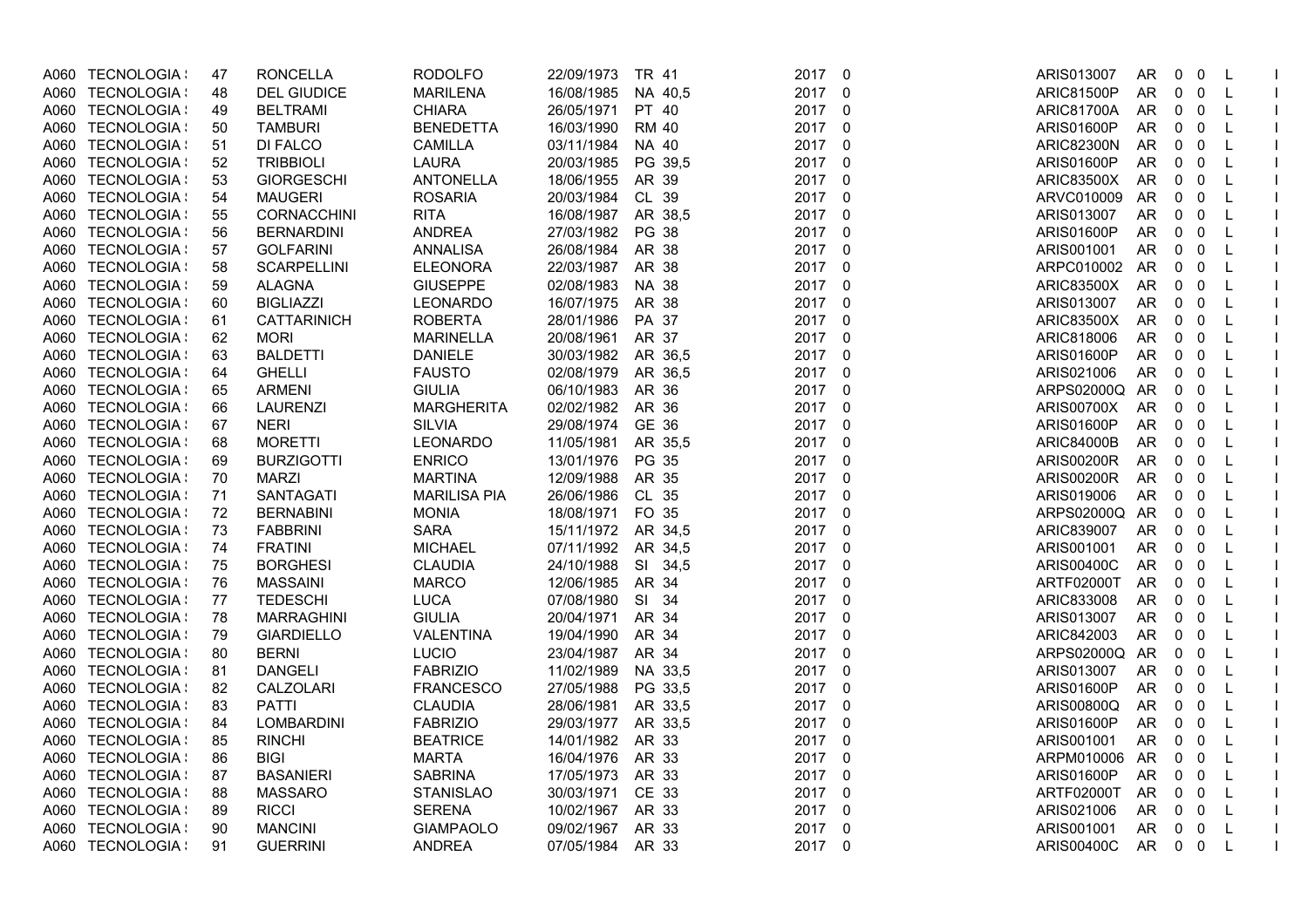| | | | | | | | | | | | | | | | |
|---|---|---|---|---|---|---|---|---|---|---|---|---|---|---|---|
| A060 | TECNOLOGIA ! | 47 | RONCELLA | RODOLFO | 22/09/1973 | TR | 41 | 2017 | 0 | ARIS013007 | AR | 0 | 0 | L | I |
| A060 | TECNOLOGIA ! | 48 | DEL GIUDICE | MARILENA | 16/08/1985 | NA | 40,5 | 2017 | 0 | ARIC81500P | AR | 0 | 0 | L | I |
| A060 | TECNOLOGIA ! | 49 | BELTRAMI | CHIARA | 26/05/1971 | PT | 40 | 2017 | 0 | ARIC81700A | AR | 0 | 0 | L | I |
| A060 | TECNOLOGIA ! | 50 | TAMBURI | BENEDETTA | 16/03/1990 | RM | 40 | 2017 | 0 | ARIS01600P | AR | 0 | 0 | L | I |
| A060 | TECNOLOGIA ! | 51 | DI FALCO | CAMILLA | 03/11/1984 | NA | 40 | 2017 | 0 | ARIC82300N | AR | 0 | 0 | L | I |
| A060 | TECNOLOGIA ! | 52 | TRIBBIOLI | LAURA | 20/03/1985 | PG | 39,5 | 2017 | 0 | ARIS01600P | AR | 0 | 0 | L | I |
| A060 | TECNOLOGIA ! | 53 | GIORGESCHI | ANTONELLA | 18/06/1955 | AR | 39 | 2017 | 0 | ARIC83500X | AR | 0 | 0 | L | I |
| A060 | TECNOLOGIA ! | 54 | MAUGERI | ROSARIA | 20/03/1984 | CL | 39 | 2017 | 0 | ARVC010009 | AR | 0 | 0 | L | I |
| A060 | TECNOLOGIA ! | 55 | CORNACCHINI | RITA | 16/08/1987 | AR | 38,5 | 2017 | 0 | ARIS013007 | AR | 0 | 0 | L | I |
| A060 | TECNOLOGIA ! | 56 | BERNARDINI | ANDREA | 27/03/1982 | PG | 38 | 2017 | 0 | ARIS01600P | AR | 0 | 0 | L | I |
| A060 | TECNOLOGIA ! | 57 | GOLFARINI | ANNALISA | 26/08/1984 | AR | 38 | 2017 | 0 | ARIS001001 | AR | 0 | 0 | L | I |
| A060 | TECNOLOGIA ! | 58 | SCARPELLINI | ELEONORA | 22/03/1987 | AR | 38 | 2017 | 0 | ARPC010002 | AR | 0 | 0 | L | I |
| A060 | TECNOLOGIA ! | 59 | ALAGNA | GIUSEPPE | 02/08/1983 | NA | 38 | 2017 | 0 | ARIC83500X | AR | 0 | 0 | L | I |
| A060 | TECNOLOGIA ! | 60 | BIGLIAZZI | LEONARDO | 16/07/1975 | AR | 38 | 2017 | 0 | ARIS013007 | AR | 0 | 0 | L | I |
| A060 | TECNOLOGIA ! | 61 | CATTARINICH | ROBERTA | 28/01/1986 | PA | 37 | 2017 | 0 | ARIC83500X | AR | 0 | 0 | L | I |
| A060 | TECNOLOGIA ! | 62 | MORI | MARINELLA | 20/08/1961 | AR | 37 | 2017 | 0 | ARIC818006 | AR | 0 | 0 | L | I |
| A060 | TECNOLOGIA ! | 63 | BALDETTI | DANIELE | 30/03/1982 | AR | 36,5 | 2017 | 0 | ARIS01600P | AR | 0 | 0 | L | I |
| A060 | TECNOLOGIA ! | 64 | GHELLI | FAUSTO | 02/08/1979 | AR | 36,5 | 2017 | 0 | ARIS021006 | AR | 0 | 0 | L | I |
| A060 | TECNOLOGIA ! | 65 | ARMENI | GIULIA | 06/10/1983 | AR | 36 | 2017 | 0 | ARPS02000Q | AR | 0 | 0 | L | I |
| A060 | TECNOLOGIA ! | 66 | LAURENZI | MARGHERITA | 02/02/1982 | AR | 36 | 2017 | 0 | ARIS00700X | AR | 0 | 0 | L | I |
| A060 | TECNOLOGIA ! | 67 | NERI | SILVIA | 29/08/1974 | GE | 36 | 2017 | 0 | ARIS01600P | AR | 0 | 0 | L | I |
| A060 | TECNOLOGIA ! | 68 | MORETTI | LEONARDO | 11/05/1981 | AR | 35,5 | 2017 | 0 | ARIC84000B | AR | 0 | 0 | L | I |
| A060 | TECNOLOGIA ! | 69 | BURZIGOTTI | ENRICO | 13/01/1976 | PG | 35 | 2017 | 0 | ARIS00200R | AR | 0 | 0 | L | I |
| A060 | TECNOLOGIA ! | 70 | MARZI | MARTINA | 12/09/1988 | AR | 35 | 2017 | 0 | ARIS00200R | AR | 0 | 0 | L | I |
| A060 | TECNOLOGIA ! | 71 | SANTAGATI | MARILISA PIA | 26/06/1986 | CL | 35 | 2017 | 0 | ARIS019006 | AR | 0 | 0 | L | I |
| A060 | TECNOLOGIA ! | 72 | BERNABINI | MONIA | 18/08/1971 | FO | 35 | 2017 | 0 | ARPS02000Q | AR | 0 | 0 | L | I |
| A060 | TECNOLOGIA ! | 73 | FABBRINI | SARA | 15/11/1972 | AR | 34,5 | 2017 | 0 | ARIC839007 | AR | 0 | 0 | L | I |
| A060 | TECNOLOGIA ! | 74 | FRATINI | MICHAEL | 07/11/1992 | AR | 34,5 | 2017 | 0 | ARIS001001 | AR | 0 | 0 | L | I |
| A060 | TECNOLOGIA ! | 75 | BORGHESI | CLAUDIA | 24/10/1988 | SI | 34,5 | 2017 | 0 | ARIS00400C | AR | 0 | 0 | L | I |
| A060 | TECNOLOGIA ! | 76 | MASSAINI | MARCO | 12/06/1985 | AR | 34 | 2017 | 0 | ARTF02000T | AR | 0 | 0 | L | I |
| A060 | TECNOLOGIA ! | 77 | TEDESCHI | LUCA | 07/08/1980 | SI | 34 | 2017 | 0 | ARIC833008 | AR | 0 | 0 | L | I |
| A060 | TECNOLOGIA ! | 78 | MARRAGHINI | GIULIA | 20/04/1971 | AR | 34 | 2017 | 0 | ARIS013007 | AR | 0 | 0 | L | I |
| A060 | TECNOLOGIA ! | 79 | GIARDIELLO | VALENTINA | 19/04/1990 | AR | 34 | 2017 | 0 | ARIC842003 | AR | 0 | 0 | L | I |
| A060 | TECNOLOGIA ! | 80 | BERNI | LUCIO | 23/04/1987 | AR | 34 | 2017 | 0 | ARPS02000Q | AR | 0 | 0 | L | I |
| A060 | TECNOLOGIA ! | 81 | DANGELI | FABRIZIO | 11/02/1989 | NA | 33,5 | 2017 | 0 | ARIS013007 | AR | 0 | 0 | L | I |
| A060 | TECNOLOGIA ! | 82 | CALZOLARI | FRANCESCO | 27/05/1988 | PG | 33,5 | 2017 | 0 | ARIS01600P | AR | 0 | 0 | L | I |
| A060 | TECNOLOGIA ! | 83 | PATTI | CLAUDIA | 28/06/1981 | AR | 33,5 | 2017 | 0 | ARIS00800Q | AR | 0 | 0 | L | I |
| A060 | TECNOLOGIA ! | 84 | LOMBARDINI | FABRIZIO | 29/03/1977 | AR | 33,5 | 2017 | 0 | ARIS01600P | AR | 0 | 0 | L | I |
| A060 | TECNOLOGIA ! | 85 | RINCHI | BEATRICE | 14/01/1982 | AR | 33 | 2017 | 0 | ARIS001001 | AR | 0 | 0 | L | I |
| A060 | TECNOLOGIA ! | 86 | BIGI | MARTA | 16/04/1976 | AR | 33 | 2017 | 0 | ARPM010006 | AR | 0 | 0 | L | I |
| A060 | TECNOLOGIA ! | 87 | BASANIERI | SABRINA | 17/05/1973 | AR | 33 | 2017 | 0 | ARIS01600P | AR | 0 | 0 | L | I |
| A060 | TECNOLOGIA ! | 88 | MASSARO | STANISLAO | 30/03/1971 | CE | 33 | 2017 | 0 | ARTF02000T | AR | 0 | 0 | L | I |
| A060 | TECNOLOGIA ! | 89 | RICCI | SERENA | 10/02/1967 | AR | 33 | 2017 | 0 | ARIS021006 | AR | 0 | 0 | L | I |
| A060 | TECNOLOGIA ! | 90 | MANCINI | GIAMPAOLO | 09/02/1967 | AR | 33 | 2017 | 0 | ARIS001001 | AR | 0 | 0 | L | I |
| A060 | TECNOLOGIA ! | 91 | GUERRINI | ANDREA | 07/05/1984 | AR | 33 | 2017 | 0 | ARIS00400C | AR | 0 | 0 | L | I |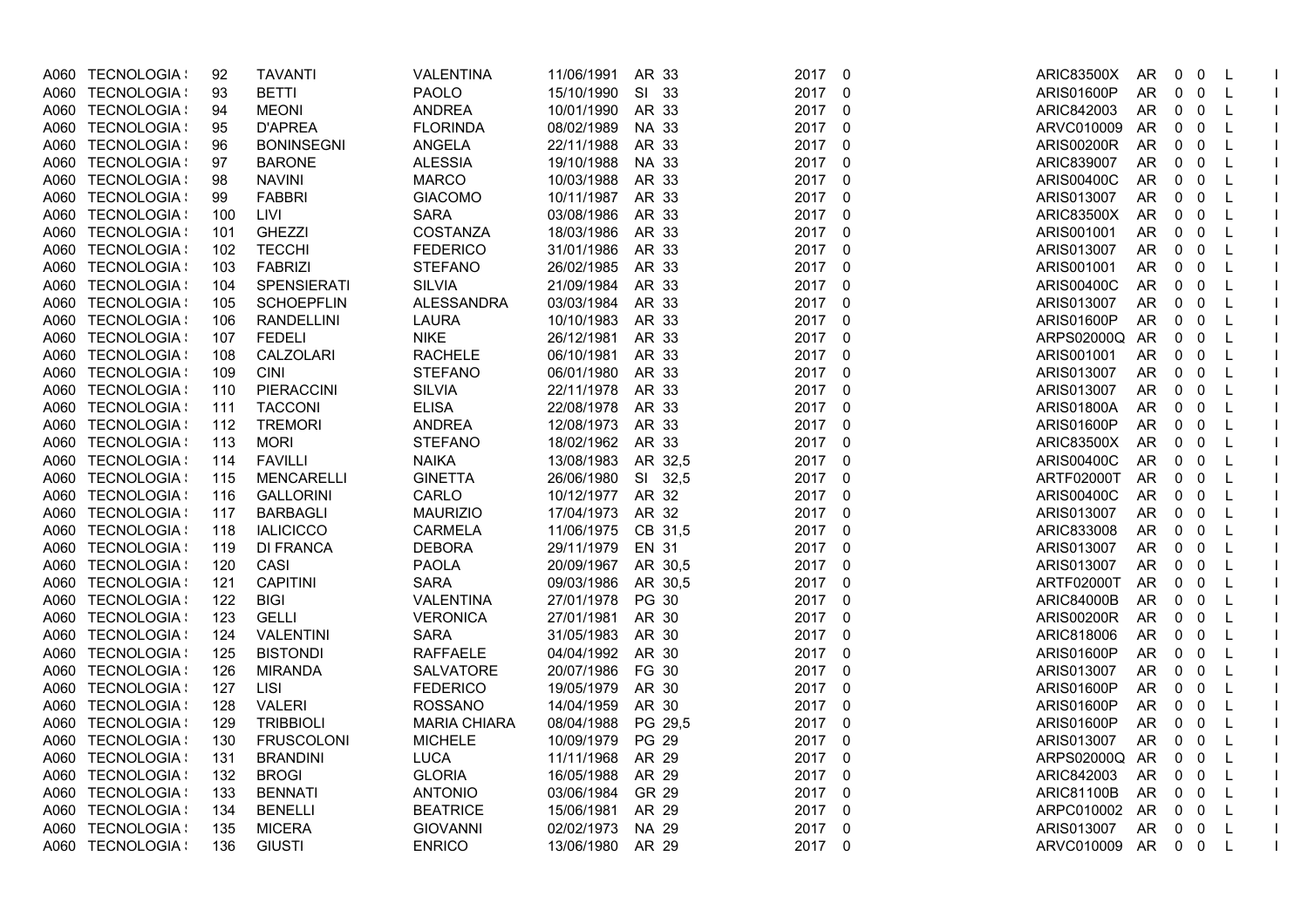| | | | | | | | | | | | | | | | |
|---|---|---|---|---|---|---|---|---|---|---|---|---|---|---|---|
| A060 | TECNOLOGIA : | 92 | TAVANTI | VALENTINA | 11/06/1991 | AR | 33 | 2017 | 0 | ARIC83500X | AR | 0 | 0 | L | I |
| A060 | TECNOLOGIA : | 93 | BETTI | PAOLO | 15/10/1990 | SI | 33 | 2017 | 0 | ARIS01600P | AR | 0 | 0 | L | I |
| A060 | TECNOLOGIA : | 94 | MEONI | ANDREA | 10/01/1990 | AR | 33 | 2017 | 0 | ARIC842003 | AR | 0 | 0 | L | I |
| A060 | TECNOLOGIA : | 95 | D'APREA | FLORINDA | 08/02/1989 | NA | 33 | 2017 | 0 | ARVC010009 | AR | 0 | 0 | L | I |
| A060 | TECNOLOGIA : | 96 | BONINSEGNI | ANGELA | 22/11/1988 | AR | 33 | 2017 | 0 | ARIS00200R | AR | 0 | 0 | L | I |
| A060 | TECNOLOGIA : | 97 | BARONE | ALESSIA | 19/10/1988 | NA | 33 | 2017 | 0 | ARIC839007 | AR | 0 | 0 | L | I |
| A060 | TECNOLOGIA : | 98 | NAVINI | MARCO | 10/03/1988 | AR | 33 | 2017 | 0 | ARIS00400C | AR | 0 | 0 | L | I |
| A060 | TECNOLOGIA : | 99 | FABBRI | GIACOMO | 10/11/1987 | AR | 33 | 2017 | 0 | ARIS013007 | AR | 0 | 0 | L | I |
| A060 | TECNOLOGIA : | 100 | LIVI | SARA | 03/08/1986 | AR | 33 | 2017 | 0 | ARIC83500X | AR | 0 | 0 | L | I |
| A060 | TECNOLOGIA : | 101 | GHEZZI | COSTANZA | 18/03/1986 | AR | 33 | 2017 | 0 | ARIS001001 | AR | 0 | 0 | L | I |
| A060 | TECNOLOGIA : | 102 | TECCHI | FEDERICO | 31/01/1986 | AR | 33 | 2017 | 0 | ARIS013007 | AR | 0 | 0 | L | I |
| A060 | TECNOLOGIA : | 103 | FABRIZI | STEFANO | 26/02/1985 | AR | 33 | 2017 | 0 | ARIS001001 | AR | 0 | 0 | L | I |
| A060 | TECNOLOGIA : | 104 | SPENSIERATI | SILVIA | 21/09/1984 | AR | 33 | 2017 | 0 | ARIS00400C | AR | 0 | 0 | L | I |
| A060 | TECNOLOGIA : | 105 | SCHOEPFLIN | ALESSANDRA | 03/03/1984 | AR | 33 | 2017 | 0 | ARIS013007 | AR | 0 | 0 | L | I |
| A060 | TECNOLOGIA : | 106 | RANDELLINI | LAURA | 10/10/1983 | AR | 33 | 2017 | 0 | ARIS01600P | AR | 0 | 0 | L | I |
| A060 | TECNOLOGIA : | 107 | FEDELI | NIKE | 26/12/1981 | AR | 33 | 2017 | 0 | ARPS02000Q | AR | 0 | 0 | L | I |
| A060 | TECNOLOGIA : | 108 | CALZOLARI | RACHELE | 06/10/1981 | AR | 33 | 2017 | 0 | ARIS001001 | AR | 0 | 0 | L | I |
| A060 | TECNOLOGIA : | 109 | CINI | STEFANO | 06/01/1980 | AR | 33 | 2017 | 0 | ARIS013007 | AR | 0 | 0 | L | I |
| A060 | TECNOLOGIA : | 110 | PIERACCINI | SILVIA | 22/11/1978 | AR | 33 | 2017 | 0 | ARIS013007 | AR | 0 | 0 | L | I |
| A060 | TECNOLOGIA : | 111 | TACCONI | ELISA | 22/08/1978 | AR | 33 | 2017 | 0 | ARIS01800A | AR | 0 | 0 | L | I |
| A060 | TECNOLOGIA : | 112 | TREMORI | ANDREA | 12/08/1973 | AR | 33 | 2017 | 0 | ARIS01600P | AR | 0 | 0 | L | I |
| A060 | TECNOLOGIA : | 113 | MORI | STEFANO | 18/02/1962 | AR | 33 | 2017 | 0 | ARIC83500X | AR | 0 | 0 | L | I |
| A060 | TECNOLOGIA : | 114 | FAVILLI | NAIKA | 13/08/1983 | AR | 32,5 | 2017 | 0 | ARIS00400C | AR | 0 | 0 | L | I |
| A060 | TECNOLOGIA : | 115 | MENCARELLI | GINETTA | 26/06/1980 | SI | 32,5 | 2017 | 0 | ARTF02000T | AR | 0 | 0 | L | I |
| A060 | TECNOLOGIA : | 116 | GALLORINI | CARLO | 10/12/1977 | AR | 32 | 2017 | 0 | ARIS00400C | AR | 0 | 0 | L | I |
| A060 | TECNOLOGIA : | 117 | BARBAGLI | MAURIZIO | 17/04/1973 | AR | 32 | 2017 | 0 | ARIS013007 | AR | 0 | 0 | L | I |
| A060 | TECNOLOGIA : | 118 | IALICICCO | CARMELA | 11/06/1975 | CB | 31,5 | 2017 | 0 | ARIC833008 | AR | 0 | 0 | L | I |
| A060 | TECNOLOGIA : | 119 | DI FRANCA | DEBORA | 29/11/1979 | EN | 31 | 2017 | 0 | ARIS013007 | AR | 0 | 0 | L | I |
| A060 | TECNOLOGIA : | 120 | CASI | PAOLA | 20/09/1967 | AR | 30,5 | 2017 | 0 | ARIS013007 | AR | 0 | 0 | L | I |
| A060 | TECNOLOGIA : | 121 | CAPITINI | SARA | 09/03/1986 | AR | 30,5 | 2017 | 0 | ARTF02000T | AR | 0 | 0 | L | I |
| A060 | TECNOLOGIA : | 122 | BIGI | VALENTINA | 27/01/1978 | PG | 30 | 2017 | 0 | ARIC84000B | AR | 0 | 0 | L | I |
| A060 | TECNOLOGIA : | 123 | GELLI | VERONICA | 27/01/1981 | AR | 30 | 2017 | 0 | ARIS00200R | AR | 0 | 0 | L | I |
| A060 | TECNOLOGIA : | 124 | VALENTINI | SARA | 31/05/1983 | AR | 30 | 2017 | 0 | ARIC818006 | AR | 0 | 0 | L | I |
| A060 | TECNOLOGIA : | 125 | BISTONDI | RAFFAELE | 04/04/1992 | AR | 30 | 2017 | 0 | ARIS01600P | AR | 0 | 0 | L | I |
| A060 | TECNOLOGIA : | 126 | MIRANDA | SALVATORE | 20/07/1986 | FG | 30 | 2017 | 0 | ARIS013007 | AR | 0 | 0 | L | I |
| A060 | TECNOLOGIA : | 127 | LISI | FEDERICO | 19/05/1979 | AR | 30 | 2017 | 0 | ARIS01600P | AR | 0 | 0 | L | I |
| A060 | TECNOLOGIA : | 128 | VALERI | ROSSANO | 14/04/1959 | AR | 30 | 2017 | 0 | ARIS01600P | AR | 0 | 0 | L | I |
| A060 | TECNOLOGIA : | 129 | TRIBBIOLI | MARIA CHIARA | 08/04/1988 | PG | 29,5 | 2017 | 0 | ARIS01600P | AR | 0 | 0 | L | I |
| A060 | TECNOLOGIA : | 130 | FRUSCOLONI | MICHELE | 10/09/1979 | PG | 29 | 2017 | 0 | ARIS013007 | AR | 0 | 0 | L | I |
| A060 | TECNOLOGIA : | 131 | BRANDINI | LUCA | 11/11/1968 | AR | 29 | 2017 | 0 | ARPS02000Q | AR | 0 | 0 | L | I |
| A060 | TECNOLOGIA : | 132 | BROGI | GLORIA | 16/05/1988 | AR | 29 | 2017 | 0 | ARIC842003 | AR | 0 | 0 | L | I |
| A060 | TECNOLOGIA : | 133 | BENNATI | ANTONIO | 03/06/1984 | GR | 29 | 2017 | 0 | ARIC81100B | AR | 0 | 0 | L | I |
| A060 | TECNOLOGIA : | 134 | BENELLI | BEATRICE | 15/06/1981 | AR | 29 | 2017 | 0 | ARPC010002 | AR | 0 | 0 | L | I |
| A060 | TECNOLOGIA : | 135 | MICERA | GIOVANNI | 02/02/1973 | NA | 29 | 2017 | 0 | ARIS013007 | AR | 0 | 0 | L | I |
| A060 | TECNOLOGIA : | 136 | GIUSTI | ENRICO | 13/06/1980 | AR | 29 | 2017 | 0 | ARVC010009 | AR | 0 | 0 | L | I |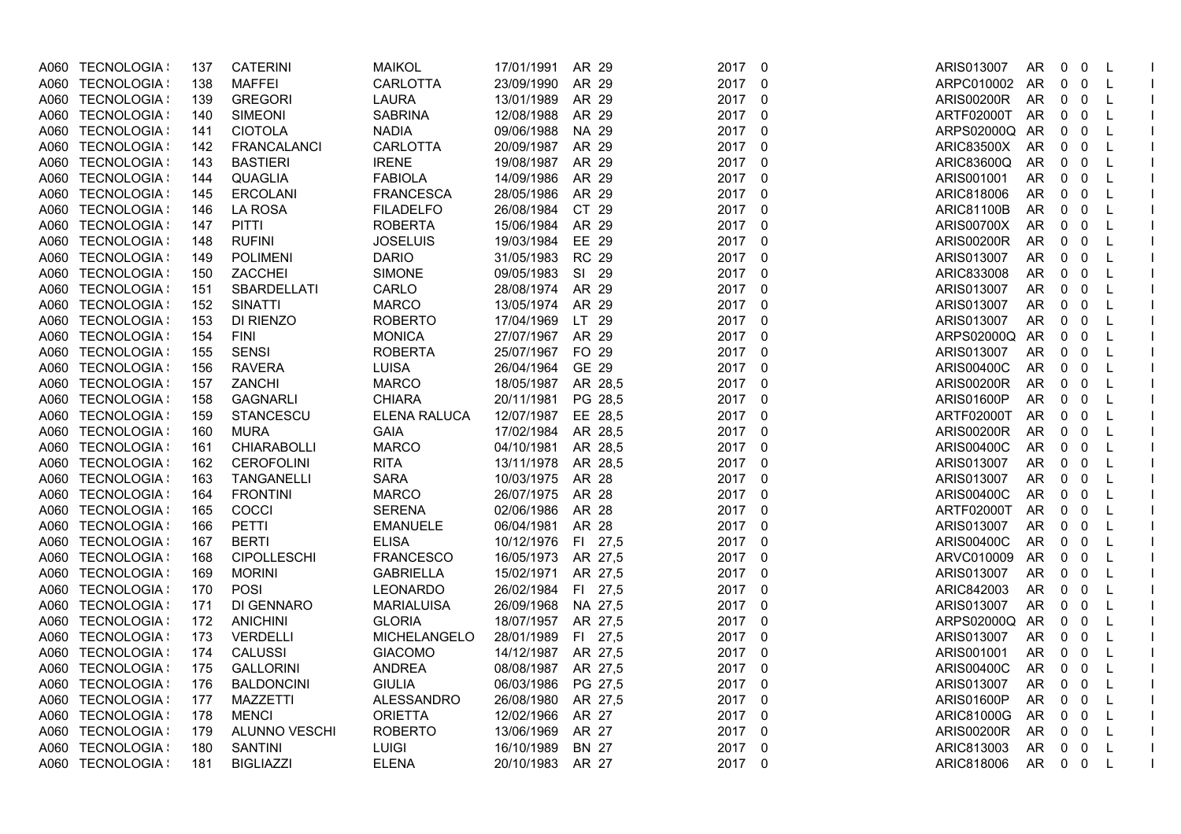| | | | | | | | | | | | | | | | |
|---|---|---|---|---|---|---|---|---|---|---|---|---|---|---|---|
| A060 | TECNOLOGIA | 137 | CATERINI | MAIKOL | 17/01/1991 | AR | 29 | 2017 | 0 | ARIS013007 | AR | 0 | 0 | L | I |
| A060 | TECNOLOGIA | 138 | MAFFEI | CARLOTTA | 23/09/1990 | AR | 29 | 2017 | 0 | ARPC010002 | AR | 0 | 0 | L | I |
| A060 | TECNOLOGIA | 139 | GREGORI | LAURA | 13/01/1989 | AR | 29 | 2017 | 0 | ARIS00200R | AR | 0 | 0 | L | I |
| A060 | TECNOLOGIA | 140 | SIMEONI | SABRINA | 12/08/1988 | AR | 29 | 2017 | 0 | ARTF02000T | AR | 0 | 0 | L | I |
| A060 | TECNOLOGIA | 141 | CIOTOLA | NADIA | 09/06/1988 | NA | 29 | 2017 | 0 | ARPS02000Q | AR | 0 | 0 | L | I |
| A060 | TECNOLOGIA | 142 | FRANCALANCI | CARLOTTA | 20/09/1987 | AR | 29 | 2017 | 0 | ARIC83500X | AR | 0 | 0 | L | I |
| A060 | TECNOLOGIA | 143 | BASTIERI | IRENE | 19/08/1987 | AR | 29 | 2017 | 0 | ARIC83600Q | AR | 0 | 0 | L | I |
| A060 | TECNOLOGIA | 144 | QUAGLIA | FABIOLA | 14/09/1986 | AR | 29 | 2017 | 0 | ARIS001001 | AR | 0 | 0 | L | I |
| A060 | TECNOLOGIA | 145 | ERCOLANI | FRANCESCA | 28/05/1986 | AR | 29 | 2017 | 0 | ARIC818006 | AR | 0 | 0 | L | I |
| A060 | TECNOLOGIA | 146 | LA ROSA | FILADELFO | 26/08/1984 | CT | 29 | 2017 | 0 | ARIC81100B | AR | 0 | 0 | L | I |
| A060 | TECNOLOGIA | 147 | PITTI | ROBERTA | 15/06/1984 | AR | 29 | 2017 | 0 | ARIS00700X | AR | 0 | 0 | L | I |
| A060 | TECNOLOGIA | 148 | RUFINI | JOSELUIS | 19/03/1984 | EE | 29 | 2017 | 0 | ARIS00200R | AR | 0 | 0 | L | I |
| A060 | TECNOLOGIA | 149 | POLIMENI | DARIO | 31/05/1983 | RC | 29 | 2017 | 0 | ARIS013007 | AR | 0 | 0 | L | I |
| A060 | TECNOLOGIA | 150 | ZACCHEI | SIMONE | 09/05/1983 | SI | 29 | 2017 | 0 | ARIC833008 | AR | 0 | 0 | L | I |
| A060 | TECNOLOGIA | 151 | SBARDELLATI | CARLO | 28/08/1974 | AR | 29 | 2017 | 0 | ARIS013007 | AR | 0 | 0 | L | I |
| A060 | TECNOLOGIA | 152 | SINATTI | MARCO | 13/05/1974 | AR | 29 | 2017 | 0 | ARIS013007 | AR | 0 | 0 | L | I |
| A060 | TECNOLOGIA | 153 | DI RIENZO | ROBERTO | 17/04/1969 | LT | 29 | 2017 | 0 | ARIS013007 | AR | 0 | 0 | L | I |
| A060 | TECNOLOGIA | 154 | FINI | MONICA | 27/07/1967 | AR | 29 | 2017 | 0 | ARPS02000Q | AR | 0 | 0 | L | I |
| A060 | TECNOLOGIA | 155 | SENSI | ROBERTA | 25/07/1967 | FO | 29 | 2017 | 0 | ARIS013007 | AR | 0 | 0 | L | I |
| A060 | TECNOLOGIA | 156 | RAVERA | LUISA | 26/04/1964 | GE | 29 | 2017 | 0 | ARIS00400C | AR | 0 | 0 | L | I |
| A060 | TECNOLOGIA | 157 | ZANCHI | MARCO | 18/05/1987 | AR | 28,5 | 2017 | 0 | ARIS00200R | AR | 0 | 0 | L | I |
| A060 | TECNOLOGIA | 158 | GAGNARLI | CHIARA | 20/11/1981 | PG | 28,5 | 2017 | 0 | ARIS01600P | AR | 0 | 0 | L | I |
| A060 | TECNOLOGIA | 159 | STANCESCU | ELENA RALUCA | 12/07/1987 | EE | 28,5 | 2017 | 0 | ARTF02000T | AR | 0 | 0 | L | I |
| A060 | TECNOLOGIA | 160 | MURA | GAIA | 17/02/1984 | AR | 28,5 | 2017 | 0 | ARIS00200R | AR | 0 | 0 | L | I |
| A060 | TECNOLOGIA | 161 | CHIARABOLLI | MARCO | 04/10/1981 | AR | 28,5 | 2017 | 0 | ARIS00400C | AR | 0 | 0 | L | I |
| A060 | TECNOLOGIA | 162 | CEROFOLINI | RITA | 13/11/1978 | AR | 28,5 | 2017 | 0 | ARIS013007 | AR | 0 | 0 | L | I |
| A060 | TECNOLOGIA | 163 | TANGANELLI | SARA | 10/03/1975 | AR | 28 | 2017 | 0 | ARIS013007 | AR | 0 | 0 | L | I |
| A060 | TECNOLOGIA | 164 | FRONTINI | MARCO | 26/07/1975 | AR | 28 | 2017 | 0 | ARIS00400C | AR | 0 | 0 | L | I |
| A060 | TECNOLOGIA | 165 | COCCI | SERENA | 02/06/1986 | AR | 28 | 2017 | 0 | ARTF02000T | AR | 0 | 0 | L | I |
| A060 | TECNOLOGIA | 166 | PETTI | EMANUELE | 06/04/1981 | AR | 28 | 2017 | 0 | ARIS013007 | AR | 0 | 0 | L | I |
| A060 | TECNOLOGIA | 167 | BERTI | ELISA | 10/12/1976 | FI | 27,5 | 2017 | 0 | ARIS00400C | AR | 0 | 0 | L | I |
| A060 | TECNOLOGIA | 168 | CIPOLLESCHI | FRANCESCO | 16/05/1973 | AR | 27,5 | 2017 | 0 | ARVC010009 | AR | 0 | 0 | L | I |
| A060 | TECNOLOGIA | 169 | MORINI | GABRIELLA | 15/02/1971 | AR | 27,5 | 2017 | 0 | ARIS013007 | AR | 0 | 0 | L | I |
| A060 | TECNOLOGIA | 170 | POSI | LEONARDO | 26/02/1984 | FI | 27,5 | 2017 | 0 | ARIC842003 | AR | 0 | 0 | L | I |
| A060 | TECNOLOGIA | 171 | DI GENNARO | MARIALUISA | 26/09/1968 | NA | 27,5 | 2017 | 0 | ARIS013007 | AR | 0 | 0 | L | I |
| A060 | TECNOLOGIA | 172 | ANICHINI | GLORIA | 18/07/1957 | AR | 27,5 | 2017 | 0 | ARPS02000Q | AR | 0 | 0 | L | I |
| A060 | TECNOLOGIA | 173 | VERDELLI | MICHELANGELO | 28/01/1989 | FI | 27,5 | 2017 | 0 | ARIS013007 | AR | 0 | 0 | L | I |
| A060 | TECNOLOGIA | 174 | CALUSSI | GIACOMO | 14/12/1987 | AR | 27,5 | 2017 | 0 | ARIS001001 | AR | 0 | 0 | L | I |
| A060 | TECNOLOGIA | 175 | GALLORINI | ANDREA | 08/08/1987 | AR | 27,5 | 2017 | 0 | ARIS00400C | AR | 0 | 0 | L | I |
| A060 | TECNOLOGIA | 176 | BALDONCINI | GIULIA | 06/03/1986 | PG | 27,5 | 2017 | 0 | ARIS013007 | AR | 0 | 0 | L | I |
| A060 | TECNOLOGIA | 177 | MAZZETTI | ALESSANDRO | 26/08/1980 | AR | 27,5 | 2017 | 0 | ARIS01600P | AR | 0 | 0 | L | I |
| A060 | TECNOLOGIA | 178 | MENCI | ORIETTA | 12/02/1966 | AR | 27 | 2017 | 0 | ARIC81000G | AR | 0 | 0 | L | I |
| A060 | TECNOLOGIA | 179 | ALUNNO VESCHI | ROBERTO | 13/06/1969 | AR | 27 | 2017 | 0 | ARIS00200R | AR | 0 | 0 | L | I |
| A060 | TECNOLOGIA | 180 | SANTINI | LUIGI | 16/10/1989 | BN | 27 | 2017 | 0 | ARIC813003 | AR | 0 | 0 | L | I |
| A060 | TECNOLOGIA | 181 | BIGLIAZZI | ELENA | 20/10/1983 | AR | 27 | 2017 | 0 | ARIC818006 | AR | 0 | 0 | L | I |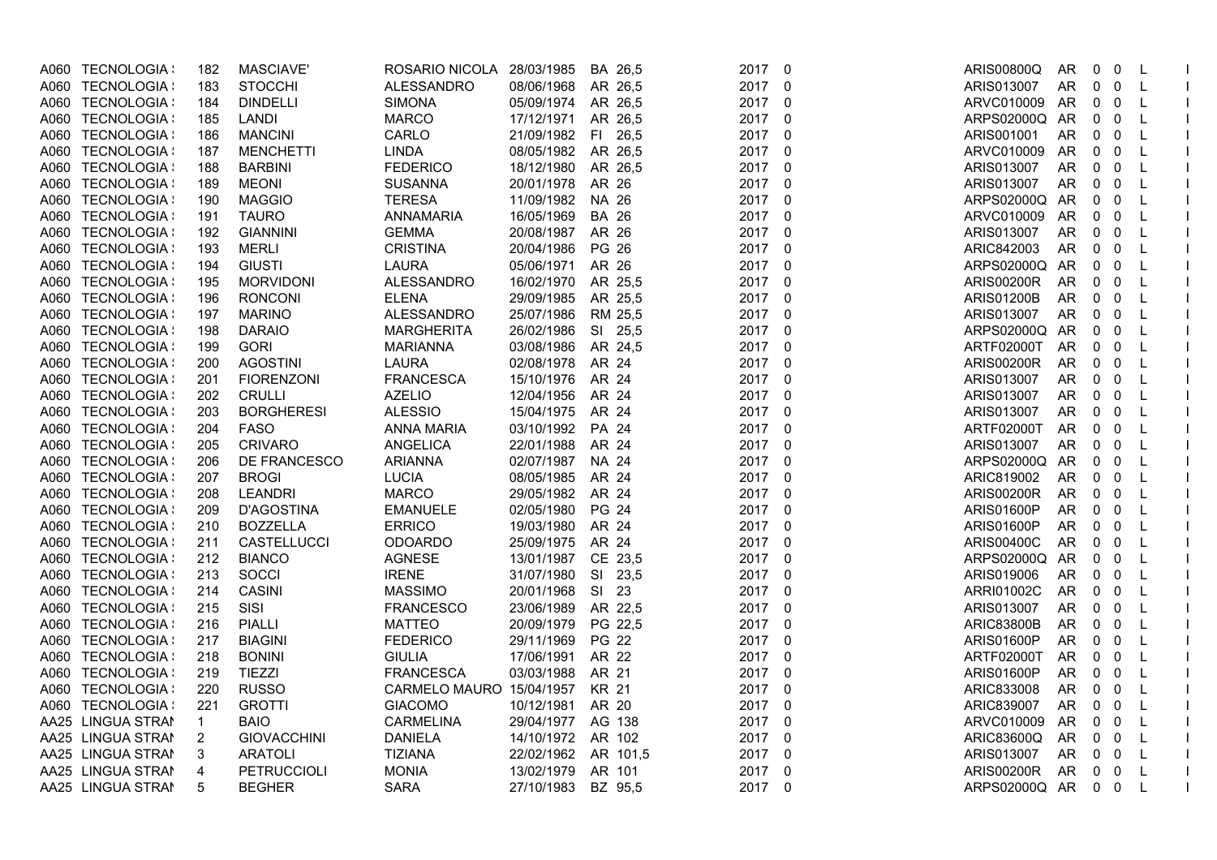| | | | | | | | | | | | | | | | |
|---|---|---|---|---|---|---|---|---|---|---|---|---|---|---|---|
| A060 | TECNOLOGIA | 182 | MASCIAVE' | ROSARIO NICOLA | 28/03/1985 | BA | 26,5 | 2017 | 0 | ARIS00800Q | AR | 0 | 0 | L | I |
| A060 | TECNOLOGIA | 183 | STOCCHI | ALESSANDRO | 08/06/1968 | AR | 26,5 | 2017 | 0 | ARIS013007 | AR | 0 | 0 | L | I |
| A060 | TECNOLOGIA | 184 | DINDELLI | SIMONA | 05/09/1974 | AR | 26,5 | 2017 | 0 | ARVC010009 | AR | 0 | 0 | L | I |
| A060 | TECNOLOGIA | 185 | LANDI | MARCO | 17/12/1971 | AR | 26,5 | 2017 | 0 | ARPS02000Q | AR | 0 | 0 | L | I |
| A060 | TECNOLOGIA | 186 | MANCINI | CARLO | 21/09/1982 | FI | 26,5 | 2017 | 0 | ARIS001001 | AR | 0 | 0 | L | I |
| A060 | TECNOLOGIA | 187 | MENCHETTI | LINDA | 08/05/1982 | AR | 26,5 | 2017 | 0 | ARVC010009 | AR | 0 | 0 | L | I |
| A060 | TECNOLOGIA | 188 | BARBINI | FEDERICO | 18/12/1980 | AR | 26,5 | 2017 | 0 | ARIS013007 | AR | 0 | 0 | L | I |
| A060 | TECNOLOGIA | 189 | MEONI | SUSANNA | 20/01/1978 | AR | 26 | 2017 | 0 | ARIS013007 | AR | 0 | 0 | L | I |
| A060 | TECNOLOGIA | 190 | MAGGIO | TERESA | 11/09/1982 | NA | 26 | 2017 | 0 | ARPS02000Q | AR | 0 | 0 | L | I |
| A060 | TECNOLOGIA | 191 | TAURO | ANNAMARIA | 16/05/1969 | BA | 26 | 2017 | 0 | ARVC010009 | AR | 0 | 0 | L | I |
| A060 | TECNOLOGIA | 192 | GIANNINI | GEMMA | 20/08/1987 | AR | 26 | 2017 | 0 | ARIS013007 | AR | 0 | 0 | L | I |
| A060 | TECNOLOGIA | 193 | MERLI | CRISTINA | 20/04/1986 | PG | 26 | 2017 | 0 | ARIC842003 | AR | 0 | 0 | L | I |
| A060 | TECNOLOGIA | 194 | GIUSTI | LAURA | 05/06/1971 | AR | 26 | 2017 | 0 | ARPS02000Q | AR | 0 | 0 | L | I |
| A060 | TECNOLOGIA | 195 | MORVIDONI | ALESSANDRO | 16/02/1970 | AR | 25,5 | 2017 | 0 | ARIS00200R | AR | 0 | 0 | L | I |
| A060 | TECNOLOGIA | 196 | RONCONI | ELENA | 29/09/1985 | AR | 25,5 | 2017 | 0 | ARIS01200B | AR | 0 | 0 | L | I |
| A060 | TECNOLOGIA | 197 | MARINO | ALESSANDRO | 25/07/1986 | RM | 25,5 | 2017 | 0 | ARIS013007 | AR | 0 | 0 | L | I |
| A060 | TECNOLOGIA | 198 | DARAIO | MARGHERITA | 26/02/1986 | SI | 25,5 | 2017 | 0 | ARPS02000Q | AR | 0 | 0 | L | I |
| A060 | TECNOLOGIA | 199 | GORI | MARIANNA | 03/08/1986 | AR | 24,5 | 2017 | 0 | ARTF02000T | AR | 0 | 0 | L | I |
| A060 | TECNOLOGIA | 200 | AGOSTINI | LAURA | 02/08/1978 | AR | 24 | 2017 | 0 | ARIS00200R | AR | 0 | 0 | L | I |
| A060 | TECNOLOGIA | 201 | FIORENZONI | FRANCESCA | 15/10/1976 | AR | 24 | 2017 | 0 | ARIS013007 | AR | 0 | 0 | L | I |
| A060 | TECNOLOGIA | 202 | CRULLI | AZELIO | 12/04/1956 | AR | 24 | 2017 | 0 | ARIS013007 | AR | 0 | 0 | L | I |
| A060 | TECNOLOGIA | 203 | BORGHERESI | ALESSIO | 15/04/1975 | AR | 24 | 2017 | 0 | ARIS013007 | AR | 0 | 0 | L | I |
| A060 | TECNOLOGIA | 204 | FASO | ANNA MARIA | 03/10/1992 | PA | 24 | 2017 | 0 | ARTF02000T | AR | 0 | 0 | L | I |
| A060 | TECNOLOGIA | 205 | CRIVARO | ANGELICA | 22/01/1988 | AR | 24 | 2017 | 0 | ARIS013007 | AR | 0 | 0 | L | I |
| A060 | TECNOLOGIA | 206 | DE FRANCESCO | ARIANNA | 02/07/1987 | NA | 24 | 2017 | 0 | ARPS02000Q | AR | 0 | 0 | L | I |
| A060 | TECNOLOGIA | 207 | BROGI | LUCIA | 08/05/1985 | AR | 24 | 2017 | 0 | ARIC819002 | AR | 0 | 0 | L | I |
| A060 | TECNOLOGIA | 208 | LEANDRI | MARCO | 29/05/1982 | AR | 24 | 2017 | 0 | ARIS00200R | AR | 0 | 0 | L | I |
| A060 | TECNOLOGIA | 209 | D'AGOSTINA | EMANUELE | 02/05/1980 | PG | 24 | 2017 | 0 | ARIS01600P | AR | 0 | 0 | L | I |
| A060 | TECNOLOGIA | 210 | BOZZELLA | ERRICO | 19/03/1980 | AR | 24 | 2017 | 0 | ARIS01600P | AR | 0 | 0 | L | I |
| A060 | TECNOLOGIA | 211 | CASTELLUCCI | ODOARDO | 25/09/1975 | AR | 24 | 2017 | 0 | ARIS00400C | AR | 0 | 0 | L | I |
| A060 | TECNOLOGIA | 212 | BIANCO | AGNESE | 13/01/1987 | CE | 23,5 | 2017 | 0 | ARPS02000Q | AR | 0 | 0 | L | I |
| A060 | TECNOLOGIA | 213 | SOCCI | IRENE | 31/07/1980 | SI | 23,5 | 2017 | 0 | ARIS019006 | AR | 0 | 0 | L | I |
| A060 | TECNOLOGIA | 214 | CASINI | MASSIMO | 20/01/1968 | SI | 23 | 2017 | 0 | ARRI01002C | AR | 0 | 0 | L | I |
| A060 | TECNOLOGIA | 215 | SISI | FRANCESCO | 23/06/1989 | AR | 22,5 | 2017 | 0 | ARIS013007 | AR | 0 | 0 | L | I |
| A060 | TECNOLOGIA | 216 | PIALLI | MATTEO | 20/09/1979 | PG | 22,5 | 2017 | 0 | ARIC83800B | AR | 0 | 0 | L | I |
| A060 | TECNOLOGIA | 217 | BIAGINI | FEDERICO | 29/11/1969 | PG | 22 | 2017 | 0 | ARIS01600P | AR | 0 | 0 | L | I |
| A060 | TECNOLOGIA | 218 | BONINI | GIULIA | 17/06/1991 | AR | 22 | 2017 | 0 | ARTF02000T | AR | 0 | 0 | L | I |
| A060 | TECNOLOGIA | 219 | TIEZZI | FRANCESCA | 03/03/1988 | AR | 21 | 2017 | 0 | ARIS01600P | AR | 0 | 0 | L | I |
| A060 | TECNOLOGIA | 220 | RUSSO | CARMELO MAURO | 15/04/1957 | KR | 21 | 2017 | 0 | ARIC833008 | AR | 0 | 0 | L | I |
| A060 | TECNOLOGIA | 221 | GROTTI | GIACOMO | 10/12/1981 | AR | 20 | 2017 | 0 | ARIC839007 | AR | 0 | 0 | L | I |
| AA25 | LINGUA STRAN | 1 | BAIO | CARMELINA | 29/04/1977 | AG | 138 | 2017 | 0 | ARVC010009 | AR | 0 | 0 | L | I |
| AA25 | LINGUA STRAN | 2 | GIOVACCHINI | DANIELA | 14/10/1972 | AR | 102 | 2017 | 0 | ARIC83600Q | AR | 0 | 0 | L | I |
| AA25 | LINGUA STRAN | 3 | ARATOLI | TIZIANA | 22/02/1962 | AR | 101,5 | 2017 | 0 | ARIS013007 | AR | 0 | 0 | L | I |
| AA25 | LINGUA STRAN | 4 | PETRUCCIOLI | MONIA | 13/02/1979 | AR | 101 | 2017 | 0 | ARIS00200R | AR | 0 | 0 | L | I |
| AA25 | LINGUA STRAN | 5 | BEGHER | SARA | 27/10/1983 | BZ | 95,5 | 2017 | 0 | ARPS02000Q | AR | 0 | 0 | L | I |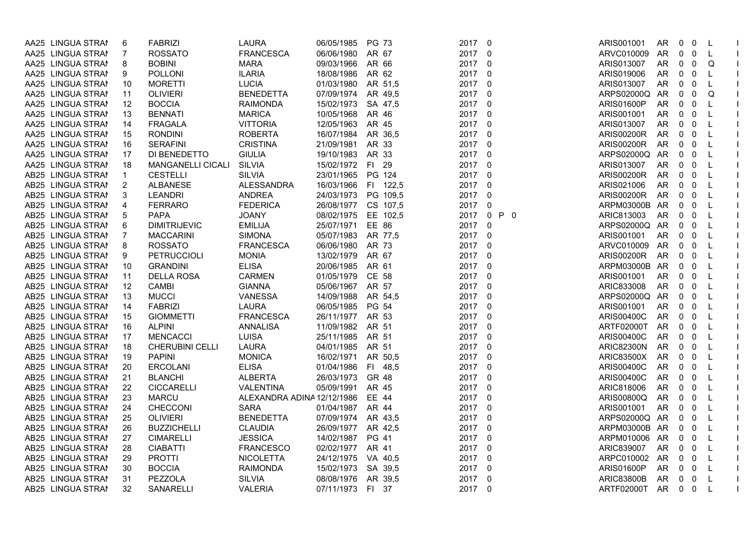| | | | | | | | | | | | | | | | | |
|---|---|---|---|---|---|---|---|---|---|---|---|---|---|---|---|---|
| AA25 | LINGUA STRAN | 6 | FABRIZI | LAURA | 06/05/1985 | PG | 73 | 2017 | 0 | | | ARIS001001 | AR | 0 | 0 | L |
| AA25 | LINGUA STRAN | 7 | ROSSATO | FRANCESCA | 06/06/1980 | AR | 67 | 2017 | 0 | | | ARVC010009 | AR | 0 | 0 | L |
| AA25 | LINGUA STRAN | 8 | BOBINI | MARA | 09/03/1966 | AR | 66 | 2017 | 0 | | | ARIS013007 | AR | 0 | 0 | Q |
| AA25 | LINGUA STRAN | 9 | POLLONI | ILARIA | 18/08/1986 | AR | 62 | 2017 | 0 | | | ARIS019006 | AR | 0 | 0 | L |
| AA25 | LINGUA STRAN | 10 | MORETTI | LUCIA | 01/03/1980 | AR | 51,5 | 2017 | 0 | | | ARIS013007 | AR | 0 | 0 | L |
| AA25 | LINGUA STRAN | 11 | OLIVIERI | BENEDETTA | 07/09/1974 | AR | 49,5 | 2017 | 0 | | | ARPS02000Q | AR | 0 | 0 | Q |
| AA25 | LINGUA STRAN | 12 | BOCCIA | RAIMONDA | 15/02/1973 | SA | 47,5 | 2017 | 0 | | | ARIS01600P | AR | 0 | 0 | L |
| AA25 | LINGUA STRAN | 13 | BENNATI | MARICA | 10/05/1968 | AR | 46 | 2017 | 0 | | | ARIS001001 | AR | 0 | 0 | L |
| AA25 | LINGUA STRAN | 14 | FRAGALA | VITTORIA | 12/05/1963 | AR | 45 | 2017 | 0 | | | ARIS013007 | AR | 0 | 0 | L |
| AA25 | LINGUA STRAN | 15 | RONDINI | ROBERTA | 16/07/1984 | AR | 36,5 | 2017 | 0 | | | ARIS00200R | AR | 0 | 0 | L |
| AA25 | LINGUA STRAN | 16 | SERAFINI | CRISTINA | 21/09/1981 | AR | 33 | 2017 | 0 | | | ARIS00200R | AR | 0 | 0 | L |
| AA25 | LINGUA STRAN | 17 | DI BENEDETTO | GIULIA | 19/10/1983 | AR | 33 | 2017 | 0 | | | ARPS02000Q | AR | 0 | 0 | L |
| AA25 | LINGUA STRAN | 18 | MANGANELLI CICALI | SILVIA | 15/02/1972 | FI | 29 | 2017 | 0 | | | ARIS013007 | AR | 0 | 0 | L |
| AB25 | LINGUA STRAN | 1 | CESTELLI | SILVIA | 23/01/1965 | PG | 124 | 2017 | 0 | | | ARIS00200R | AR | 0 | 0 | L |
| AB25 | LINGUA STRAN | 2 | ALBANESE | ALESSANDRA | 16/03/1966 | FI | 122,5 | 2017 | 0 | | | ARIS021006 | AR | 0 | 0 | L |
| AB25 | LINGUA STRAN | 3 | LEANDRI | ANDREA | 24/03/1973 | PG | 109,5 | 2017 | 0 | | | ARIS00200R | AR | 0 | 0 | L |
| AB25 | LINGUA STRAN | 4 | FERRARO | FEDERICA | 26/08/1977 | CS | 107,5 | 2017 | 0 | | | ARPM03000B | AR | 0 | 0 | L |
| AB25 | LINGUA STRAN | 5 | PAPA | JOANY | 08/02/1975 | EE | 102,5 | 2017 | 0 | P | 0 | ARIC813003 | AR | 0 | 0 | L |
| AB25 | LINGUA STRAN | 6 | DIMITRIJEVIC | EMILIJA | 25/07/1971 | EE | 86 | 2017 | 0 | | | ARPS02000Q | AR | 0 | 0 | L |
| AB25 | LINGUA STRAN | 7 | MACCARINI | SIMONA | 05/07/1983 | AR | 77,5 | 2017 | 0 | | | ARIS001001 | AR | 0 | 0 | L |
| AB25 | LINGUA STRAN | 8 | ROSSATO | FRANCESCA | 06/06/1980 | AR | 73 | 2017 | 0 | | | ARVC010009 | AR | 0 | 0 | L |
| AB25 | LINGUA STRAN | 9 | PETRUCCIOLI | MONIA | 13/02/1979 | AR | 67 | 2017 | 0 | | | ARIS00200R | AR | 0 | 0 | L |
| AB25 | LINGUA STRAN | 10 | GRANDINI | ELISA | 20/06/1985 | AR | 61 | 2017 | 0 | | | ARPM03000B | AR | 0 | 0 | L |
| AB25 | LINGUA STRAN | 11 | DELLA ROSA | CARMEN | 01/05/1979 | CE | 58 | 2017 | 0 | | | ARIS001001 | AR | 0 | 0 | L |
| AB25 | LINGUA STRAN | 12 | CAMBI | GIANNA | 05/06/1967 | AR | 57 | 2017 | 0 | | | ARIC833008 | AR | 0 | 0 | L |
| AB25 | LINGUA STRAN | 13 | MUCCI | VANESSA | 14/09/1988 | AR | 54,5 | 2017 | 0 | | | ARPS02000Q | AR | 0 | 0 | L |
| AB25 | LINGUA STRAN | 14 | FABRIZI | LAURA | 06/05/1985 | PG | 54 | 2017 | 0 | | | ARIS001001 | AR | 0 | 0 | L |
| AB25 | LINGUA STRAN | 15 | GIOMMETTI | FRANCESCA | 26/11/1977 | AR | 53 | 2017 | 0 | | | ARIS00400C | AR | 0 | 0 | L |
| AB25 | LINGUA STRAN | 16 | ALPINI | ANNALISA | 11/09/1982 | AR | 51 | 2017 | 0 | | | ARTF02000T | AR | 0 | 0 | L |
| AB25 | LINGUA STRAN | 17 | MENCACCI | LUISA | 25/11/1985 | AR | 51 | 2017 | 0 | | | ARIS00400C | AR | 0 | 0 | L |
| AB25 | LINGUA STRAN | 18 | CHERUBINI CELLI | LAURA | 04/01/1985 | AR | 51 | 2017 | 0 | | | ARIC82300N | AR | 0 | 0 | L |
| AB25 | LINGUA STRAN | 19 | PAPINI | MONICA | 16/02/1971 | AR | 50,5 | 2017 | 0 | | | ARIC83500X | AR | 0 | 0 | L |
| AB25 | LINGUA STRAN | 20 | ERCOLANI | ELISA | 01/04/1986 | FI | 48,5 | 2017 | 0 | | | ARIS00400C | AR | 0 | 0 | L |
| AB25 | LINGUA STRAN | 21 | BLANCHI | ALBERTA | 26/03/1973 | GR | 48 | 2017 | 0 | | | ARIS00400C | AR | 0 | 0 | L |
| AB25 | LINGUA STRAN | 22 | CICCARELLI | VALENTINA | 05/09/1991 | AR | 45 | 2017 | 0 | | | ARIC818006 | AR | 0 | 0 | L |
| AB25 | LINGUA STRAN | 23 | MARCU | ALEXANDRA ADINA | 12/12/1986 | EE | 44 | 2017 | 0 | | | ARIS00800Q | AR | 0 | 0 | L |
| AB25 | LINGUA STRAN | 24 | CHECCONI | SARA | 01/04/1987 | AR | 44 | 2017 | 0 | | | ARIS001001 | AR | 0 | 0 | L |
| AB25 | LINGUA STRAN | 25 | OLIVIERI | BENEDETTA | 07/09/1974 | AR | 43,5 | 2017 | 0 | | | ARPS02000Q | AR | 0 | 0 | L |
| AB25 | LINGUA STRAN | 26 | BUZZICHELLI | CLAUDIA | 26/09/1977 | AR | 42,5 | 2017 | 0 | | | ARPM03000B | AR | 0 | 0 | L |
| AB25 | LINGUA STRAN | 27 | CIMARELLI | JESSICA | 14/02/1987 | PG | 41 | 2017 | 0 | | | ARPM010006 | AR | 0 | 0 | L |
| AB25 | LINGUA STRAN | 28 | CIABATTI | FRANCESCO | 02/02/1977 | AR | 41 | 2017 | 0 | | | ARIC839007 | AR | 0 | 0 | L |
| AB25 | LINGUA STRAN | 29 | PROTTI | NICOLETTA | 24/12/1975 | VA | 40,5 | 2017 | 0 | | | ARPC010002 | AR | 0 | 0 | L |
| AB25 | LINGUA STRAN | 30 | BOCCIA | RAIMONDA | 15/02/1973 | SA | 39,5 | 2017 | 0 | | | ARIS01600P | AR | 0 | 0 | L |
| AB25 | LINGUA STRAN | 31 | PEZZOLA | SILVIA | 08/08/1976 | AR | 39,5 | 2017 | 0 | | | ARIC83800B | AR | 0 | 0 | L |
| AB25 | LINGUA STRAN | 32 | SANARELLI | VALERIA | 07/11/1973 | FI | 37 | 2017 | 0 | | | ARTF02000T | AR | 0 | 0 | L |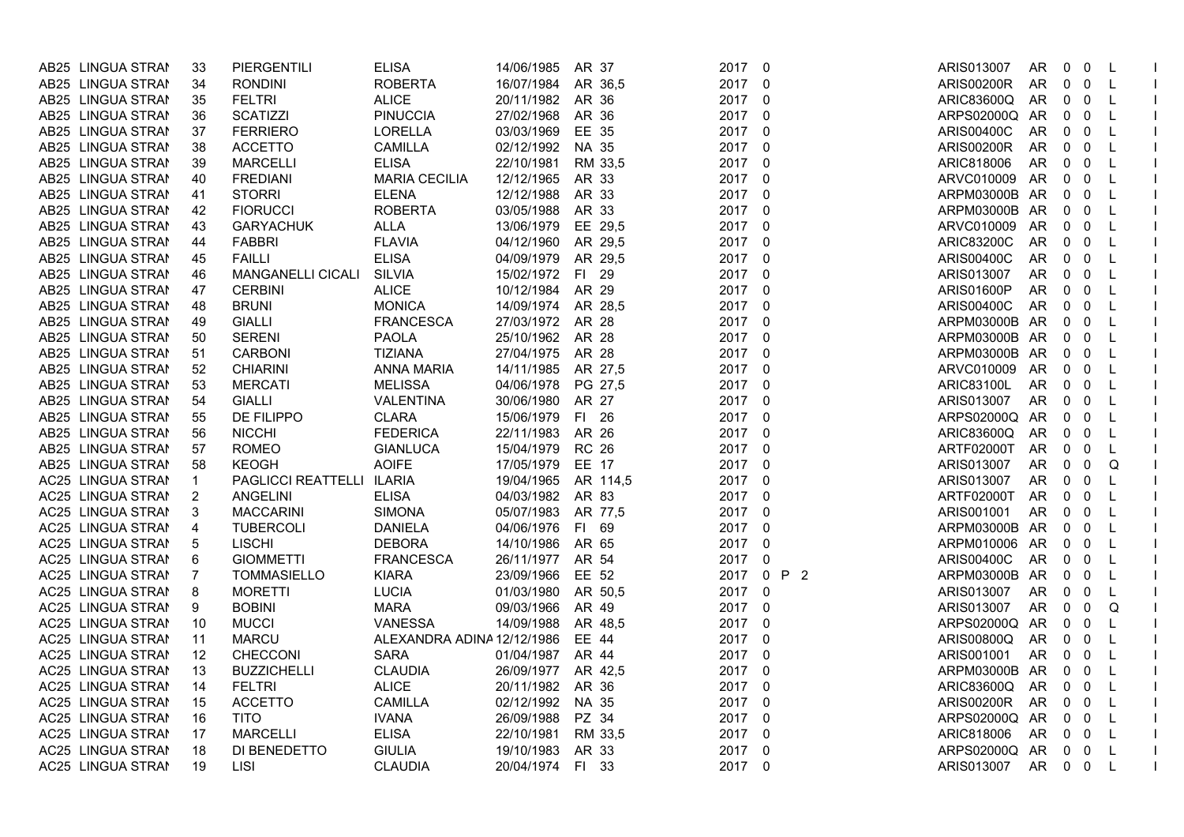| | | | | | | | | | | | | | | | | | |
|---|---|---|---|---|---|---|---|---|---|---|---|---|---|---|---|---|---|
| AB25 | LINGUA STRAN | 33 | PIERGENTILI | ELISA | 14/06/1985 | AR | 37 | 2017 | 0 | | | ARIS013007 | AR | 0 | 0 | L | I |
| AB25 | LINGUA STRAN | 34 | RONDINI | ROBERTA | 16/07/1984 | AR | 36,5 | 2017 | 0 | | | ARIS00200R | AR | 0 | 0 | L | I |
| AB25 | LINGUA STRAN | 35 | FELTRI | ALICE | 20/11/1982 | AR | 36 | 2017 | 0 | | | ARIC83600Q | AR | 0 | 0 | L | I |
| AB25 | LINGUA STRAN | 36 | SCATIZZI | PINUCCIA | 27/02/1968 | AR | 36 | 2017 | 0 | | | ARPS02000Q | AR | 0 | 0 | L | I |
| AB25 | LINGUA STRAN | 37 | FERRIERO | LORELLA | 03/03/1969 | EE | 35 | 2017 | 0 | | | ARIS00400C | AR | 0 | 0 | L | I |
| AB25 | LINGUA STRAN | 38 | ACCETTO | CAMILLA | 02/12/1992 | NA | 35 | 2017 | 0 | | | ARIS00200R | AR | 0 | 0 | L | I |
| AB25 | LINGUA STRAN | 39 | MARCELLI | ELISA | 22/10/1981 | RM | 33,5 | 2017 | 0 | | | ARIC818006 | AR | 0 | 0 | L | I |
| AB25 | LINGUA STRAN | 40 | FREDIANI | MARIA CECILIA | 12/12/1965 | AR | 33 | 2017 | 0 | | | ARVC010009 | AR | 0 | 0 | L | I |
| AB25 | LINGUA STRAN | 41 | STORRI | ELENA | 12/12/1988 | AR | 33 | 2017 | 0 | | | ARPM03000B | AR | 0 | 0 | L | I |
| AB25 | LINGUA STRAN | 42 | FIORUCCI | ROBERTA | 03/05/1988 | AR | 33 | 2017 | 0 | | | ARPM03000B | AR | 0 | 0 | L | I |
| AB25 | LINGUA STRAN | 43 | GARYACHUK | ALLA | 13/06/1979 | EE | 29,5 | 2017 | 0 | | | ARVC010009 | AR | 0 | 0 | L | I |
| AB25 | LINGUA STRAN | 44 | FABBRI | FLAVIA | 04/12/1960 | AR | 29,5 | 2017 | 0 | | | ARIC83200C | AR | 0 | 0 | L | I |
| AB25 | LINGUA STRAN | 45 | FAILLI | ELISA | 04/09/1979 | AR | 29,5 | 2017 | 0 | | | ARIS00400C | AR | 0 | 0 | L | I |
| AB25 | LINGUA STRAN | 46 | MANGANELLI CICALI | SILVIA | 15/02/1972 | FI | 29 | 2017 | 0 | | | ARIS013007 | AR | 0 | 0 | L | I |
| AB25 | LINGUA STRAN | 47 | CERBINI | ALICE | 10/12/1984 | AR | 29 | 2017 | 0 | | | ARIS01600P | AR | 0 | 0 | L | I |
| AB25 | LINGUA STRAN | 48 | BRUNI | MONICA | 14/09/1974 | AR | 28,5 | 2017 | 0 | | | ARIS00400C | AR | 0 | 0 | L | I |
| AB25 | LINGUA STRAN | 49 | GIALLI | FRANCESCA | 27/03/1972 | AR | 28 | 2017 | 0 | | | ARPM03000B | AR | 0 | 0 | L | I |
| AB25 | LINGUA STRAN | 50 | SERENI | PAOLA | 25/10/1962 | AR | 28 | 2017 | 0 | | | ARPM03000B | AR | 0 | 0 | L | I |
| AB25 | LINGUA STRAN | 51 | CARBONI | TIZIANA | 27/04/1975 | AR | 28 | 2017 | 0 | | | ARPM03000B | AR | 0 | 0 | L | I |
| AB25 | LINGUA STRAN | 52 | CHIARINI | ANNA MARIA | 14/11/1985 | AR | 27,5 | 2017 | 0 | | | ARVC010009 | AR | 0 | 0 | L | I |
| AB25 | LINGUA STRAN | 53 | MERCATI | MELISSA | 04/06/1978 | PG | 27,5 | 2017 | 0 | | | ARIC83100L | AR | 0 | 0 | L | I |
| AB25 | LINGUA STRAN | 54 | GIALLI | VALENTINA | 30/06/1980 | AR | 27 | 2017 | 0 | | | ARIS013007 | AR | 0 | 0 | L | I |
| AB25 | LINGUA STRAN | 55 | DE FILIPPO | CLARA | 15/06/1979 | FI | 26 | 2017 | 0 | | | ARPS02000Q | AR | 0 | 0 | L | I |
| AB25 | LINGUA STRAN | 56 | NICCHI | FEDERICA | 22/11/1983 | AR | 26 | 2017 | 0 | | | ARIC83600Q | AR | 0 | 0 | L | I |
| AB25 | LINGUA STRAN | 57 | ROMEO | GIANLUCA | 15/04/1979 | RC | 26 | 2017 | 0 | | | ARTF02000T | AR | 0 | 0 | L | I |
| AB25 | LINGUA STRAN | 58 | KEOGH | AOIFE | 17/05/1979 | EE | 17 | 2017 | 0 | | | ARIS013007 | AR | 0 | 0 | Q | I |
| AC25 | LINGUA STRAN | 1 | PAGLICCI REATTELLI | ILARIA | 19/04/1965 | AR | 114,5 | 2017 | 0 | | | ARIS013007 | AR | 0 | 0 | L | I |
| AC25 | LINGUA STRAN | 2 | ANGELINI | ELISA | 04/03/1982 | AR | 83 | 2017 | 0 | | | ARTF02000T | AR | 0 | 0 | L | I |
| AC25 | LINGUA STRAN | 3 | MACCARINI | SIMONA | 05/07/1983 | AR | 77,5 | 2017 | 0 | | | ARIS001001 | AR | 0 | 0 | L | I |
| AC25 | LINGUA STRAN | 4 | TUBERCOLI | DANIELA | 04/06/1976 | FI | 69 | 2017 | 0 | | | ARPM03000B | AR | 0 | 0 | L | I |
| AC25 | LINGUA STRAN | 5 | LISCHI | DEBORA | 14/10/1986 | AR | 65 | 2017 | 0 | | | ARPM010006 | AR | 0 | 0 | L | I |
| AC25 | LINGUA STRAN | 6 | GIOMMETTI | FRANCESCA | 26/11/1977 | AR | 54 | 2017 | 0 | | | ARIS00400C | AR | 0 | 0 | L | I |
| AC25 | LINGUA STRAN | 7 | TOMMASIELLO | KIARA | 23/09/1966 | EE | 52 | 2017 | 0 | P | 2 | ARPM03000B | AR | 0 | 0 | L | I |
| AC25 | LINGUA STRAN | 8 | MORETTI | LUCIA | 01/03/1980 | AR | 50,5 | 2017 | 0 | | | ARIS013007 | AR | 0 | 0 | L | I |
| AC25 | LINGUA STRAN | 9 | BOBINI | MARA | 09/03/1966 | AR | 49 | 2017 | 0 | | | ARIS013007 | AR | 0 | 0 | Q | I |
| AC25 | LINGUA STRAN | 10 | MUCCI | VANESSA | 14/09/1988 | AR | 48,5 | 2017 | 0 | | | ARPS02000Q | AR | 0 | 0 | L | I |
| AC25 | LINGUA STRAN | 11 | MARCU | ALEXANDRA ADINA | 12/12/1986 | EE | 44 | 2017 | 0 | | | ARIS00800Q | AR | 0 | 0 | L | I |
| AC25 | LINGUA STRAN | 12 | CHECCONI | SARA | 01/04/1987 | AR | 44 | 2017 | 0 | | | ARIS001001 | AR | 0 | 0 | L | I |
| AC25 | LINGUA STRAN | 13 | BUZZICHELLI | CLAUDIA | 26/09/1977 | AR | 42,5 | 2017 | 0 | | | ARPM03000B | AR | 0 | 0 | L | I |
| AC25 | LINGUA STRAN | 14 | FELTRI | ALICE | 20/11/1982 | AR | 36 | 2017 | 0 | | | ARIC83600Q | AR | 0 | 0 | L | I |
| AC25 | LINGUA STRAN | 15 | ACCETTO | CAMILLA | 02/12/1992 | NA | 35 | 2017 | 0 | | | ARIS00200R | AR | 0 | 0 | L | I |
| AC25 | LINGUA STRAN | 16 | TITO | IVANA | 26/09/1988 | PZ | 34 | 2017 | 0 | | | ARPS02000Q | AR | 0 | 0 | L | I |
| AC25 | LINGUA STRAN | 17 | MARCELLI | ELISA | 22/10/1981 | RM | 33,5 | 2017 | 0 | | | ARIC818006 | AR | 0 | 0 | L | I |
| AC25 | LINGUA STRAN | 18 | DI BENEDETTO | GIULIA | 19/10/1983 | AR | 33 | 2017 | 0 | | | ARPS02000Q | AR | 0 | 0 | L | I |
| AC25 | LINGUA STRAN | 19 | LISI | CLAUDIA | 20/04/1974 | FI | 33 | 2017 | 0 | | | ARIS013007 | AR | 0 | 0 | L | I |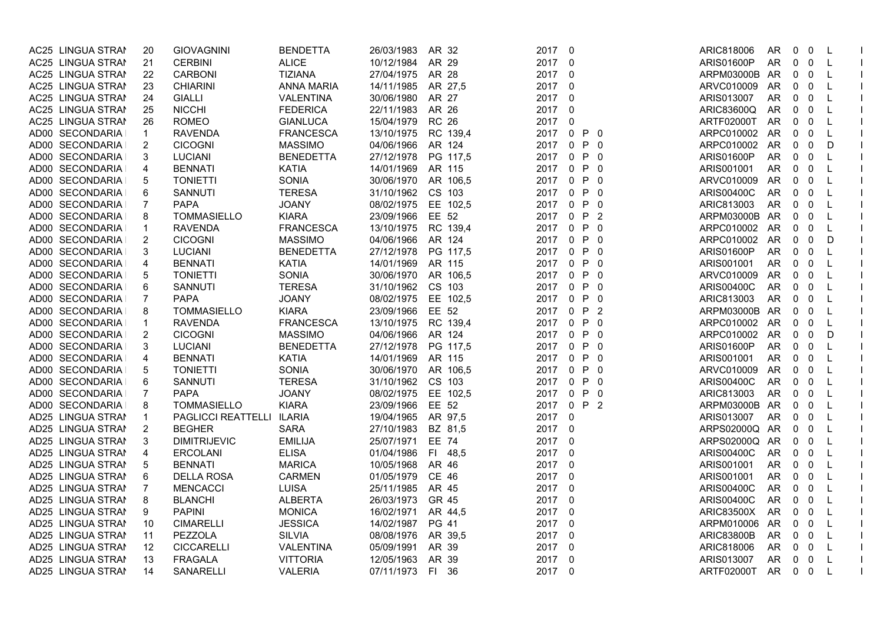| | | | | | | | | | | | | | | | | | |
|---|---|---|---|---|---|---|---|---|---|---|---|---|---|---|---|---|---|
| AC25 LINGUA STRAN | 20 | GIOVAGNINI | BENDETTA | 26/03/1983 | AR | 32 | 2017 | 0 | | | ARIC818006 | AR | 0 | 0 | L | | I |
| AC25 LINGUA STRAN | 21 | CERBINI | ALICE | 10/12/1984 | AR | 29 | 2017 | 0 | | | ARIS01600P | AR | 0 | 0 | L | | I |
| AC25 LINGUA STRAN | 22 | CARBONI | TIZIANA | 27/04/1975 | AR | 28 | 2017 | 0 | | | ARPM03000B | AR | 0 | 0 | L | | I |
| AC25 LINGUA STRAN | 23 | CHIARINI | ANNA MARIA | 14/11/1985 | AR | 27,5 | 2017 | 0 | | | ARVC010009 | AR | 0 | 0 | L | | I |
| AC25 LINGUA STRAN | 24 | GIALLI | VALENTINA | 30/06/1980 | AR | 27 | 2017 | 0 | | | ARIS013007 | AR | 0 | 0 | L | | I |
| AC25 LINGUA STRAN | 25 | NICCHI | FEDERICA | 22/11/1983 | AR | 26 | 2017 | 0 | | | ARIC83600Q | AR | 0 | 0 | L | | I |
| AC25 LINGUA STRAN | 26 | ROMEO | GIANLUCA | 15/04/1979 | RC | 26 | 2017 | 0 | | | ARTF02000T | AR | 0 | 0 | L | | I |
| AD00 SECONDARIA | 1 | RAVENDA | FRANCESCA | 13/10/1975 | RC | 139,4 | 2017 | 0 | P | 0 | ARPC010002 | AR | 0 | 0 | L | | I |
| AD00 SECONDARIA | 2 | CICOGNI | MASSIMO | 04/06/1966 | AR | 124 | 2017 | 0 | P | 0 | ARPC010002 | AR | 0 | 0 | D | | I |
| AD00 SECONDARIA | 3 | LUCIANI | BENEDETTA | 27/12/1978 | PG | 117,5 | 2017 | 0 | P | 0 | ARIS01600P | AR | 0 | 0 | L | | I |
| AD00 SECONDARIA | 4 | BENNATI | KATIA | 14/01/1969 | AR | 115 | 2017 | 0 | P | 0 | ARIS001001 | AR | 0 | 0 | L | | I |
| AD00 SECONDARIA | 5 | TONIETTI | SONIA | 30/06/1970 | AR | 106,5 | 2017 | 0 | P | 0 | ARVC010009 | AR | 0 | 0 | L | | I |
| AD00 SECONDARIA | 6 | SANNUTI | TERESA | 31/10/1962 | CS | 103 | 2017 | 0 | P | 0 | ARIS00400C | AR | 0 | 0 | L | | I |
| AD00 SECONDARIA | 7 | PAPA | JOANY | 08/02/1975 | EE | 102,5 | 2017 | 0 | P | 0 | ARIC813003 | AR | 0 | 0 | L | | I |
| AD00 SECONDARIA | 8 | TOMMASIELLO | KIARA | 23/09/1966 | EE | 52 | 2017 | 0 | P | 2 | ARPM03000B | AR | 0 | 0 | L | | I |
| AD00 SECONDARIA | 1 | RAVENDA | FRANCESCA | 13/10/1975 | RC | 139,4 | 2017 | 0 | P | 0 | ARPC010002 | AR | 0 | 0 | L | | I |
| AD00 SECONDARIA | 2 | CICOGNI | MASSIMO | 04/06/1966 | AR | 124 | 2017 | 0 | P | 0 | ARPC010002 | AR | 0 | 0 | D | | I |
| AD00 SECONDARIA | 3 | LUCIANI | BENEDETTA | 27/12/1978 | PG | 117,5 | 2017 | 0 | P | 0 | ARIS01600P | AR | 0 | 0 | L | | I |
| AD00 SECONDARIA | 4 | BENNATI | KATIA | 14/01/1969 | AR | 115 | 2017 | 0 | P | 0 | ARIS001001 | AR | 0 | 0 | L | | I |
| AD00 SECONDARIA | 5 | TONIETTI | SONIA | 30/06/1970 | AR | 106,5 | 2017 | 0 | P | 0 | ARVC010009 | AR | 0 | 0 | L | | I |
| AD00 SECONDARIA | 6 | SANNUTI | TERESA | 31/10/1962 | CS | 103 | 2017 | 0 | P | 0 | ARIS00400C | AR | 0 | 0 | L | | I |
| AD00 SECONDARIA | 7 | PAPA | JOANY | 08/02/1975 | EE | 102,5 | 2017 | 0 | P | 0 | ARIC813003 | AR | 0 | 0 | L | | I |
| AD00 SECONDARIA | 8 | TOMMASIELLO | KIARA | 23/09/1966 | EE | 52 | 2017 | 0 | P | 2 | ARPM03000B | AR | 0 | 0 | L | | I |
| AD00 SECONDARIA | 1 | RAVENDA | FRANCESCA | 13/10/1975 | RC | 139,4 | 2017 | 0 | P | 0 | ARPC010002 | AR | 0 | 0 | L | | I |
| AD00 SECONDARIA | 2 | CICOGNI | MASSIMO | 04/06/1966 | AR | 124 | 2017 | 0 | P | 0 | ARPC010002 | AR | 0 | 0 | D | | I |
| AD00 SECONDARIA | 3 | LUCIANI | BENEDETTA | 27/12/1978 | PG | 117,5 | 2017 | 0 | P | 0 | ARIS01600P | AR | 0 | 0 | L | | I |
| AD00 SECONDARIA | 4 | BENNATI | KATIA | 14/01/1969 | AR | 115 | 2017 | 0 | P | 0 | ARIS001001 | AR | 0 | 0 | L | | I |
| AD00 SECONDARIA | 5 | TONIETTI | SONIA | 30/06/1970 | AR | 106,5 | 2017 | 0 | P | 0 | ARVC010009 | AR | 0 | 0 | L | | I |
| AD00 SECONDARIA | 6 | SANNUTI | TERESA | 31/10/1962 | CS | 103 | 2017 | 0 | P | 0 | ARIS00400C | AR | 0 | 0 | L | | I |
| AD00 SECONDARIA | 7 | PAPA | JOANY | 08/02/1975 | EE | 102,5 | 2017 | 0 | P | 0 | ARIC813003 | AR | 0 | 0 | L | | I |
| AD00 SECONDARIA | 8 | TOMMASIELLO | KIARA | 23/09/1966 | EE | 52 | 2017 | 0 | P | 2 | ARPM03000B | AR | 0 | 0 | L | | I |
| AD25 LINGUA STRAN | 1 | PAGLICCI REATTELLI | ILARIA | 19/04/1965 | AR | 97,5 | 2017 | 0 | | | ARIS013007 | AR | 0 | 0 | L | | I |
| AD25 LINGUA STRAN | 2 | BEGHER | SARA | 27/10/1983 | BZ | 81,5 | 2017 | 0 | | | ARPS02000Q | AR | 0 | 0 | L | | I |
| AD25 LINGUA STRAN | 3 | DIMITRIJEVIC | EMILIJA | 25/07/1971 | EE | 74 | 2017 | 0 | | | ARPS02000Q | AR | 0 | 0 | L | | I |
| AD25 LINGUA STRAN | 4 | ERCOLANI | ELISA | 01/04/1986 | FI | 48,5 | 2017 | 0 | | | ARIS00400C | AR | 0 | 0 | L | | I |
| AD25 LINGUA STRAN | 5 | BENNATI | MARICA | 10/05/1968 | AR | 46 | 2017 | 0 | | | ARIS001001 | AR | 0 | 0 | L | | I |
| AD25 LINGUA STRAN | 6 | DELLA ROSA | CARMEN | 01/05/1979 | CE | 46 | 2017 | 0 | | | ARIS001001 | AR | 0 | 0 | L | | I |
| AD25 LINGUA STRAN | 7 | MENCACCI | LUISA | 25/11/1985 | AR | 45 | 2017 | 0 | | | ARIS00400C | AR | 0 | 0 | L | | I |
| AD25 LINGUA STRAN | 8 | BLANCHI | ALBERTA | 26/03/1973 | GR | 45 | 2017 | 0 | | | ARIS00400C | AR | 0 | 0 | L | | I |
| AD25 LINGUA STRAN | 9 | PAPINI | MONICA | 16/02/1971 | AR | 44,5 | 2017 | 0 | | | ARIC83500X | AR | 0 | 0 | L | | I |
| AD25 LINGUA STRAN | 10 | CIMARELLI | JESSICA | 14/02/1987 | PG | 41 | 2017 | 0 | | | ARPM010006 | AR | 0 | 0 | L | | I |
| AD25 LINGUA STRAN | 11 | PEZZOLA | SILVIA | 08/08/1976 | AR | 39,5 | 2017 | 0 | | | ARIC83800B | AR | 0 | 0 | L | | I |
| AD25 LINGUA STRAN | 12 | CICCARELLI | VALENTINA | 05/09/1991 | AR | 39 | 2017 | 0 | | | ARIC818006 | AR | 0 | 0 | L | | I |
| AD25 LINGUA STRAN | 13 | FRAGALA | VITTORIA | 12/05/1963 | AR | 39 | 2017 | 0 | | | ARIS013007 | AR | 0 | 0 | L | | I |
| AD25 LINGUA STRAN | 14 | SANARELLI | VALERIA | 07/11/1973 | FI | 36 | 2017 | 0 | | | ARTF02000T | AR | 0 | 0 | L | | I |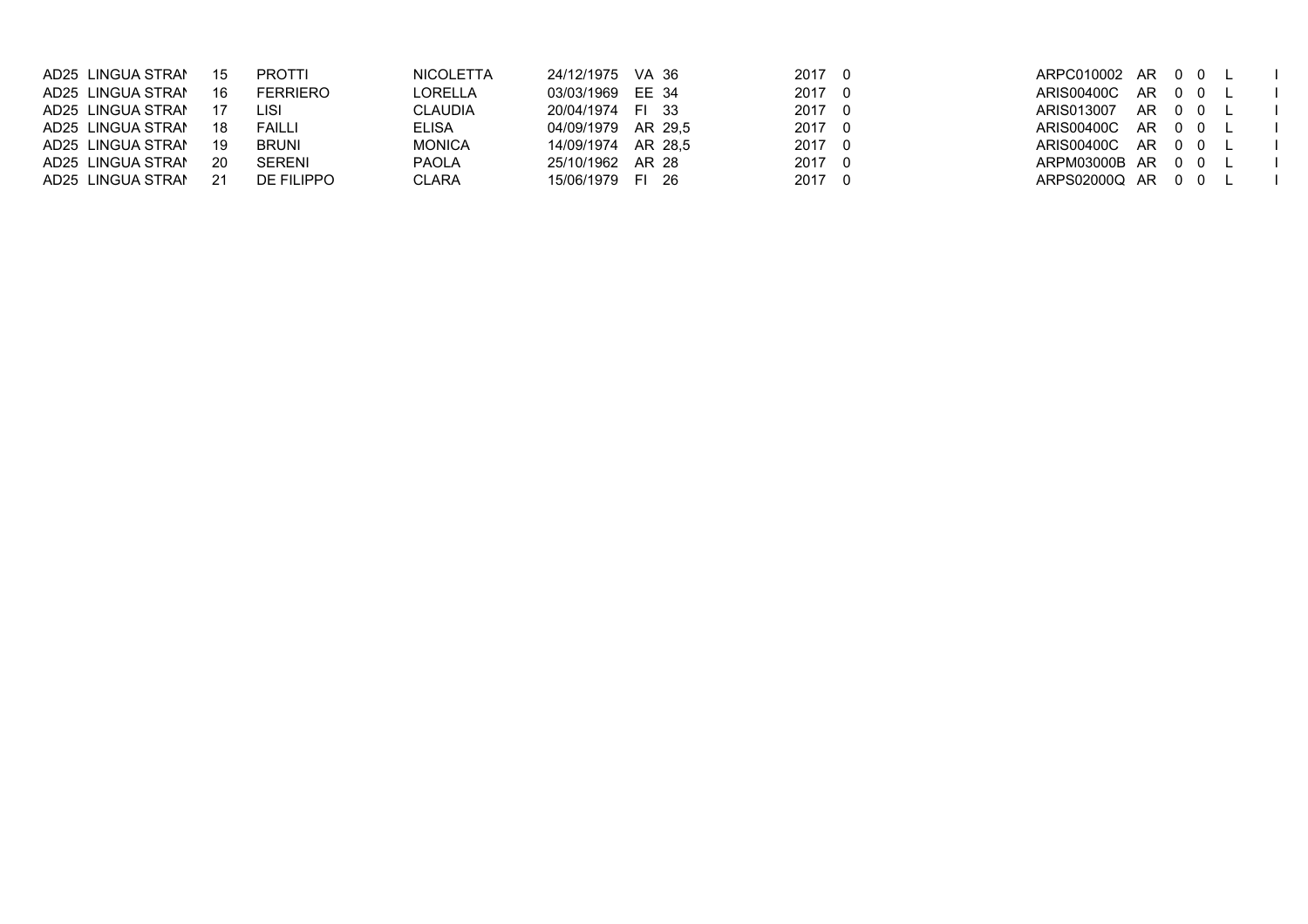| | | | | | | | | | | | | | | | | |
|---|---|---|---|---|---|---|---|---|---|---|---|---|---|---|---|---|
| AD25 | LINGUA STRAN | 15 | PROTTI | NICOLETTA | 24/12/1975 | VA | 36 | 2017 | 0 | ARPC010002 | AR | 0 | 0 | L | | I |
| AD25 | LINGUA STRAN | 16 | FERRIERO | LORELLA | 03/03/1969 | EE | 34 | 2017 | 0 | ARIS00400C | AR | 0 | 0 | L | | I |
| AD25 | LINGUA STRAN | 17 | LISI | CLAUDIA | 20/04/1974 | FI | 33 | 2017 | 0 | ARIS013007 | AR | 0 | 0 | L | | I |
| AD25 | LINGUA STRAN | 18 | FAILLI | ELISA | 04/09/1979 | AR | 29,5 | 2017 | 0 | ARIS00400C | AR | 0 | 0 | L | | I |
| AD25 | LINGUA STRAN | 19 | BRUNI | MONICA | 14/09/1974 | AR | 28,5 | 2017 | 0 | ARIS00400C | AR | 0 | 0 | L | | I |
| AD25 | LINGUA STRAN | 20 | SERENI | PAOLA | 25/10/1962 | AR | 28 | 2017 | 0 | ARPM03000B | AR | 0 | 0 | L | | I |
| AD25 | LINGUA STRAN | 21 | DE FILIPPO | CLARA | 15/06/1979 | FI | 26 | 2017 | 0 | ARPS02000Q | AR | 0 | 0 | L | | I |